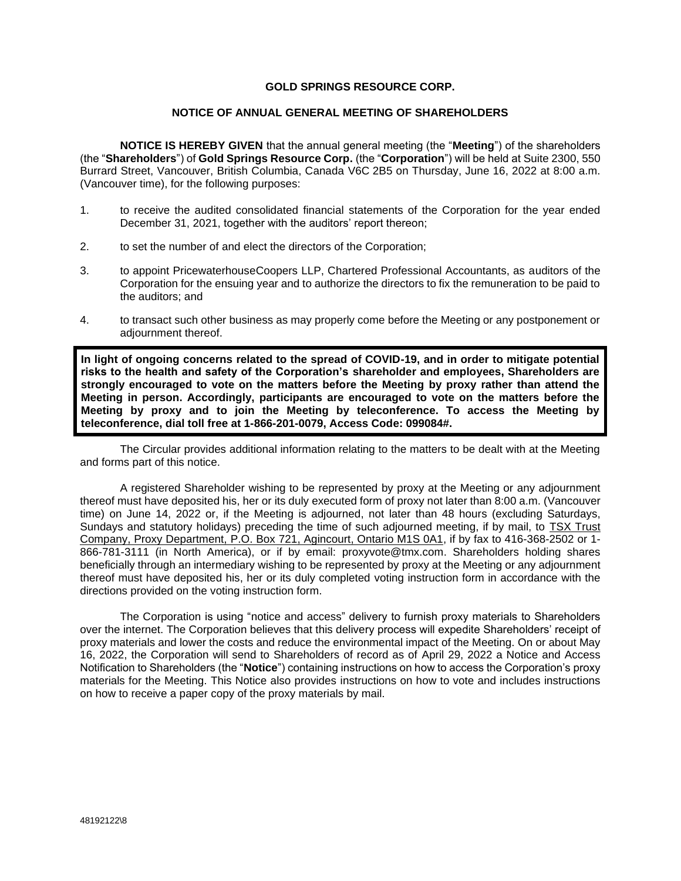# GOLD SPRINGS RESOURCE CORP.

## NOTICE OF ANNUAL GENERAL MEETING OF SHAREHOLDERS

**NOTICE IS HEREBY GIVEN** that the annual general meeting (the "**Meeting**") of the shareholders (the "**Shareholders**") of **Gold Springs Resource Corp.** (the "**Corporation**") will be held at Suite 2300, 550 Burrard Street, Vancouver, British Columbia, Canada V6C 2B5 on Thursday, June 16, 2022 at 8:00 a.m. (Vancouver time), for the following purposes:

1. to receive the audited consolidated financial statements of the Corporation for the year ended December 31, 2021, together with the auditors' report thereon;
2. to set the number of and elect the directors of the Corporation;
3. to appoint PricewaterhouseCoopers LLP, Chartered Professional Accountants, as auditors of the Corporation for the ensuing year and to authorize the directors to fix the remuneration to be paid to the auditors; and
4. to transact such other business as may properly come before the Meeting or any postponement or adjournment thereof.

**In light of ongoing concerns related to the spread of COVID-19, and in order to mitigate potential risks to the health and safety of the Corporation's shareholder and employees, Shareholders are strongly encouraged to vote on the matters before the Meeting by proxy rather than attend the Meeting in person. Accordingly, participants are encouraged to vote on the matters before the Meeting by proxy and to join the Meeting by teleconference. To access the Meeting by teleconference, dial toll free at 1-866-201-0079, Access Code: 099084#.**

The Circular provides additional information relating to the matters to be dealt with at the Meeting and forms part of this notice.

A registered Shareholder wishing to be represented by proxy at the Meeting or any adjournment thereof must have deposited his, her or its duly executed form of proxy not later than 8:00 a.m. (Vancouver time) on June 14, 2022 or, if the Meeting is adjourned, not later than 48 hours (excluding Saturdays, Sundays and statutory holidays) preceding the time of such adjourned meeting, if by mail, to TSX Trust Company, Proxy Department, P.O. Box 721, Agincourt, Ontario M1S 0A1, if by fax to 416-368-2502 or 1-866-781-3111 (in North America), or if by email: proxyvote@tmx.com. Shareholders holding shares beneficially through an intermediary wishing to be represented by proxy at the Meeting or any adjournment thereof must have deposited his, her or its duly completed voting instruction form in accordance with the directions provided on the voting instruction form.

The Corporation is using "notice and access" delivery to furnish proxy materials to Shareholders over the internet. The Corporation believes that this delivery process will expedite Shareholders' receipt of proxy materials and lower the costs and reduce the environmental impact of the Meeting. On or about May 16, 2022, the Corporation will send to Shareholders of record as of April 29, 2022 a Notice and Access Notification to Shareholders (the "**Notice**") containing instructions on how to access the Corporation's proxy materials for the Meeting. This Notice also provides instructions on how to vote and includes instructions on how to receive a paper copy of the proxy materials by mail.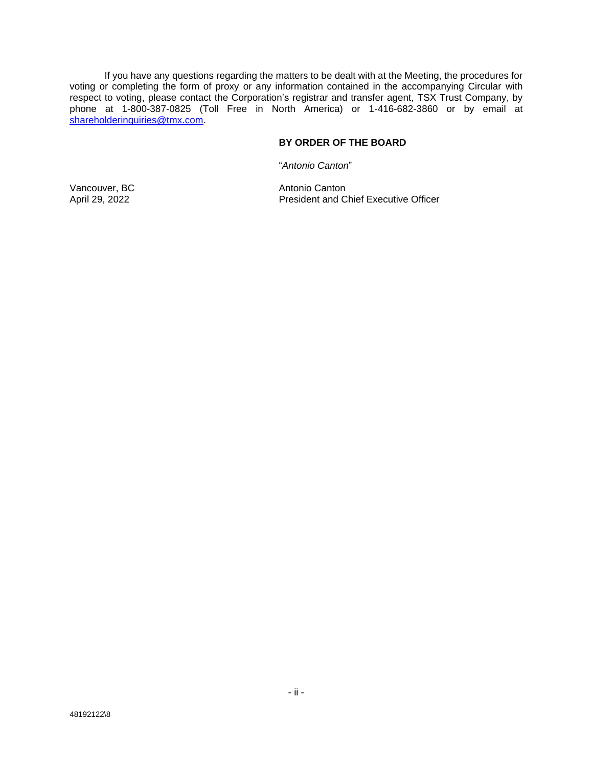If you have any questions regarding the matters to be dealt with at the Meeting, the procedures for voting or completing the form of proxy or any information contained in the accompanying Circular with respect to voting, please contact the Corporation's registrar and transfer agent, TSX Trust Company, by phone at 1-800-387-0825 (Toll Free in North America) or 1-416-682-3860 or by email at shareholderinquiries@tmx.com.

**BY ORDER OF THE BOARD**

"*Antonio Canton*"

Vancouver, BC
April 29, 2022

Antonio Canton
President and Chief Executive Officer

48192122\8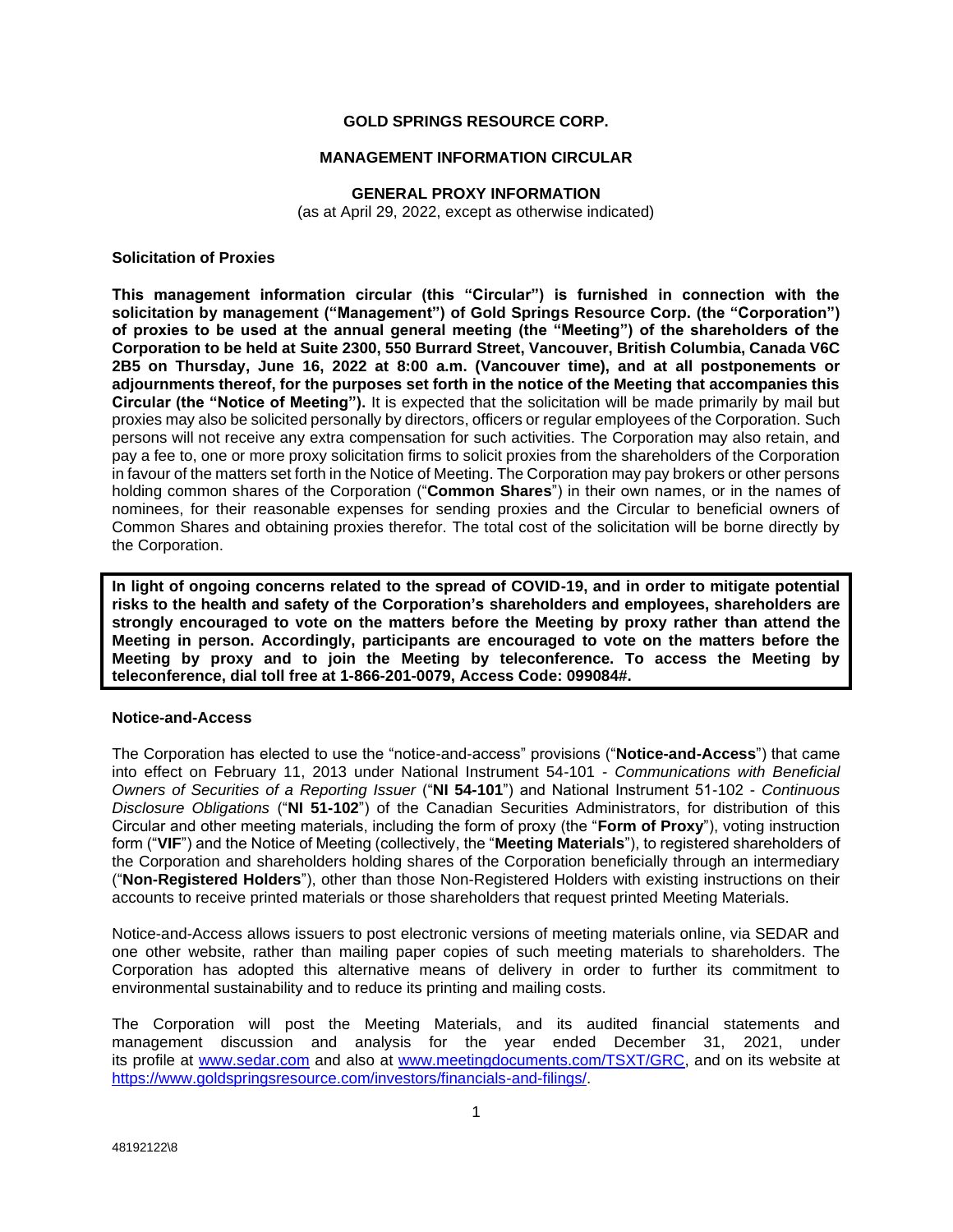**GOLD SPRINGS RESOURCE CORP.**

**MANAGEMENT INFORMATION CIRCULAR**

**GENERAL PROXY INFORMATION**

(as at April 29, 2022, except as otherwise indicated)

**Solicitation of Proxies**

**This management information circular (this "Circular") is furnished in connection with the solicitation by management ("Management") of Gold Springs Resource Corp. (the "Corporation") of proxies to be used at the annual general meeting (the "Meeting") of the shareholders of the Corporation to be held at Suite 2300, 550 Burrard Street, Vancouver, British Columbia, Canada V6C 2B5 on Thursday, June 16, 2022 at 8:00 a.m. (Vancouver time), and at all postponements or adjournments thereof, for the purposes set forth in the notice of the Meeting that accompanies this Circular (the "Notice of Meeting").** It is expected that the solicitation will be made primarily by mail but proxies may also be solicited personally by directors, officers or regular employees of the Corporation. Such persons will not receive any extra compensation for such activities. The Corporation may also retain, and pay a fee to, one or more proxy solicitation firms to solicit proxies from the shareholders of the Corporation in favour of the matters set forth in the Notice of Meeting. The Corporation may pay brokers or other persons holding common shares of the Corporation ("**Common Shares**") in their own names, or in the names of nominees, for their reasonable expenses for sending proxies and the Circular to beneficial owners of Common Shares and obtaining proxies therefor. The total cost of the solicitation will be borne directly by the Corporation.

**In light of ongoing concerns related to the spread of COVID-19, and in order to mitigate potential risks to the health and safety of the Corporation's shareholders and employees, shareholders are strongly encouraged to vote on the matters before the Meeting by proxy rather than attend the Meeting in person. Accordingly, participants are encouraged to vote on the matters before the Meeting by proxy and to join the Meeting by teleconference. To access the Meeting by teleconference, dial toll free at 1-866-201-0079, Access Code: 099084#.**

**Notice-and-Access**

The Corporation has elected to use the "notice-and-access" provisions ("**Notice-and-Access**") that came into effect on February 11, 2013 under National Instrument 54-101 - *Communications with Beneficial Owners of Securities of a Reporting Issuer* ("**NI 54-101**") and National Instrument 51-102 - *Continuous Disclosure Obligations* ("**NI 51-102**") of the Canadian Securities Administrators, for distribution of this Circular and other meeting materials, including the form of proxy (the "**Form of Proxy**"), voting instruction form ("**VIF**") and the Notice of Meeting (collectively, the "**Meeting Materials**"), to registered shareholders of the Corporation and shareholders holding shares of the Corporation beneficially through an intermediary ("**Non-Registered Holders**"), other than those Non-Registered Holders with existing instructions on their accounts to receive printed materials or those shareholders that request printed Meeting Materials.

Notice-and-Access allows issuers to post electronic versions of meeting materials online, via SEDAR and one other website, rather than mailing paper copies of such meeting materials to shareholders. The Corporation has adopted this alternative means of delivery in order to further its commitment to environmental sustainability and to reduce its printing and mailing costs.

The Corporation will post the Meeting Materials, and its audited financial statements and management discussion and analysis for the year ended December 31, 2021, under its profile at www.sedar.com and also at www.meetingdocuments.com/TSXT/GRC, and on its website at https://www.goldspringsresource.com/investors/financials-and-filings/.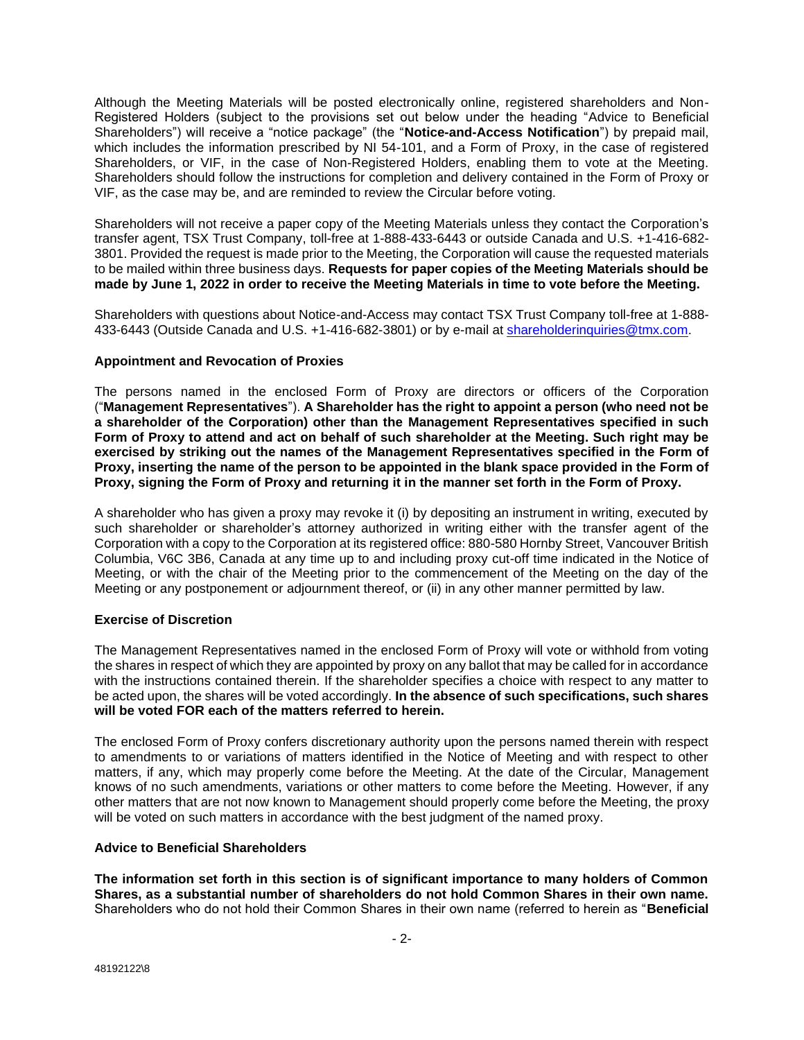Although the Meeting Materials will be posted electronically online, registered shareholders and Non-Registered Holders (subject to the provisions set out below under the heading "Advice to Beneficial Shareholders") will receive a "notice package" (the "**Notice-and-Access Notification**") by prepaid mail, which includes the information prescribed by NI 54-101, and a Form of Proxy, in the case of registered Shareholders, or VIF, in the case of Non-Registered Holders, enabling them to vote at the Meeting. Shareholders should follow the instructions for completion and delivery contained in the Form of Proxy or VIF, as the case may be, and are reminded to review the Circular before voting.

Shareholders will not receive a paper copy of the Meeting Materials unless they contact the Corporation's transfer agent, TSX Trust Company, toll-free at 1-888-433-6443 or outside Canada and U.S. +1-416-682-3801. Provided the request is made prior to the Meeting, the Corporation will cause the requested materials to be mailed within three business days. **Requests for paper copies of the Meeting Materials should be made by June 1, 2022 in order to receive the Meeting Materials in time to vote before the Meeting.**

Shareholders with questions about Notice-and-Access may contact TSX Trust Company toll-free at 1-888-433-6443 (Outside Canada and U.S. +1-416-682-3801) or by e-mail at shareholderinquiries@tmx.com.

### Appointment and Revocation of Proxies

The persons named in the enclosed Form of Proxy are directors or officers of the Corporation ("**Management Representatives**"). **A Shareholder has the right to appoint a person (who need not be a shareholder of the Corporation) other than the Management Representatives specified in such Form of Proxy to attend and act on behalf of such shareholder at the Meeting. Such right may be exercised by striking out the names of the Management Representatives specified in the Form of Proxy, inserting the name of the person to be appointed in the blank space provided in the Form of Proxy, signing the Form of Proxy and returning it in the manner set forth in the Form of Proxy.**

A shareholder who has given a proxy may revoke it (i) by depositing an instrument in writing, executed by such shareholder or shareholder's attorney authorized in writing either with the transfer agent of the Corporation with a copy to the Corporation at its registered office: 880-580 Hornby Street, Vancouver British Columbia, V6C 3B6, Canada at any time up to and including proxy cut-off time indicated in the Notice of Meeting, or with the chair of the Meeting prior to the commencement of the Meeting on the day of the Meeting or any postponement or adjournment thereof, or (ii) in any other manner permitted by law.

### Exercise of Discretion

The Management Representatives named in the enclosed Form of Proxy will vote or withhold from voting the shares in respect of which they are appointed by proxy on any ballot that may be called for in accordance with the instructions contained therein. If the shareholder specifies a choice with respect to any matter to be acted upon, the shares will be voted accordingly. **In the absence of such specifications, such shares will be voted FOR each of the matters referred to herein.**

The enclosed Form of Proxy confers discretionary authority upon the persons named therein with respect to amendments to or variations of matters identified in the Notice of Meeting and with respect to other matters, if any, which may properly come before the Meeting. At the date of the Circular, Management knows of no such amendments, variations or other matters to come before the Meeting. However, if any other matters that are not now known to Management should properly come before the Meeting, the proxy will be voted on such matters in accordance with the best judgment of the named proxy.

### Advice to Beneficial Shareholders

**The information set forth in this section is of significant importance to many holders of Common Shares, as a substantial number of shareholders do not hold Common Shares in their own name.** Shareholders who do not hold their Common Shares in their own name (referred to herein as "**Beneficial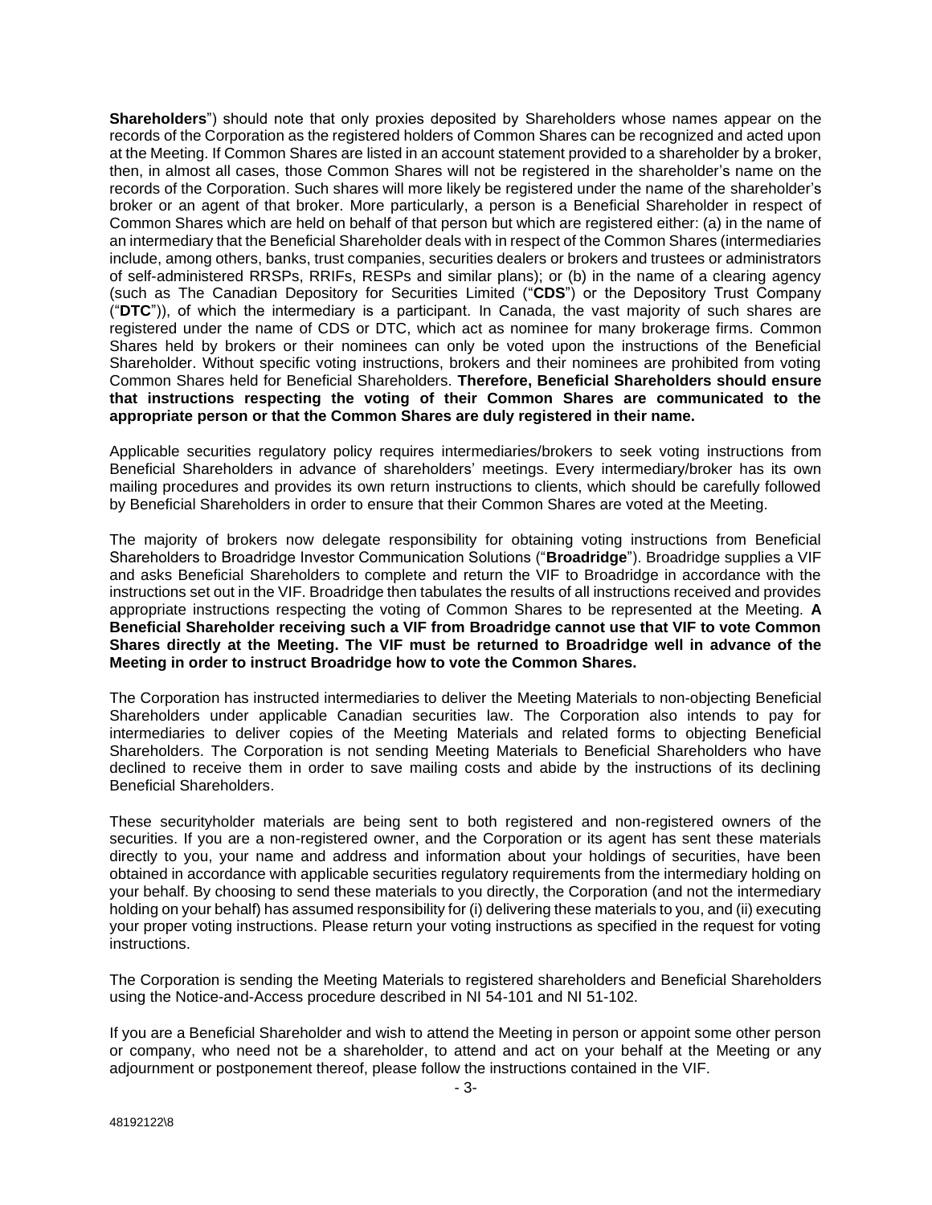**Shareholders**") should note that only proxies deposited by Shareholders whose names appear on the records of the Corporation as the registered holders of Common Shares can be recognized and acted upon at the Meeting. If Common Shares are listed in an account statement provided to a shareholder by a broker, then, in almost all cases, those Common Shares will not be registered in the shareholder's name on the records of the Corporation. Such shares will more likely be registered under the name of the shareholder's broker or an agent of that broker. More particularly, a person is a Beneficial Shareholder in respect of Common Shares which are held on behalf of that person but which are registered either: (a) in the name of an intermediary that the Beneficial Shareholder deals with in respect of the Common Shares (intermediaries include, among others, banks, trust companies, securities dealers or brokers and trustees or administrators of self-administered RRSPs, RRIFs, RESPs and similar plans); or (b) in the name of a clearing agency (such as The Canadian Depository for Securities Limited ("**CDS**") or the Depository Trust Company ("**DTC**")), of which the intermediary is a participant. In Canada, the vast majority of such shares are registered under the name of CDS or DTC, which act as nominee for many brokerage firms. Common Shares held by brokers or their nominees can only be voted upon the instructions of the Beneficial Shareholder. Without specific voting instructions, brokers and their nominees are prohibited from voting Common Shares held for Beneficial Shareholders. **Therefore, Beneficial Shareholders should ensure that instructions respecting the voting of their Common Shares are communicated to the appropriate person or that the Common Shares are duly registered in their name.**

Applicable securities regulatory policy requires intermediaries/brokers to seek voting instructions from Beneficial Shareholders in advance of shareholders' meetings. Every intermediary/broker has its own mailing procedures and provides its own return instructions to clients, which should be carefully followed by Beneficial Shareholders in order to ensure that their Common Shares are voted at the Meeting.

The majority of brokers now delegate responsibility for obtaining voting instructions from Beneficial Shareholders to Broadridge Investor Communication Solutions ("**Broadridge**"). Broadridge supplies a VIF and asks Beneficial Shareholders to complete and return the VIF to Broadridge in accordance with the instructions set out in the VIF. Broadridge then tabulates the results of all instructions received and provides appropriate instructions respecting the voting of Common Shares to be represented at the Meeting. **A Beneficial Shareholder receiving such a VIF from Broadridge cannot use that VIF to vote Common Shares directly at the Meeting. The VIF must be returned to Broadridge well in advance of the Meeting in order to instruct Broadridge how to vote the Common Shares.**

The Corporation has instructed intermediaries to deliver the Meeting Materials to non-objecting Beneficial Shareholders under applicable Canadian securities law. The Corporation also intends to pay for intermediaries to deliver copies of the Meeting Materials and related forms to objecting Beneficial Shareholders. The Corporation is not sending Meeting Materials to Beneficial Shareholders who have declined to receive them in order to save mailing costs and abide by the instructions of its declining Beneficial Shareholders.

These securityholder materials are being sent to both registered and non-registered owners of the securities. If you are a non-registered owner, and the Corporation or its agent has sent these materials directly to you, your name and address and information about your holdings of securities, have been obtained in accordance with applicable securities regulatory requirements from the intermediary holding on your behalf. By choosing to send these materials to you directly, the Corporation (and not the intermediary holding on your behalf) has assumed responsibility for (i) delivering these materials to you, and (ii) executing your proper voting instructions. Please return your voting instructions as specified in the request for voting instructions.

The Corporation is sending the Meeting Materials to registered shareholders and Beneficial Shareholders using the Notice-and-Access procedure described in NI 54-101 and NI 51-102.

If you are a Beneficial Shareholder and wish to attend the Meeting in person or appoint some other person or company, who need not be a shareholder, to attend and act on your behalf at the Meeting or any adjournment or postponement thereof, please follow the instructions contained in the VIF.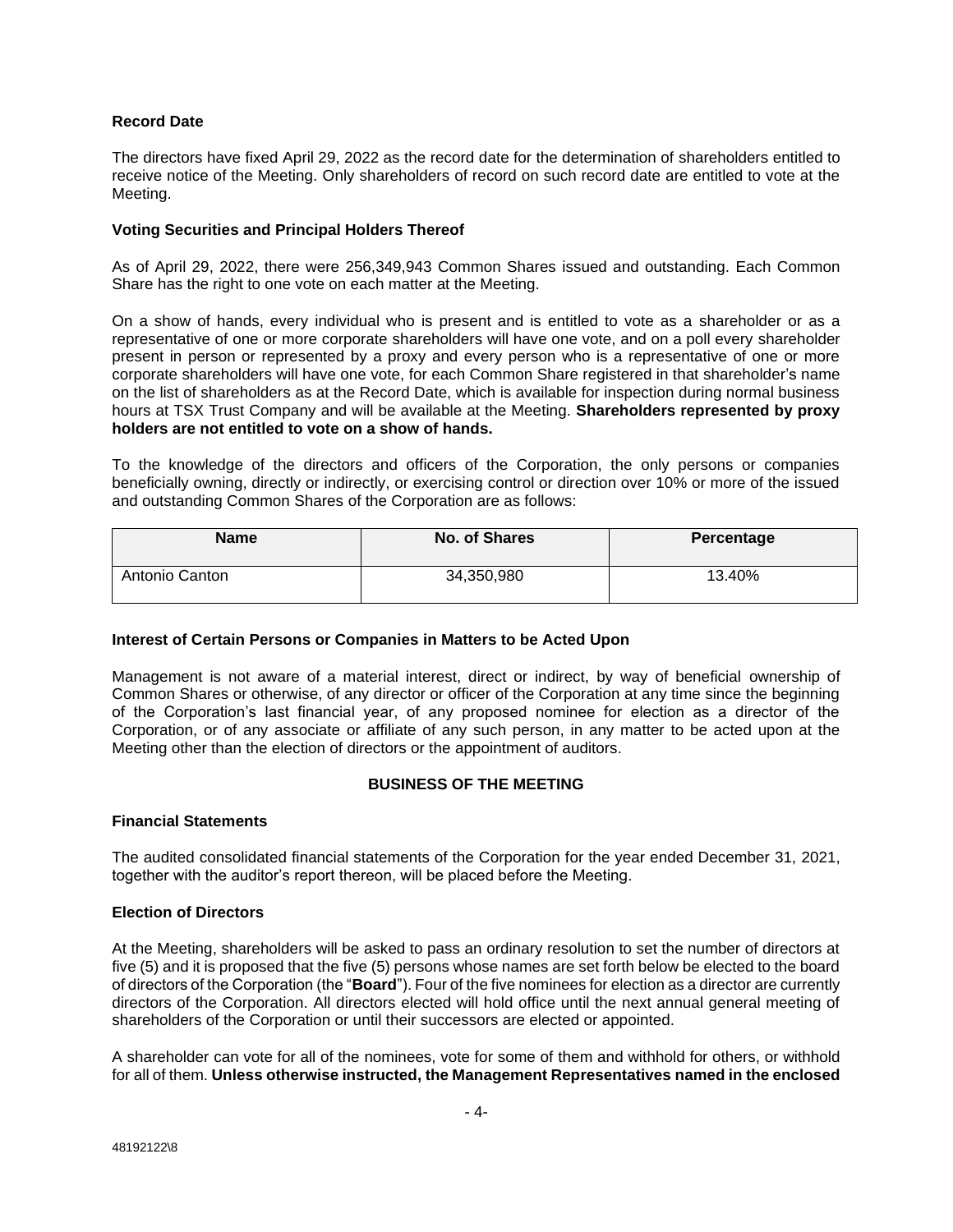### Record Date

The directors have fixed April 29, 2022 as the record date for the determination of shareholders entitled to receive notice of the Meeting. Only shareholders of record on such record date are entitled to vote at the Meeting.

### Voting Securities and Principal Holders Thereof

As of April 29, 2022, there were 256,349,943 Common Shares issued and outstanding. Each Common Share has the right to one vote on each matter at the Meeting.

On a show of hands, every individual who is present and is entitled to vote as a shareholder or as a representative of one or more corporate shareholders will have one vote, and on a poll every shareholder present in person or represented by a proxy and every person who is a representative of one or more corporate shareholders will have one vote, for each Common Share registered in that shareholder's name on the list of shareholders as at the Record Date, which is available for inspection during normal business hours at TSX Trust Company and will be available at the Meeting. **Shareholders represented by proxy holders are not entitled to vote on a show of hands.**

To the knowledge of the directors and officers of the Corporation, the only persons or companies beneficially owning, directly or indirectly, or exercising control or direction over 10% or more of the issued and outstanding Common Shares of the Corporation are as follows:

| Name | No. of Shares | Percentage |
|---|---|---|
| Antonio Canton | 34,350,980 | 13.40% |

### Interest of Certain Persons or Companies in Matters to be Acted Upon

Management is not aware of a material interest, direct or indirect, by way of beneficial ownership of Common Shares or otherwise, of any director or officer of the Corporation at any time since the beginning of the Corporation's last financial year, of any proposed nominee for election as a director of the Corporation, or of any associate or affiliate of any such person, in any matter to be acted upon at the Meeting other than the election of directors or the appointment of auditors.

## BUSINESS OF THE MEETING

### Financial Statements

The audited consolidated financial statements of the Corporation for the year ended December 31, 2021, together with the auditor's report thereon, will be placed before the Meeting.

### Election of Directors

At the Meeting, shareholders will be asked to pass an ordinary resolution to set the number of directors at five (5) and it is proposed that the five (5) persons whose names are set forth below be elected to the board of directors of the Corporation (the "**Board**"). Four of the five nominees for election as a director are currently directors of the Corporation. All directors elected will hold office until the next annual general meeting of shareholders of the Corporation or until their successors are elected or appointed.

A shareholder can vote for all of the nominees, vote for some of them and withhold for others, or withhold for all of them. **Unless otherwise instructed, the Management Representatives named in the enclosed**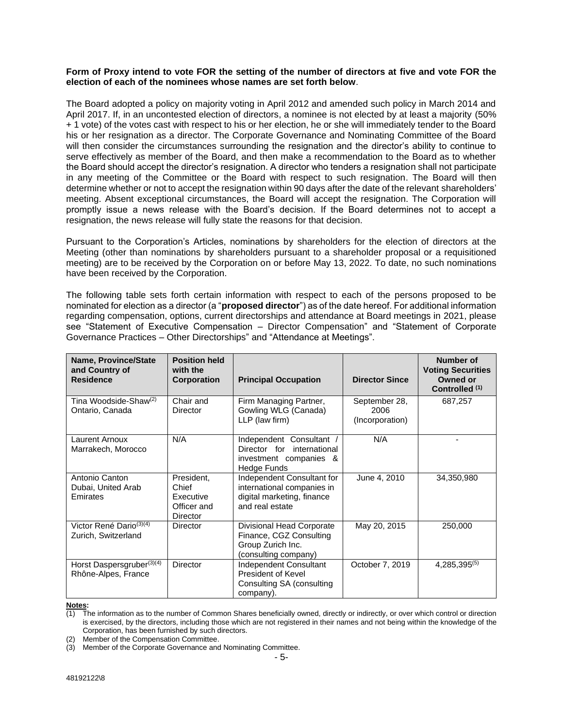**Form of Proxy intend to vote FOR the setting of the number of directors at five and vote FOR the election of each of the nominees whose names are set forth below**.

The Board adopted a policy on majority voting in April 2012 and amended such policy in March 2014 and April 2017. If, in an uncontested election of directors, a nominee is not elected by at least a majority (50% + 1 vote) of the votes cast with respect to his or her election, he or she will immediately tender to the Board his or her resignation as a director. The Corporate Governance and Nominating Committee of the Board will then consider the circumstances surrounding the resignation and the director's ability to continue to serve effectively as member of the Board, and then make a recommendation to the Board as to whether the Board should accept the director's resignation. A director who tenders a resignation shall not participate in any meeting of the Committee or the Board with respect to such resignation. The Board will then determine whether or not to accept the resignation within 90 days after the date of the relevant shareholders' meeting. Absent exceptional circumstances, the Board will accept the resignation. The Corporation will promptly issue a news release with the Board's decision. If the Board determines not to accept a resignation, the news release will fully state the reasons for that decision.

Pursuant to the Corporation's Articles, nominations by shareholders for the election of directors at the Meeting (other than nominations by shareholders pursuant to a shareholder proposal or a requisitioned meeting) are to be received by the Corporation on or before May 13, 2022. To date, no such nominations have been received by the Corporation.

The following table sets forth certain information with respect to each of the persons proposed to be nominated for election as a director (a "**proposed director**") as of the date hereof. For additional information regarding compensation, options, current directorships and attendance at Board meetings in 2021, please see "Statement of Executive Compensation – Director Compensation" and "Statement of Corporate Governance Practices – Other Directorships" and "Attendance at Meetings".

| Name, Province/State and Country of Residence | Position held with the Corporation | Principal Occupation | Director Since | Number of Voting Securities Owned or Controlled (1) |
|---|---|---|---|---|
| Tina Woodside-Shaw(2) Ontario, Canada | Chair and Director | Firm Managing Partner, Gowling WLG (Canada) LLP (law firm) | September 28, 2006 (Incorporation) | 687,257 |
| Laurent Arnoux Marrakech, Morocco | N/A | Independent Consultant / Director for international investment companies & Hedge Funds | N/A | - |
| Antonio Canton Dubai, United Arab Emirates | President, Chief Executive Officer and Director | Independent Consultant for international companies in digital marketing, finance and real estate | June 4, 2010 | 34,350,980 |
| Victor René Dario(3)(4) Zurich, Switzerland | Director | Divisional Head Corporate Finance, CGZ Consulting Group Zurich Inc. (consulting company) | May 20, 2015 | 250,000 |
| Horst Daspersgruber(3)(4) Rhône-Alpes, France | Director | Independent Consultant President of Kevel Consulting SA (consulting company). | October 7, 2019 | 4,285,395(5) |

**Notes:**

(1) The information as to the number of Common Shares beneficially owned, directly or indirectly, or over which control or direction is exercised, by the directors, including those which are not registered in their names and not being within the knowledge of the Corporation, has been furnished by such directors.

(2) Member of the Compensation Committee.

(3) Member of the Corporate Governance and Nominating Committee.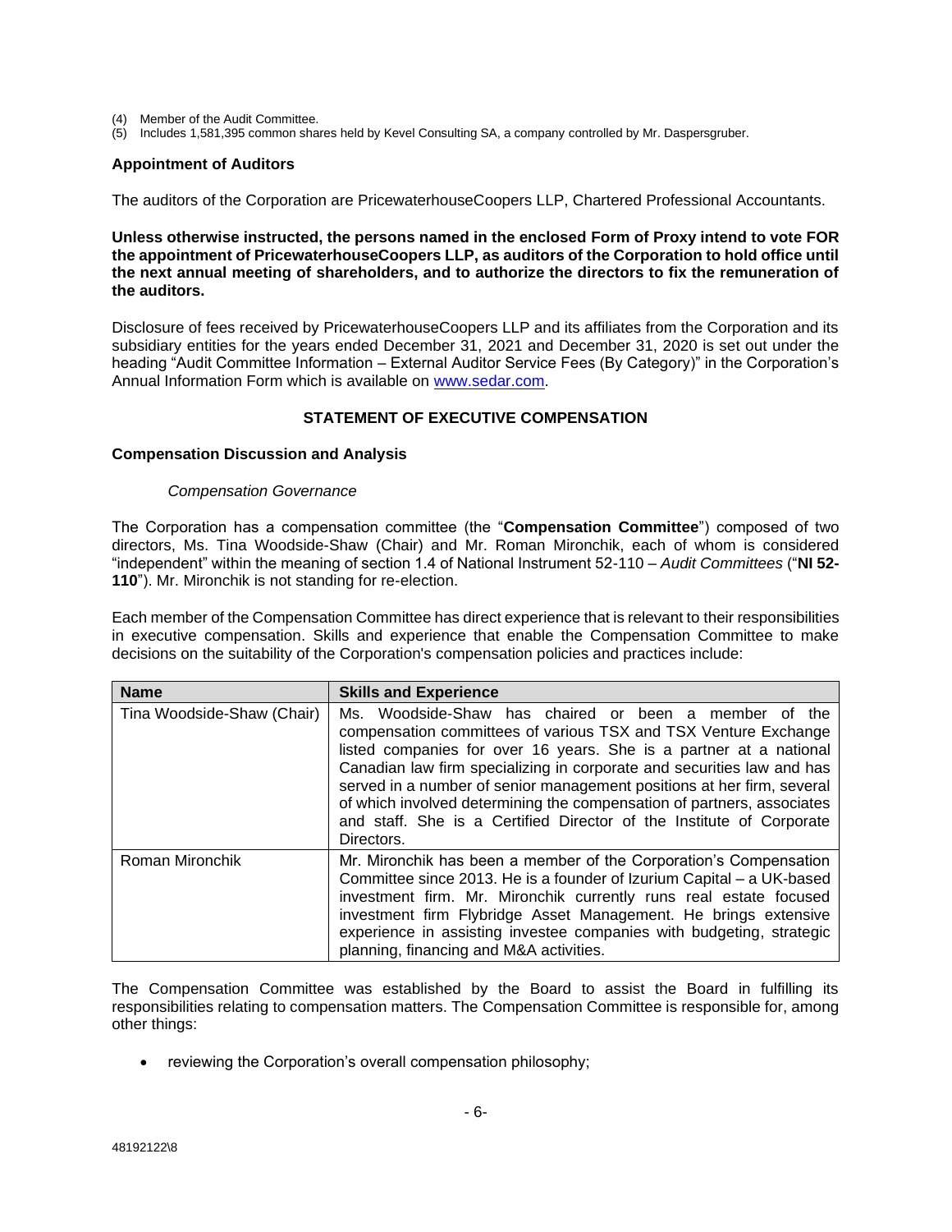(4) Member of the Audit Committee.
(5) Includes 1,581,395 common shares held by Kevel Consulting SA, a company controlled by Mr. Daspersgruber.

**Appointment of Auditors**

The auditors of the Corporation are PricewaterhouseCoopers LLP, Chartered Professional Accountants.

**Unless otherwise instructed, the persons named in the enclosed Form of Proxy intend to vote FOR the appointment of PricewaterhouseCoopers LLP, as auditors of the Corporation to hold office until the next annual meeting of shareholders, and to authorize the directors to fix the remuneration of the auditors.**

Disclosure of fees received by PricewaterhouseCoopers LLP and its affiliates from the Corporation and its subsidiary entities for the years ended December 31, 2021 and December 31, 2020 is set out under the heading "Audit Committee Information – External Auditor Service Fees (By Category)" in the Corporation's Annual Information Form which is available on www.sedar.com.

## STATEMENT OF EXECUTIVE COMPENSATION

### Compensation Discussion and Analysis

*Compensation Governance*

The Corporation has a compensation committee (the "**Compensation Committee**") composed of two directors, Ms. Tina Woodside-Shaw (Chair) and Mr. Roman Mironchik, each of whom is considered "independent" within the meaning of section 1.4 of National Instrument 52-110 – *Audit Committees* ("**NI 52-110**"). Mr. Mironchik is not standing for re-election.

Each member of the Compensation Committee has direct experience that is relevant to their responsibilities in executive compensation. Skills and experience that enable the Compensation Committee to make decisions on the suitability of the Corporation's compensation policies and practices include:

| Name | Skills and Experience |
|---|---|
| Tina Woodside-Shaw (Chair) | Ms. Woodside-Shaw has chaired or been a member of the compensation committees of various TSX and TSX Venture Exchange listed companies for over 16 years. She is a partner at a national Canadian law firm specializing in corporate and securities law and has served in a number of senior management positions at her firm, several of which involved determining the compensation of partners, associates and staff. She is a Certified Director of the Institute of Corporate Directors. |
| Roman Mironchik | Mr. Mironchik has been a member of the Corporation's Compensation Committee since 2013. He is a founder of Izurium Capital – a UK-based investment firm. Mr. Mironchik currently runs real estate focused investment firm Flybridge Asset Management. He brings extensive experience in assisting investee companies with budgeting, strategic planning, financing and M&A activities. |

The Compensation Committee was established by the Board to assist the Board in fulfilling its responsibilities relating to compensation matters. The Compensation Committee is responsible for, among other things:

- reviewing the Corporation's overall compensation philosophy;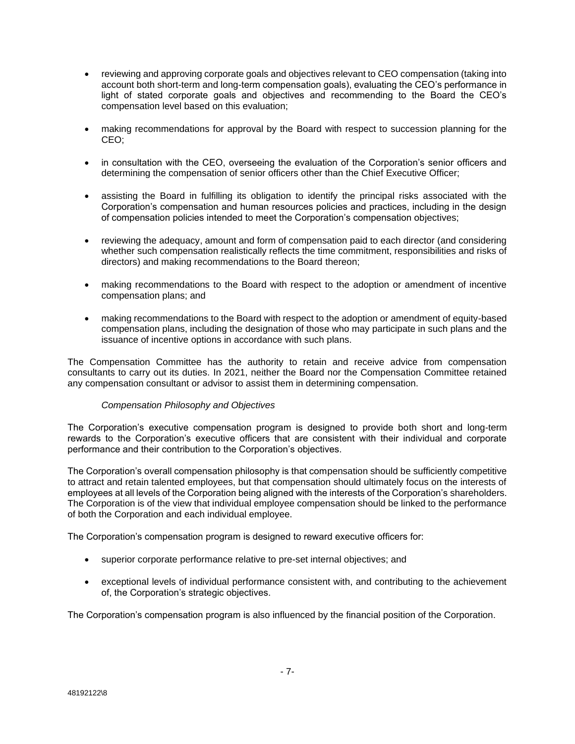- reviewing and approving corporate goals and objectives relevant to CEO compensation (taking into account both short-term and long-term compensation goals), evaluating the CEO's performance in light of stated corporate goals and objectives and recommending to the Board the CEO's compensation level based on this evaluation;

- making recommendations for approval by the Board with respect to succession planning for the CEO;

- in consultation with the CEO, overseeing the evaluation of the Corporation's senior officers and determining the compensation of senior officers other than the Chief Executive Officer;

- assisting the Board in fulfilling its obligation to identify the principal risks associated with the Corporation's compensation and human resources policies and practices, including in the design of compensation policies intended to meet the Corporation's compensation objectives;

- reviewing the adequacy, amount and form of compensation paid to each director (and considering whether such compensation realistically reflects the time commitment, responsibilities and risks of directors) and making recommendations to the Board thereon;

- making recommendations to the Board with respect to the adoption or amendment of incentive compensation plans; and

- making recommendations to the Board with respect to the adoption or amendment of equity-based compensation plans, including the designation of those who may participate in such plans and the issuance of incentive options in accordance with such plans.

The Compensation Committee has the authority to retain and receive advice from compensation consultants to carry out its duties. In 2021, neither the Board nor the Compensation Committee retained any compensation consultant or advisor to assist them in determining compensation.

*Compensation Philosophy and Objectives*

The Corporation's executive compensation program is designed to provide both short and long-term rewards to the Corporation's executive officers that are consistent with their individual and corporate performance and their contribution to the Corporation's objectives.

The Corporation's overall compensation philosophy is that compensation should be sufficiently competitive to attract and retain talented employees, but that compensation should ultimately focus on the interests of employees at all levels of the Corporation being aligned with the interests of the Corporation's shareholders. The Corporation is of the view that individual employee compensation should be linked to the performance of both the Corporation and each individual employee.

The Corporation's compensation program is designed to reward executive officers for:

- superior corporate performance relative to pre-set internal objectives; and

- exceptional levels of individual performance consistent with, and contributing to the achievement of, the Corporation's strategic objectives.

The Corporation's compensation program is also influenced by the financial position of the Corporation.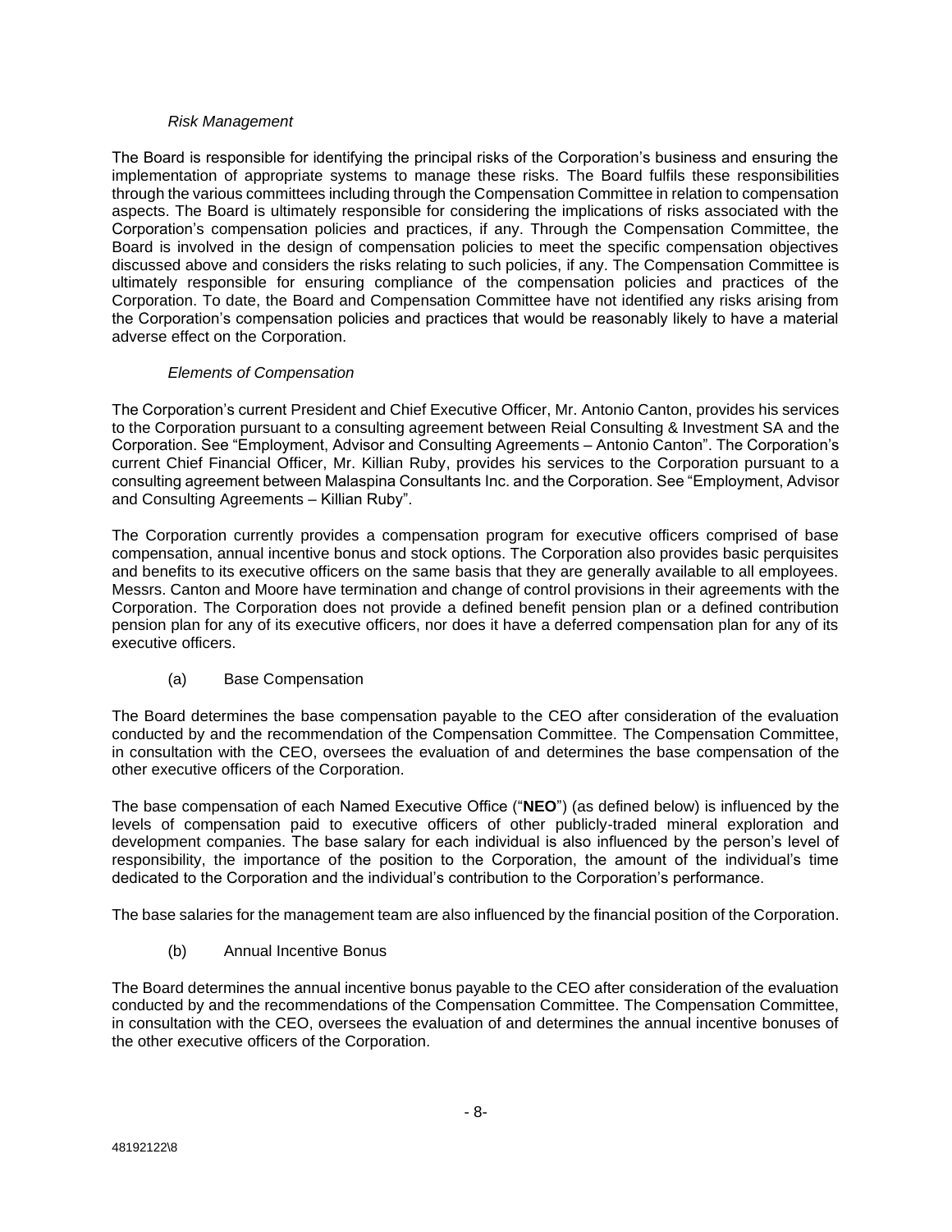*Risk Management*

The Board is responsible for identifying the principal risks of the Corporation's business and ensuring the implementation of appropriate systems to manage these risks. The Board fulfils these responsibilities through the various committees including through the Compensation Committee in relation to compensation aspects. The Board is ultimately responsible for considering the implications of risks associated with the Corporation's compensation policies and practices, if any. Through the Compensation Committee, the Board is involved in the design of compensation policies to meet the specific compensation objectives discussed above and considers the risks relating to such policies, if any. The Compensation Committee is ultimately responsible for ensuring compliance of the compensation policies and practices of the Corporation. To date, the Board and Compensation Committee have not identified any risks arising from the Corporation's compensation policies and practices that would be reasonably likely to have a material adverse effect on the Corporation.

*Elements of Compensation*

The Corporation's current President and Chief Executive Officer, Mr. Antonio Canton, provides his services to the Corporation pursuant to a consulting agreement between Reial Consulting & Investment SA and the Corporation. See "Employment, Advisor and Consulting Agreements – Antonio Canton". The Corporation's current Chief Financial Officer, Mr. Killian Ruby, provides his services to the Corporation pursuant to a consulting agreement between Malaspina Consultants Inc. and the Corporation. See "Employment, Advisor and Consulting Agreements – Killian Ruby".

The Corporation currently provides a compensation program for executive officers comprised of base compensation, annual incentive bonus and stock options. The Corporation also provides basic perquisites and benefits to its executive officers on the same basis that they are generally available to all employees. Messrs. Canton and Moore have termination and change of control provisions in their agreements with the Corporation. The Corporation does not provide a defined benefit pension plan or a defined contribution pension plan for any of its executive officers, nor does it have a deferred compensation plan for any of its executive officers.

(a) Base Compensation

The Board determines the base compensation payable to the CEO after consideration of the evaluation conducted by and the recommendation of the Compensation Committee. The Compensation Committee, in consultation with the CEO, oversees the evaluation of and determines the base compensation of the other executive officers of the Corporation.

The base compensation of each Named Executive Office ("**NEO**") (as defined below) is influenced by the levels of compensation paid to executive officers of other publicly-traded mineral exploration and development companies. The base salary for each individual is also influenced by the person's level of responsibility, the importance of the position to the Corporation, the amount of the individual's time dedicated to the Corporation and the individual's contribution to the Corporation's performance.

The base salaries for the management team are also influenced by the financial position of the Corporation.

(b) Annual Incentive Bonus

The Board determines the annual incentive bonus payable to the CEO after consideration of the evaluation conducted by and the recommendations of the Compensation Committee. The Compensation Committee, in consultation with the CEO, oversees the evaluation of and determines the annual incentive bonuses of the other executive officers of the Corporation.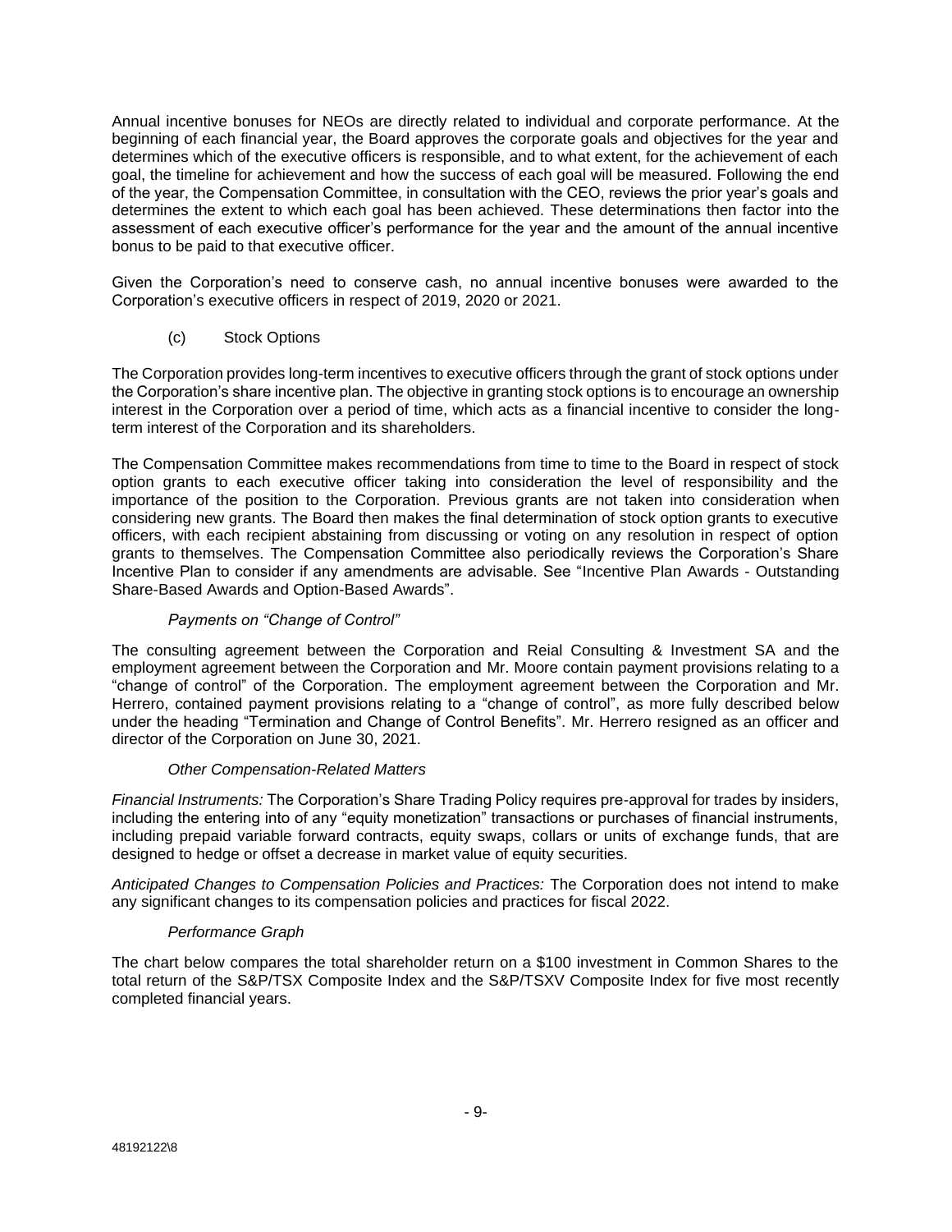Annual incentive bonuses for NEOs are directly related to individual and corporate performance. At the beginning of each financial year, the Board approves the corporate goals and objectives for the year and determines which of the executive officers is responsible, and to what extent, for the achievement of each goal, the timeline for achievement and how the success of each goal will be measured. Following the end of the year, the Compensation Committee, in consultation with the CEO, reviews the prior year's goals and determines the extent to which each goal has been achieved. These determinations then factor into the assessment of each executive officer's performance for the year and the amount of the annual incentive bonus to be paid to that executive officer.

Given the Corporation's need to conserve cash, no annual incentive bonuses were awarded to the Corporation's executive officers in respect of 2019, 2020 or 2021.

(c) Stock Options

The Corporation provides long-term incentives to executive officers through the grant of stock options under the Corporation's share incentive plan. The objective in granting stock options is to encourage an ownership interest in the Corporation over a period of time, which acts as a financial incentive to consider the long-term interest of the Corporation and its shareholders.

The Compensation Committee makes recommendations from time to time to the Board in respect of stock option grants to each executive officer taking into consideration the level of responsibility and the importance of the position to the Corporation. Previous grants are not taken into consideration when considering new grants. The Board then makes the final determination of stock option grants to executive officers, with each recipient abstaining from discussing or voting on any resolution in respect of option grants to themselves. The Compensation Committee also periodically reviews the Corporation's Share Incentive Plan to consider if any amendments are advisable. See "Incentive Plan Awards - Outstanding Share-Based Awards and Option-Based Awards".

*Payments on "Change of Control"*

The consulting agreement between the Corporation and Reial Consulting & Investment SA and the employment agreement between the Corporation and Mr. Moore contain payment provisions relating to a "change of control" of the Corporation. The employment agreement between the Corporation and Mr. Herrero, contained payment provisions relating to a "change of control", as more fully described below under the heading "Termination and Change of Control Benefits". Mr. Herrero resigned as an officer and director of the Corporation on June 30, 2021.

*Other Compensation-Related Matters*

*Financial Instruments:* The Corporation's Share Trading Policy requires pre-approval for trades by insiders, including the entering into of any "equity monetization" transactions or purchases of financial instruments, including prepaid variable forward contracts, equity swaps, collars or units of exchange funds, that are designed to hedge or offset a decrease in market value of equity securities.

*Anticipated Changes to Compensation Policies and Practices:* The Corporation does not intend to make any significant changes to its compensation policies and practices for fiscal 2022.

*Performance Graph*

The chart below compares the total shareholder return on a $100 investment in Common Shares to the total return of the S&P/TSX Composite Index and the S&P/TSXV Composite Index for five most recently completed financial years.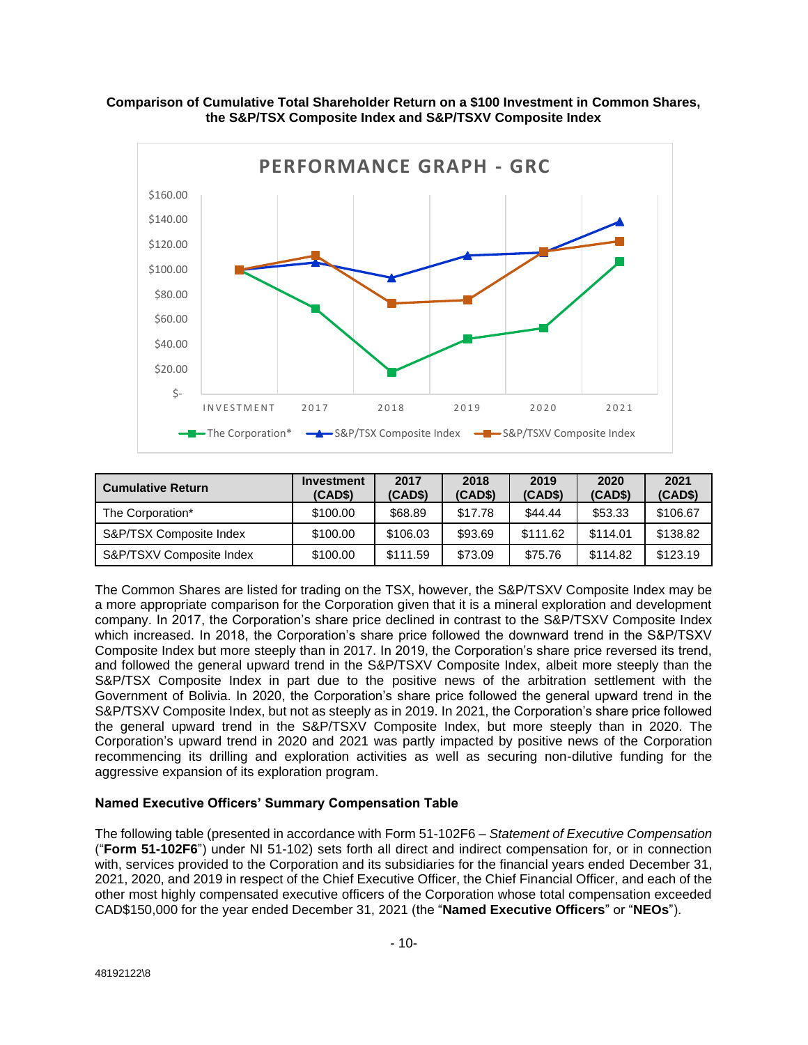**Comparison of Cumulative Total Shareholder Return on a $100 Investment in Common Shares, the S&P/TSX Composite Index and S&P/TSXV Composite Index**

PERFORMANCE GRAPH - GRC

$160.00
$140.00
$120.00
$100.00
$80.00
$60.00
$40.00
$20.00
$-

INVESTMENT 2017 2018 2019 2020 2021

The Corporation* S&P/TSX Composite Index S&P/TSXV Composite Index

| Cumulative Return | Investment (CAD$) | 2017 (CAD$) | 2018 (CAD$) | 2019 (CAD$) | 2020 (CAD$) | 2021 (CAD$) |
|---|---|---|---|---|---|---|
| The Corporation* | $100.00 | $68.89 | $17.78 | $44.44 | $53.33 | $106.67 |
| S&P/TSX Composite Index | $100.00 | $106.03 | $93.69 | $111.62 | $114.01 | $138.82 |
| S&P/TSXV Composite Index | $100.00 | $111.59 | $73.09 | $75.76 | $114.82 | $123.19 |

The Common Shares are listed for trading on the TSX, however, the S&P/TSXV Composite Index may be a more appropriate comparison for the Corporation given that it is a mineral exploration and development company. In 2017, the Corporation's share price declined in contrast to the S&P/TSXV Composite Index which increased. In 2018, the Corporation's share price followed the downward trend in the S&P/TSXV Composite Index but more steeply than in 2017. In 2019, the Corporation's share price reversed its trend, and followed the general upward trend in the S&P/TSXV Composite Index, albeit more steeply than the S&P/TSX Composite Index in part due to the positive news of the arbitration settlement with the Government of Bolivia. In 2020, the Corporation's share price followed the general upward trend in the S&P/TSXV Composite Index, but not as steeply as in 2019. In 2021, the Corporation's share price followed the general upward trend in the S&P/TSXV Composite Index, but more steeply than in 2020. The Corporation's upward trend in 2020 and 2021 was partly impacted by positive news of the Corporation recommencing its drilling and exploration activities as well as securing non-dilutive funding for the aggressive expansion of its exploration program.

### Named Executive Officers' Summary Compensation Table

The following table (presented in accordance with Form 51-102F6 – *Statement of Executive Compensation* ("**Form 51-102F6**") under NI 51-102) sets forth all direct and indirect compensation for, or in connection with, services provided to the Corporation and its subsidiaries for the financial years ended December 31, 2021, 2020, and 2019 in respect of the Chief Executive Officer, the Chief Financial Officer, and each of the other most highly compensated executive officers of the Corporation whose total compensation exceeded CAD$150,000 for the year ended December 31, 2021 (the "**Named Executive Officers**" or "**NEOs**").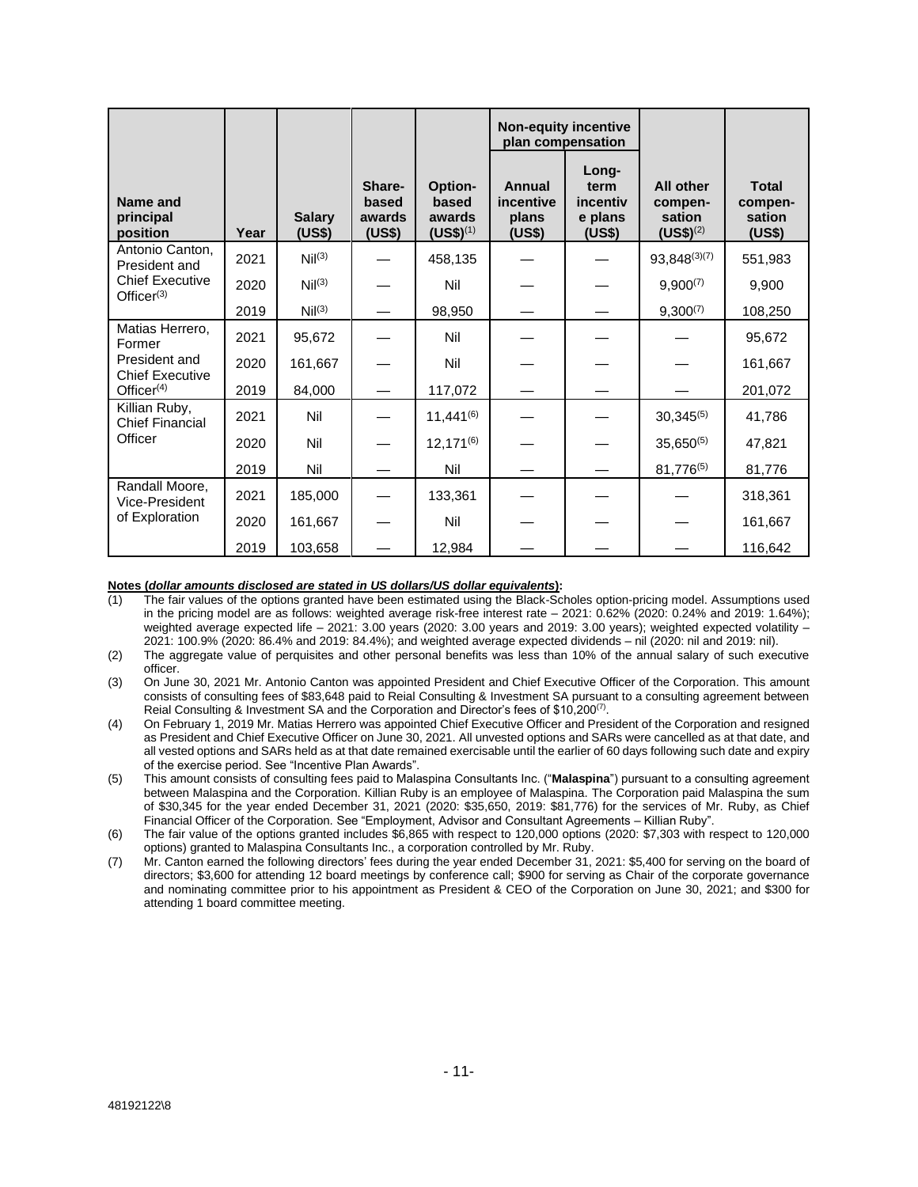| Name and principal position | Year | Salary (US$) | Share-based awards (US$) | Option-based awards (US$)[(1)] | Non-equity incentive plan compensation | | All other compen-sation (US$)[(2)] | Total compen-sation (US$) |
|---|---|---|---|---|---|---|---|---|
| | | | | | Annual incentive plans (US$) | Long-term incentiv e plans (US$) | | |
| Antonio Canton, President and Chief Executive Officer[(3)] | 2021 | Nil[(3)] | — | 458,135 | — | — | 93,848[(3)(7)] | 551,983 |
| | 2020 | Nil[(3)] | — | Nil | — | — | 9,900[(7)] | 9,900 |
| | 2019 | Nil[(3)] | — | 98,950 | — | — | 9,300[(7)] | 108,250 |
| Matias Herrero, Former President and Chief Executive Officer[(4)] | 2021 | 95,672 | — | Nil | — | — | — | 95,672 |
| | 2020 | 161,667 | — | Nil | — | — | — | 161,667 |
| | 2019 | 84,000 | — | 117,072 | — | — | — | 201,072 |
| Killian Ruby, Chief Financial Officer | 2021 | Nil | — | 11,441[(6)] | — | — | 30,345[(5)] | 41,786 |
| | 2020 | Nil | — | 12,171[(6)] | — | — | 35,650[(5)] | 47,821 |
| | 2019 | Nil | — | Nil | — | — | 81,776[(5)] | 81,776 |
| Randall Moore, Vice-President of Exploration | 2021 | 185,000 | — | 133,361 | — | — | — | 318,361 |
| | 2020 | 161,667 | — | Nil | — | — | — | 161,667 |
| | 2019 | 103,658 | — | 12,984 | — | — | — | 116,642 |

**Notes (*dollar amounts disclosed are stated in US dollars/US dollar equivalents*):**

(1) The fair values of the options granted have been estimated using the Black-Scholes option-pricing model. Assumptions used in the pricing model are as follows: weighted average risk-free interest rate – 2021: 0.62% (2020: 0.24% and 2019: 1.64%); weighted average expected life – 2021: 3.00 years (2020: 3.00 years and 2019: 3.00 years); weighted expected volatility – 2021: 100.9% (2020: 86.4% and 2019: 84.4%); and weighted average expected dividends – nil (2020: nil and 2019: nil).

(2) The aggregate value of perquisites and other personal benefits was less than 10% of the annual salary of such executive officer.

(3) On June 30, 2021 Mr. Antonio Canton was appointed President and Chief Executive Officer of the Corporation. This amount consists of consulting fees of $83,648 paid to Reial Consulting & Investment SA pursuant to a consulting agreement between Reial Consulting & Investment SA and the Corporation and Director's fees of $10,200[(7)].

(4) On February 1, 2019 Mr. Matias Herrero was appointed Chief Executive Officer and President of the Corporation and resigned as President and Chief Executive Officer on June 30, 2021. All unvested options and SARs were cancelled as at that date, and all vested options and SARs held as at that date remained exercisable until the earlier of 60 days following such date and expiry of the exercise period. See "Incentive Plan Awards".

(5) This amount consists of consulting fees paid to Malaspina Consultants Inc. ("**Malaspina**") pursuant to a consulting agreement between Malaspina and the Corporation. Killian Ruby is an employee of Malaspina. The Corporation paid Malaspina the sum of $30,345 for the year ended December 31, 2021 (2020: $35,650, 2019: $81,776) for the services of Mr. Ruby, as Chief Financial Officer of the Corporation. See "Employment, Advisor and Consultant Agreements – Killian Ruby".

(6) The fair value of the options granted includes $6,865 with respect to 120,000 options (2020: $7,303 with respect to 120,000 options) granted to Malaspina Consultants Inc., a corporation controlled by Mr. Ruby.

(7) Mr. Canton earned the following directors' fees during the year ended December 31, 2021: $5,400 for serving on the board of directors; $3,600 for attending 12 board meetings by conference call; $900 for serving as Chair of the corporate governance and nominating committee prior to his appointment as President & CEO of the Corporation on June 30, 2021; and $300 for attending 1 board committee meeting.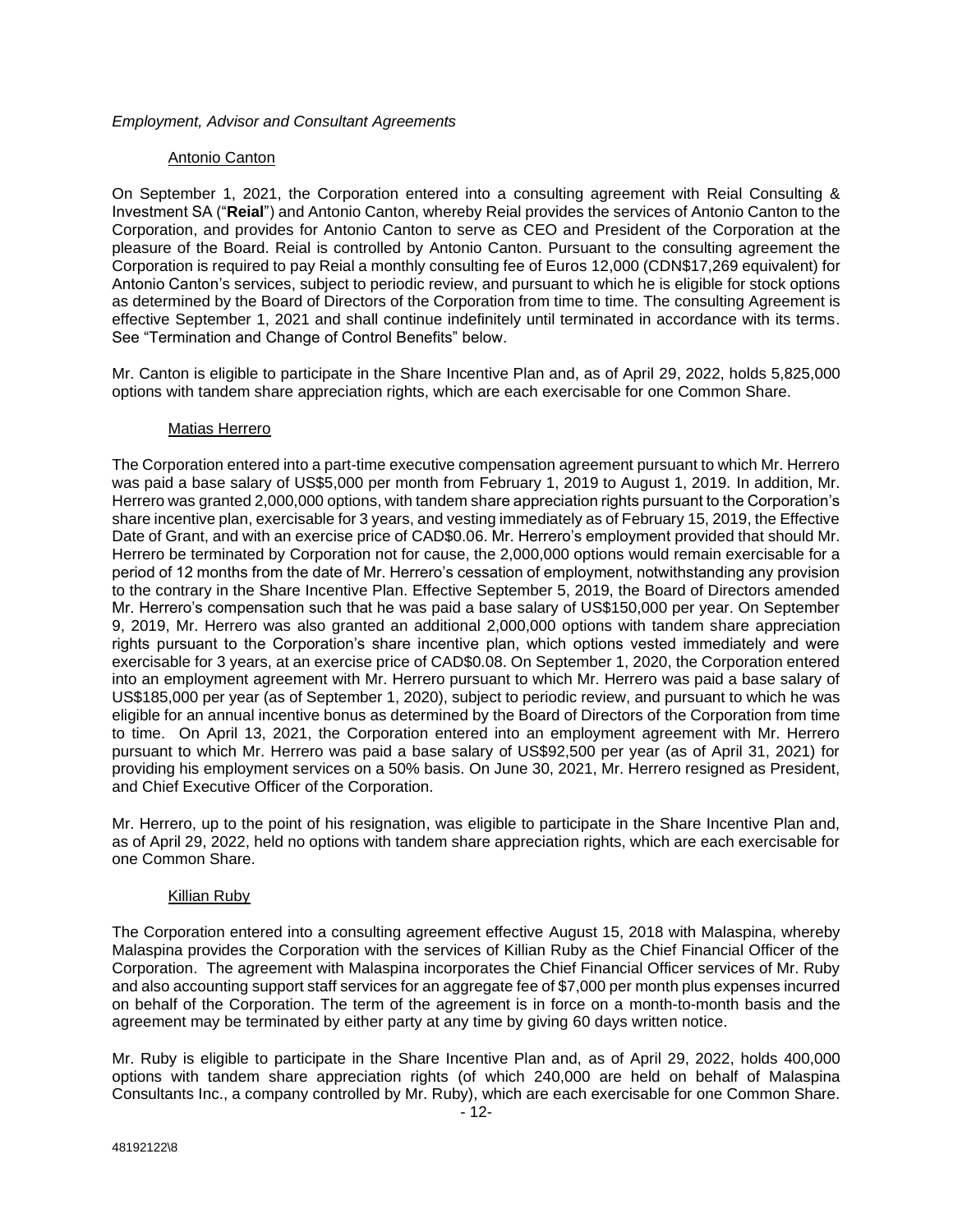*Employment, Advisor and Consultant Agreements*

Antonio Canton

On September 1, 2021, the Corporation entered into a consulting agreement with Reial Consulting & Investment SA ("**Reial**") and Antonio Canton, whereby Reial provides the services of Antonio Canton to the Corporation, and provides for Antonio Canton to serve as CEO and President of the Corporation at the pleasure of the Board. Reial is controlled by Antonio Canton. Pursuant to the consulting agreement the Corporation is required to pay Reial a monthly consulting fee of Euros 12,000 (CDN$17,269 equivalent) for Antonio Canton's services, subject to periodic review, and pursuant to which he is eligible for stock options as determined by the Board of Directors of the Corporation from time to time. The consulting Agreement is effective September 1, 2021 and shall continue indefinitely until terminated in accordance with its terms. See "Termination and Change of Control Benefits" below.

Mr. Canton is eligible to participate in the Share Incentive Plan and, as of April 29, 2022, holds 5,825,000 options with tandem share appreciation rights, which are each exercisable for one Common Share.

Matias Herrero

The Corporation entered into a part-time executive compensation agreement pursuant to which Mr. Herrero was paid a base salary of US$5,000 per month from February 1, 2019 to August 1, 2019. In addition, Mr. Herrero was granted 2,000,000 options, with tandem share appreciation rights pursuant to the Corporation's share incentive plan, exercisable for 3 years, and vesting immediately as of February 15, 2019, the Effective Date of Grant, and with an exercise price of CAD$0.06. Mr. Herrero's employment provided that should Mr. Herrero be terminated by Corporation not for cause, the 2,000,000 options would remain exercisable for a period of 12 months from the date of Mr. Herrero's cessation of employment, notwithstanding any provision to the contrary in the Share Incentive Plan. Effective September 5, 2019, the Board of Directors amended Mr. Herrero's compensation such that he was paid a base salary of US$150,000 per year. On September 9, 2019, Mr. Herrero was also granted an additional 2,000,000 options with tandem share appreciation rights pursuant to the Corporation's share incentive plan, which options vested immediately and were exercisable for 3 years, at an exercise price of CAD$0.08. On September 1, 2020, the Corporation entered into an employment agreement with Mr. Herrero pursuant to which Mr. Herrero was paid a base salary of US$185,000 per year (as of September 1, 2020), subject to periodic review, and pursuant to which he was eligible for an annual incentive bonus as determined by the Board of Directors of the Corporation from time to time. On April 13, 2021, the Corporation entered into an employment agreement with Mr. Herrero pursuant to which Mr. Herrero was paid a base salary of US$92,500 per year (as of April 31, 2021) for providing his employment services on a 50% basis. On June 30, 2021, Mr. Herrero resigned as President, and Chief Executive Officer of the Corporation.

Mr. Herrero, up to the point of his resignation, was eligible to participate in the Share Incentive Plan and, as of April 29, 2022, held no options with tandem share appreciation rights, which are each exercisable for one Common Share.

Killian Ruby

The Corporation entered into a consulting agreement effective August 15, 2018 with Malaspina, whereby Malaspina provides the Corporation with the services of Killian Ruby as the Chief Financial Officer of the Corporation. The agreement with Malaspina incorporates the Chief Financial Officer services of Mr. Ruby and also accounting support staff services for an aggregate fee of $7,000 per month plus expenses incurred on behalf of the Corporation. The term of the agreement is in force on a month-to-month basis and the agreement may be terminated by either party at any time by giving 60 days written notice.

Mr. Ruby is eligible to participate in the Share Incentive Plan and, as of April 29, 2022, holds 400,000 options with tandem share appreciation rights (of which 240,000 are held on behalf of Malaspina Consultants Inc., a company controlled by Mr. Ruby), which are each exercisable for one Common Share.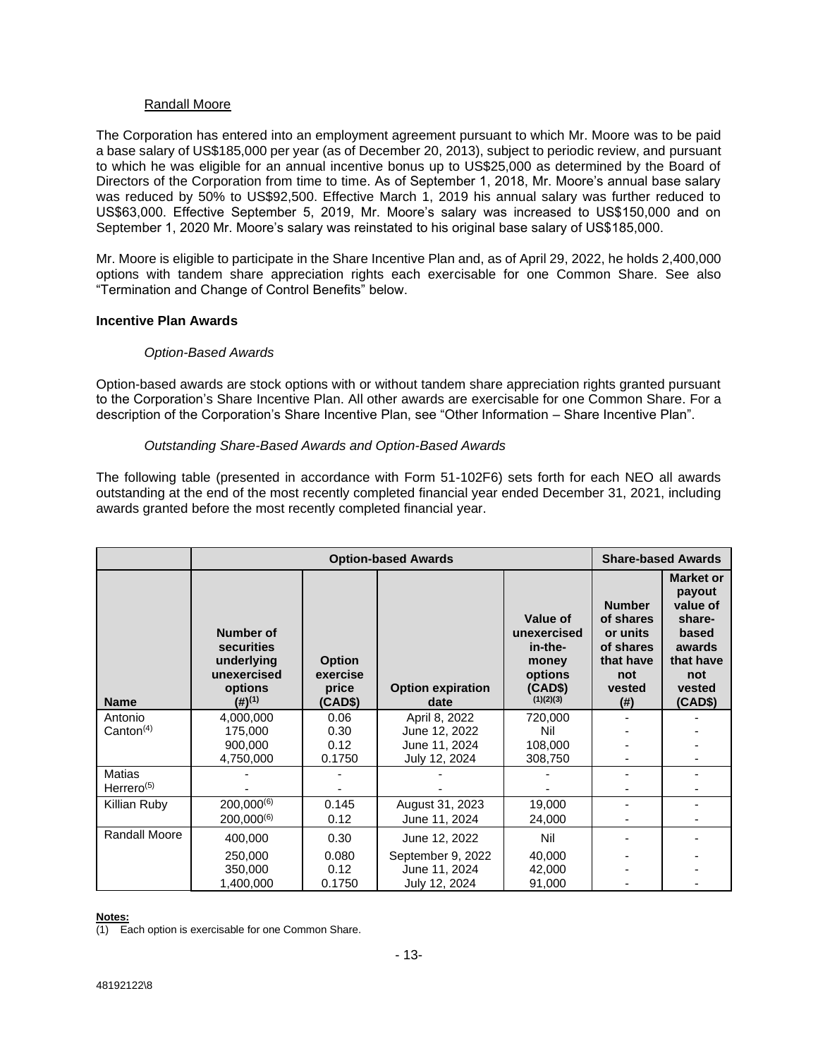Randall Moore

The Corporation has entered into an employment agreement pursuant to which Mr. Moore was to be paid a base salary of US$185,000 per year (as of December 20, 2013), subject to periodic review, and pursuant to which he was eligible for an annual incentive bonus up to US$25,000 as determined by the Board of Directors of the Corporation from time to time. As of September 1, 2018, Mr. Moore's annual base salary was reduced by 50% to US$92,500. Effective March 1, 2019 his annual salary was further reduced to US$63,000. Effective September 5, 2019, Mr. Moore's salary was increased to US$150,000 and on September 1, 2020 Mr. Moore's salary was reinstated to his original base salary of US$185,000.

Mr. Moore is eligible to participate in the Share Incentive Plan and, as of April 29, 2022, he holds 2,400,000 options with tandem share appreciation rights each exercisable for one Common Share. See also "Termination and Change of Control Benefits" below.

**Incentive Plan Awards**

*Option-Based Awards*

Option-based awards are stock options with or without tandem share appreciation rights granted pursuant to the Corporation's Share Incentive Plan. All other awards are exercisable for one Common Share. For a description of the Corporation's Share Incentive Plan, see "Other Information – Share Incentive Plan".

*Outstanding Share-Based Awards and Option-Based Awards*

The following table (presented in accordance with Form 51-102F6) sets forth for each NEO all awards outstanding at the end of the most recently completed financial year ended December 31, 2021, including awards granted before the most recently completed financial year.

| | Option-based Awards | | | | Share-based Awards | |
|---|---|---|---|---|---|---|
| **Name** | **Number of securities underlying unexercised options (#)[1]** | **Option exercise price (CAD$)** | **Option expiration date** | **Value of unexercised in-the-money options (CAD$)[1][2][3]** | **Number of shares or units of shares that have not vested (#)** | **Market or payout value of share-based awards that have not vested (CAD$)** |
| Antonio Canton[4] | 4,000,000 | 0.06 | April 8, 2022 | 720,000 | - | - |
| | 175,000 | 0.30 | June 12, 2022 | Nil | - | - |
| | 900,000 | 0.12 | June 11, 2024 | 108,000 | - | - |
| | 4,750,000 | 0.1750 | July 12, 2024 | 308,750 | - | - |
| Matias Herrero[5] | - | - | - | - | - | - |
| | - | - | - | - | - | - |
| Killian Ruby | 200,000[6] | 0.145 | August 31, 2023 | 19,000 | - | - |
| | 200,000[6] | 0.12 | June 11, 2024 | 24,000 | - | - |
| Randall Moore | 400,000 | 0.30 | June 12, 2022 | Nil | - | - |
| | 250,000 | 0.080 | September 9, 2022 | 40,000 | - | - |
| | 350,000 | 0.12 | June 11, 2024 | 42,000 | - | - |
| | 1,400,000 | 0.1750 | July 12, 2024 | 91,000 | - | - |

**Notes:**

(1) Each option is exercisable for one Common Share.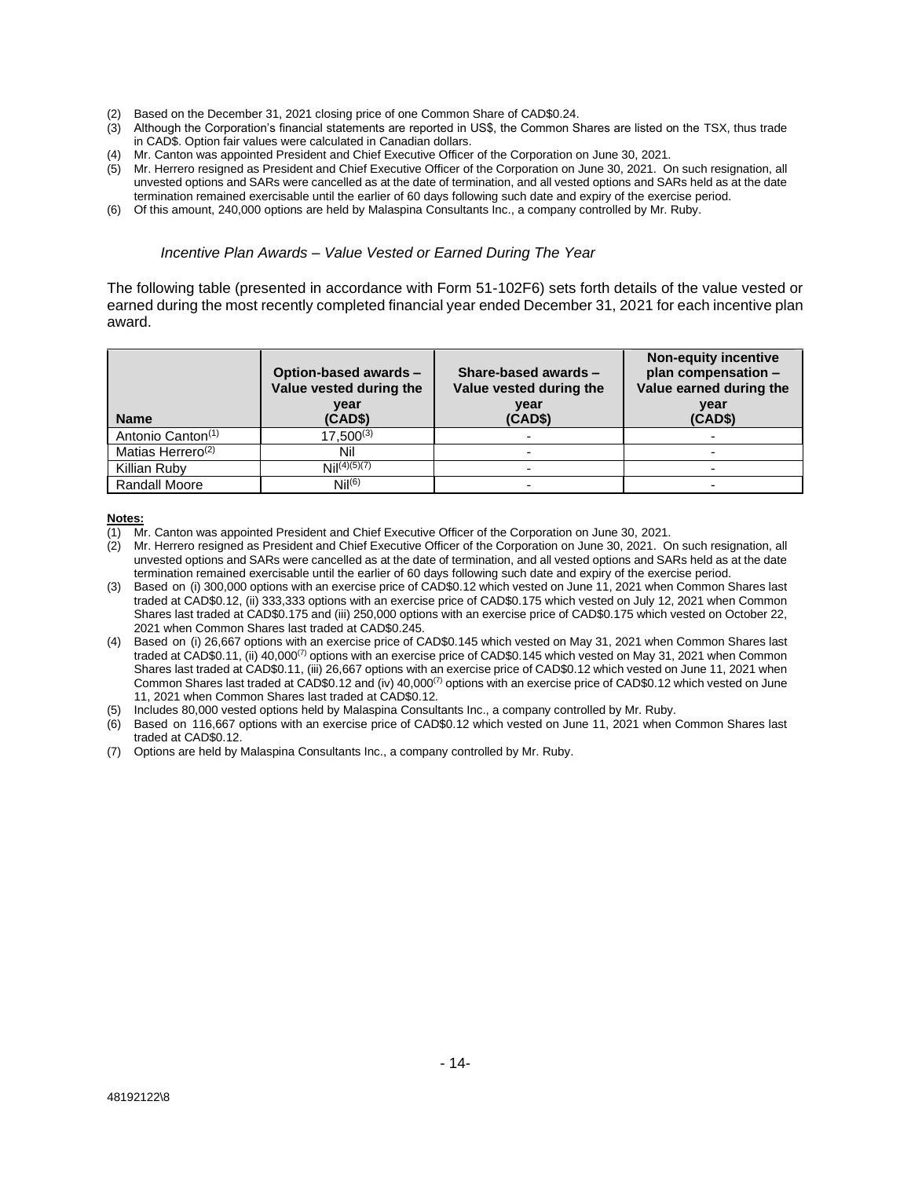(2) Based on the December 31, 2021 closing price of one Common Share of CAD$0.24.
(3) Although the Corporation's financial statements are reported in US$, the Common Shares are listed on the TSX, thus trade in CAD$. Option fair values were calculated in Canadian dollars.
(4) Mr. Canton was appointed President and Chief Executive Officer of the Corporation on June 30, 2021.
(5) Mr. Herrero resigned as President and Chief Executive Officer of the Corporation on June 30, 2021. On such resignation, all unvested options and SARs were cancelled as at the date of termination, and all vested options and SARs held as at the date termination remained exercisable until the earlier of 60 days following such date and expiry of the exercise period.
(6) Of this amount, 240,000 options are held by Malaspina Consultants Inc., a company controlled by Mr. Ruby.

*Incentive Plan Awards – Value Vested or Earned During The Year*

The following table (presented in accordance with Form 51-102F6) sets forth details of the value vested or earned during the most recently completed financial year ended December 31, 2021 for each incentive plan award.

| Name | Option-based awards – Value vested during the year (CAD$) | Share-based awards – Value vested during the year (CAD$) | Non-equity incentive plan compensation – Value earned during the year (CAD$) |
|---|---|---|---|
| Antonio Canton[(1)] | 17,500[(3)] | - | - |
| Matias Herrero[(2)] | Nil | - | - |
| Killian Ruby | Nil[(4)(5)(7)] | - | - |
| Randall Moore | Nil[(6)] | - | - |

**Notes:**

(1) Mr. Canton was appointed President and Chief Executive Officer of the Corporation on June 30, 2021.
(2) Mr. Herrero resigned as President and Chief Executive Officer of the Corporation on June 30, 2021. On such resignation, all unvested options and SARs were cancelled as at the date of termination, and all vested options and SARs held as at the date termination remained exercisable until the earlier of 60 days following such date and expiry of the exercise period.
(3) Based on (i) 300,000 options with an exercise price of CAD$0.12 which vested on June 11, 2021 when Common Shares last traded at CAD$0.12, (ii) 333,333 options with an exercise price of CAD$0.175 which vested on July 12, 2021 when Common Shares last traded at CAD$0.175 and (iii) 250,000 options with an exercise price of CAD$0.175 which vested on October 22, 2021 when Common Shares last traded at CAD$0.245.
(4) Based on (i) 26,667 options with an exercise price of CAD$0.145 which vested on May 31, 2021 when Common Shares last traded at CAD$0.11, (ii) 40,000[(7)] options with an exercise price of CAD$0.145 which vested on May 31, 2021 when Common Shares last traded at CAD$0.11, (iii) 26,667 options with an exercise price of CAD$0.12 which vested on June 11, 2021 when Common Shares last traded at CAD$0.12 and (iv) 40,000[(7)] options with an exercise price of CAD$0.12 which vested on June 11, 2021 when Common Shares last traded at CAD$0.12.
(5) Includes 80,000 vested options held by Malaspina Consultants Inc., a company controlled by Mr. Ruby.
(6) Based on 116,667 options with an exercise price of CAD$0.12 which vested on June 11, 2021 when Common Shares last traded at CAD$0.12.
(7) Options are held by Malaspina Consultants Inc., a company controlled by Mr. Ruby.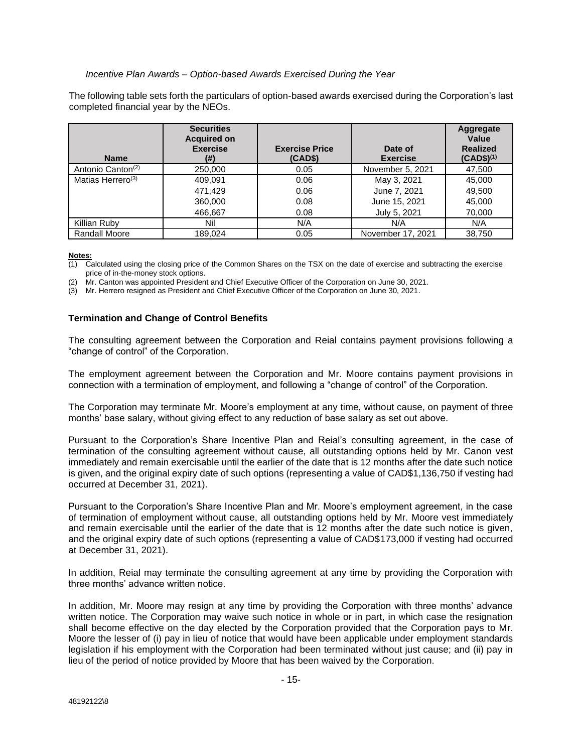*Incentive Plan Awards – Option-based Awards Exercised During the Year*

The following table sets forth the particulars of option-based awards exercised during the Corporation's last completed financial year by the NEOs.

| Name | Securities Acquired on Exercise (#) | Exercise Price (CAD$) | Date of Exercise | Aggregate Value Realized (CAD$)[(1)] |
|---|---|---|---|---|
| Antonio Canton[(2)] | 250,000 | 0.05 | November 5, 2021 | 47,500 |
| Matias Herrero[(3)] | 409,091 | 0.06 | May 3, 2021 | 45,000 |
| | 471,429 | 0.06 | June 7, 2021 | 49,500 |
| | 360,000 | 0.08 | June 15, 2021 | 45,000 |
| | 466,667 | 0.08 | July 5, 2021 | 70,000 |
| Killian Ruby | Nil | N/A | N/A | N/A |
| Randall Moore | 189,024 | 0.05 | November 17, 2021 | 38,750 |

**Notes:**

(1) Calculated using the closing price of the Common Shares on the TSX on the date of exercise and subtracting the exercise price of in-the-money stock options.

(2) Mr. Canton was appointed President and Chief Executive Officer of the Corporation on June 30, 2021.

(3) Mr. Herrero resigned as President and Chief Executive Officer of the Corporation on June 30, 2021.

### Termination and Change of Control Benefits

The consulting agreement between the Corporation and Reial contains payment provisions following a "change of control" of the Corporation.

The employment agreement between the Corporation and Mr. Moore contains payment provisions in connection with a termination of employment, and following a "change of control" of the Corporation.

The Corporation may terminate Mr. Moore's employment at any time, without cause, on payment of three months' base salary, without giving effect to any reduction of base salary as set out above.

Pursuant to the Corporation's Share Incentive Plan and Reial's consulting agreement, in the case of termination of the consulting agreement without cause, all outstanding options held by Mr. Canon vest immediately and remain exercisable until the earlier of the date that is 12 months after the date such notice is given, and the original expiry date of such options (representing a value of CAD$1,136,750 if vesting had occurred at December 31, 2021).

Pursuant to the Corporation's Share Incentive Plan and Mr. Moore's employment agreement, in the case of termination of employment without cause, all outstanding options held by Mr. Moore vest immediately and remain exercisable until the earlier of the date that is 12 months after the date such notice is given, and the original expiry date of such options (representing a value of CAD$173,000 if vesting had occurred at December 31, 2021).

In addition, Reial may terminate the consulting agreement at any time by providing the Corporation with three months' advance written notice.

In addition, Mr. Moore may resign at any time by providing the Corporation with three months' advance written notice. The Corporation may waive such notice in whole or in part, in which case the resignation shall become effective on the day elected by the Corporation provided that the Corporation pays to Mr. Moore the lesser of (i) pay in lieu of notice that would have been applicable under employment standards legislation if his employment with the Corporation had been terminated without just cause; and (ii) pay in lieu of the period of notice provided by Moore that has been waived by the Corporation.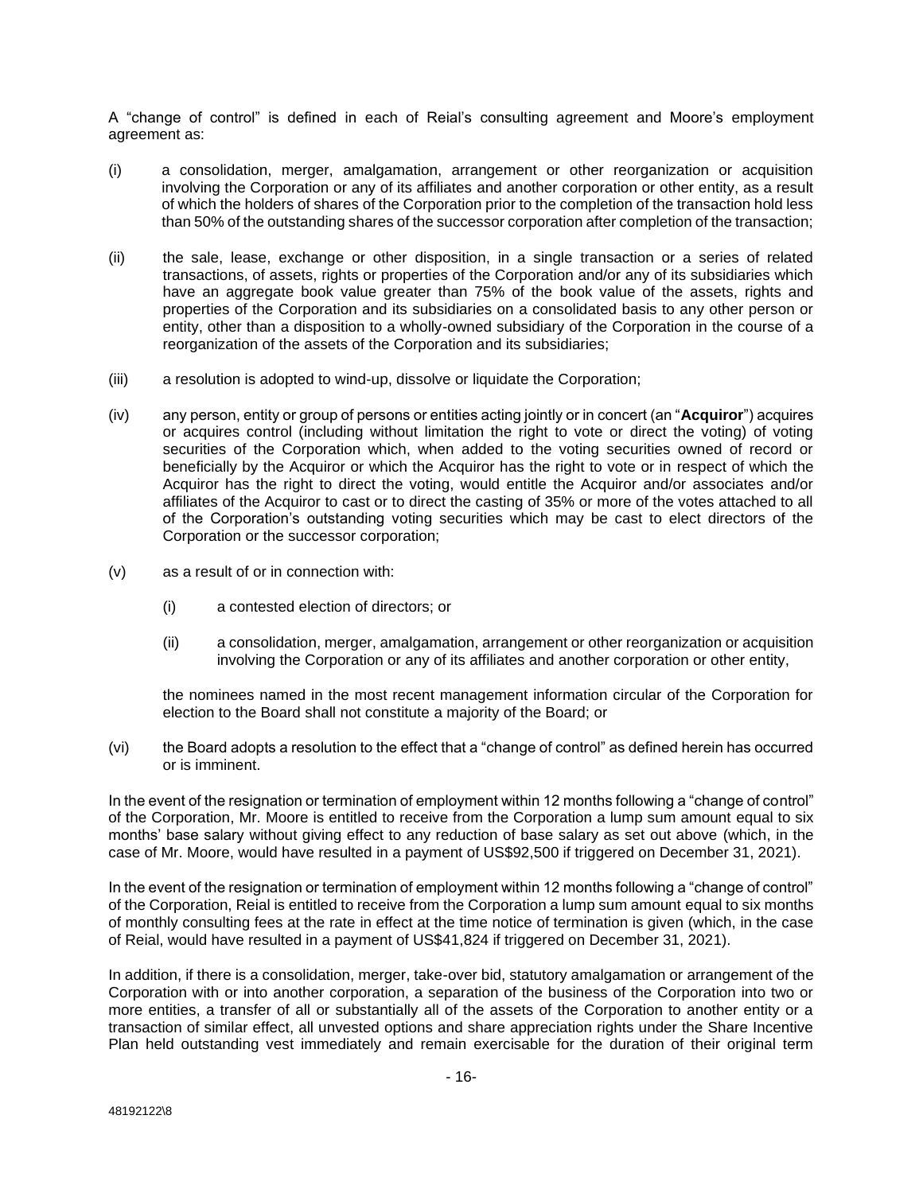A "change of control" is defined in each of Reial's consulting agreement and Moore's employment agreement as:

(i) a consolidation, merger, amalgamation, arrangement or other reorganization or acquisition involving the Corporation or any of its affiliates and another corporation or other entity, as a result of which the holders of shares of the Corporation prior to the completion of the transaction hold less than 50% of the outstanding shares of the successor corporation after completion of the transaction;

(ii) the sale, lease, exchange or other disposition, in a single transaction or a series of related transactions, of assets, rights or properties of the Corporation and/or any of its subsidiaries which have an aggregate book value greater than 75% of the book value of the assets, rights and properties of the Corporation and its subsidiaries on a consolidated basis to any other person or entity, other than a disposition to a wholly-owned subsidiary of the Corporation in the course of a reorganization of the assets of the Corporation and its subsidiaries;

(iii) a resolution is adopted to wind-up, dissolve or liquidate the Corporation;

(iv) any person, entity or group of persons or entities acting jointly or in concert (an "**Acquiror**") acquires or acquires control (including without limitation the right to vote or direct the voting) of voting securities of the Corporation which, when added to the voting securities owned of record or beneficially by the Acquiror or which the Acquiror has the right to vote or in respect of which the Acquiror has the right to direct the voting, would entitle the Acquiror and/or associates and/or affiliates of the Acquiror to cast or to direct the casting of 35% or more of the votes attached to all of the Corporation's outstanding voting securities which may be cast to elect directors of the Corporation or the successor corporation;

(v) as a result of or in connection with:

    (i) a contested election of directors; or

    (ii) a consolidation, merger, amalgamation, arrangement or other reorganization or acquisition involving the Corporation or any of its affiliates and another corporation or other entity,

    the nominees named in the most recent management information circular of the Corporation for election to the Board shall not constitute a majority of the Board; or

(vi) the Board adopts a resolution to the effect that a "change of control" as defined herein has occurred or is imminent.

In the event of the resignation or termination of employment within 12 months following a "change of control" of the Corporation, Mr. Moore is entitled to receive from the Corporation a lump sum amount equal to six months' base salary without giving effect to any reduction of base salary as set out above (which, in the case of Mr. Moore, would have resulted in a payment of US$92,500 if triggered on December 31, 2021).

In the event of the resignation or termination of employment within 12 months following a "change of control" of the Corporation, Reial is entitled to receive from the Corporation a lump sum amount equal to six months of monthly consulting fees at the rate in effect at the time notice of termination is given (which, in the case of Reial, would have resulted in a payment of US$41,824 if triggered on December 31, 2021).

In addition, if there is a consolidation, merger, take-over bid, statutory amalgamation or arrangement of the Corporation with or into another corporation, a separation of the business of the Corporation into two or more entities, a transfer of all or substantially all of the assets of the Corporation to another entity or a transaction of similar effect, all unvested options and share appreciation rights under the Share Incentive Plan held outstanding vest immediately and remain exercisable for the duration of their original term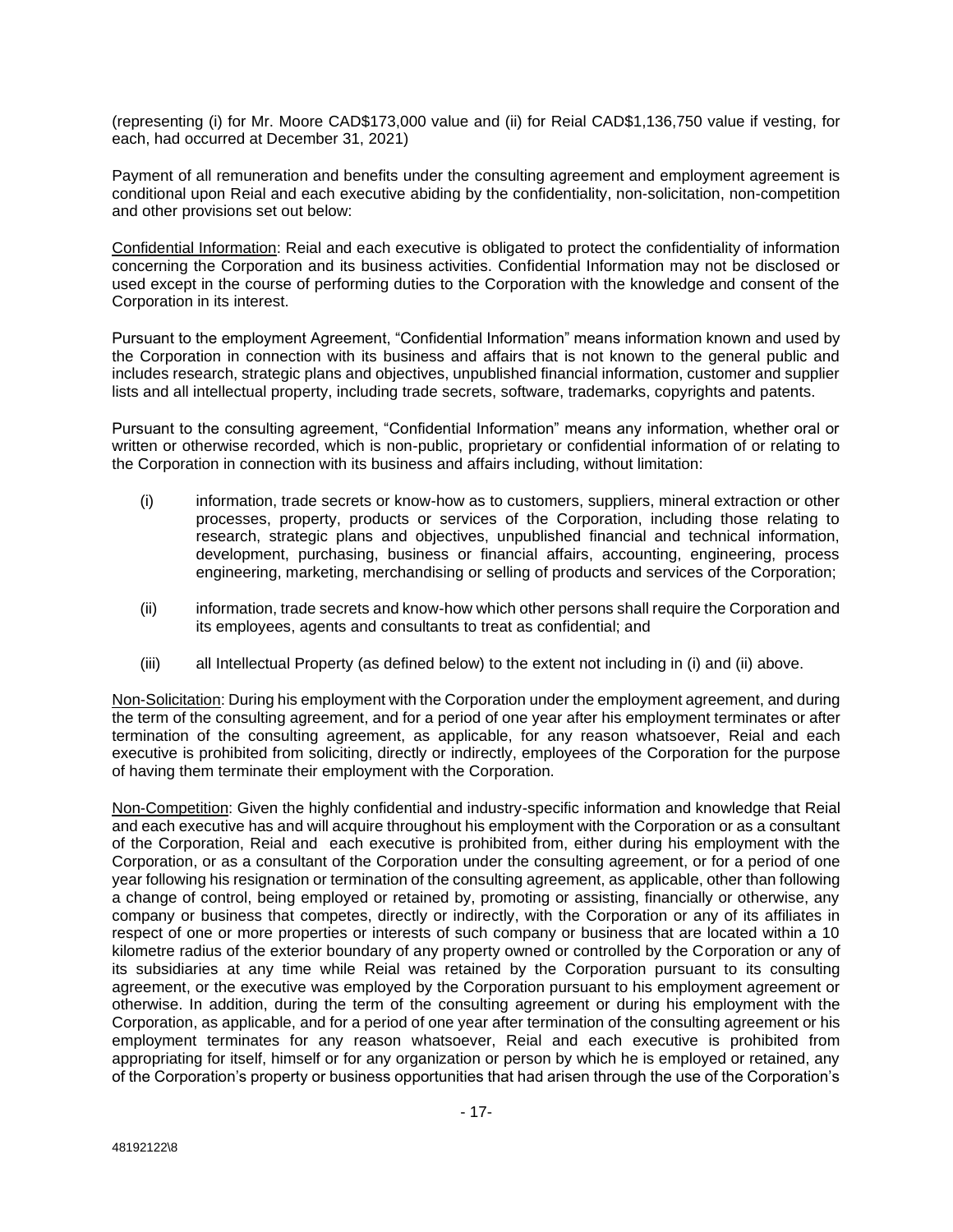(representing (i) for Mr. Moore CAD$173,000 value and (ii) for Reial CAD$1,136,750 value if vesting, for each, had occurred at December 31, 2021)

Payment of all remuneration and benefits under the consulting agreement and employment agreement is conditional upon Reial and each executive abiding by the confidentiality, non-solicitation, non-competition and other provisions set out below:

Confidential Information: Reial and each executive is obligated to protect the confidentiality of information concerning the Corporation and its business activities. Confidential Information may not be disclosed or used except in the course of performing duties to the Corporation with the knowledge and consent of the Corporation in its interest.

Pursuant to the employment Agreement, "Confidential Information" means information known and used by the Corporation in connection with its business and affairs that is not known to the general public and includes research, strategic plans and objectives, unpublished financial information, customer and supplier lists and all intellectual property, including trade secrets, software, trademarks, copyrights and patents.

Pursuant to the consulting agreement, "Confidential Information" means any information, whether oral or written or otherwise recorded, which is non-public, proprietary or confidential information of or relating to the Corporation in connection with its business and affairs including, without limitation:

(i) information, trade secrets or know-how as to customers, suppliers, mineral extraction or other processes, property, products or services of the Corporation, including those relating to research, strategic plans and objectives, unpublished financial and technical information, development, purchasing, business or financial affairs, accounting, engineering, process engineering, marketing, merchandising or selling of products and services of the Corporation;

(ii) information, trade secrets and know-how which other persons shall require the Corporation and its employees, agents and consultants to treat as confidential; and

(iii) all Intellectual Property (as defined below) to the extent not including in (i) and (ii) above.

Non-Solicitation: During his employment with the Corporation under the employment agreement, and during the term of the consulting agreement, and for a period of one year after his employment terminates or after termination of the consulting agreement, as applicable, for any reason whatsoever, Reial and each executive is prohibited from soliciting, directly or indirectly, employees of the Corporation for the purpose of having them terminate their employment with the Corporation.

Non-Competition: Given the highly confidential and industry-specific information and knowledge that Reial and each executive has and will acquire throughout his employment with the Corporation or as a consultant of the Corporation, Reial and each executive is prohibited from, either during his employment with the Corporation, or as a consultant of the Corporation under the consulting agreement, or for a period of one year following his resignation or termination of the consulting agreement, as applicable, other than following a change of control, being employed or retained by, promoting or assisting, financially or otherwise, any company or business that competes, directly or indirectly, with the Corporation or any of its affiliates in respect of one or more properties or interests of such company or business that are located within a 10 kilometre radius of the exterior boundary of any property owned or controlled by the Corporation or any of its subsidiaries at any time while Reial was retained by the Corporation pursuant to its consulting agreement, or the executive was employed by the Corporation pursuant to his employment agreement or otherwise. In addition, during the term of the consulting agreement or during his employment with the Corporation, as applicable, and for a period of one year after termination of the consulting agreement or his employment terminates for any reason whatsoever, Reial and each executive is prohibited from appropriating for itself, himself or for any organization or person by which he is employed or retained, any of the Corporation's property or business opportunities that had arisen through the use of the Corporation's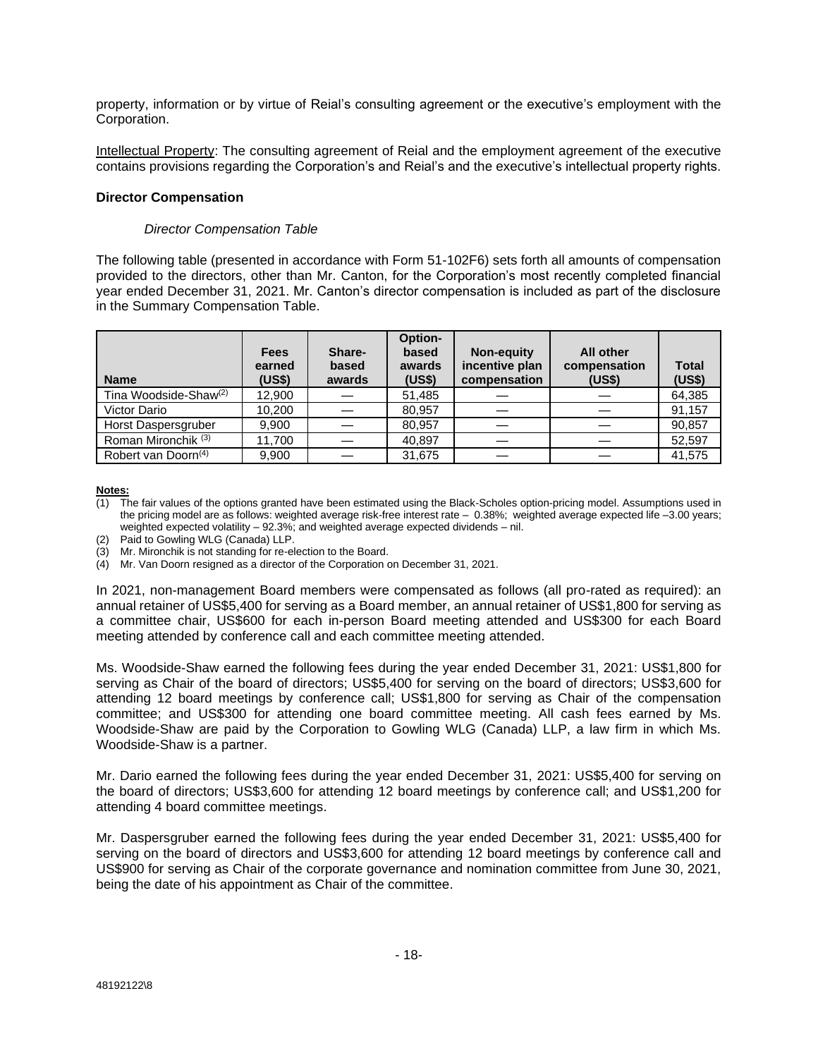property, information or by virtue of Reial's consulting agreement or the executive's employment with the Corporation.

Intellectual Property: The consulting agreement of Reial and the employment agreement of the executive contains provisions regarding the Corporation's and Reial's and the executive's intellectual property rights.

**Director Compensation**

*Director Compensation Table*

The following table (presented in accordance with Form 51-102F6) sets forth all amounts of compensation provided to the directors, other than Mr. Canton, for the Corporation's most recently completed financial year ended December 31, 2021. Mr. Canton's director compensation is included as part of the disclosure in the Summary Compensation Table.

| Name | Fees earned (US$) | Share-based awards | Option-based awards (US$) | Non-equity incentive plan compensation | All other compensation (US$) | Total (US$) |
|---|---|---|---|---|---|---|
| Tina Woodside-Shaw[(2)] | 12,900 | — | 51,485 | — | — | 64,385 |
| Victor Dario | 10,200 | — | 80,957 | — | — | 91,157 |
| Horst Daspersgruber | 9,900 | — | 80,957 | — | — | 90,857 |
| Roman Mironchik [(3)] | 11,700 | — | 40,897 | — | — | 52,597 |
| Robert van Doorn[(4)] | 9,900 | — | 31,675 | — | — | 41,575 |

**Notes:**

(1) The fair values of the options granted have been estimated using the Black-Scholes option-pricing model. Assumptions used in the pricing model are as follows: weighted average risk-free interest rate – 0.38%; weighted average expected life –3.00 years; weighted expected volatility – 92.3%; and weighted average expected dividends – nil.

(2) Paid to Gowling WLG (Canada) LLP.

(3) Mr. Mironchik is not standing for re-election to the Board.

(4) Mr. Van Doorn resigned as a director of the Corporation on December 31, 2021.

In 2021, non-management Board members were compensated as follows (all pro-rated as required): an annual retainer of US$5,400 for serving as a Board member, an annual retainer of US$1,800 for serving as a committee chair, US$600 for each in-person Board meeting attended and US$300 for each Board meeting attended by conference call and each committee meeting attended.

Ms. Woodside-Shaw earned the following fees during the year ended December 31, 2021: US$1,800 for serving as Chair of the board of directors; US$5,400 for serving on the board of directors; US$3,600 for attending 12 board meetings by conference call; US$1,800 for serving as Chair of the compensation committee; and US$300 for attending one board committee meeting. All cash fees earned by Ms. Woodside-Shaw are paid by the Corporation to Gowling WLG (Canada) LLP, a law firm in which Ms. Woodside-Shaw is a partner.

Mr. Dario earned the following fees during the year ended December 31, 2021: US$5,400 for serving on the board of directors; US$3,600 for attending 12 board meetings by conference call; and US$1,200 for attending 4 board committee meetings.

Mr. Daspersgruber earned the following fees during the year ended December 31, 2021: US$5,400 for serving on the board of directors and US$3,600 for attending 12 board meetings by conference call and US$900 for serving as Chair of the corporate governance and nomination committee from June 30, 2021, being the date of his appointment as Chair of the committee.

48192122\8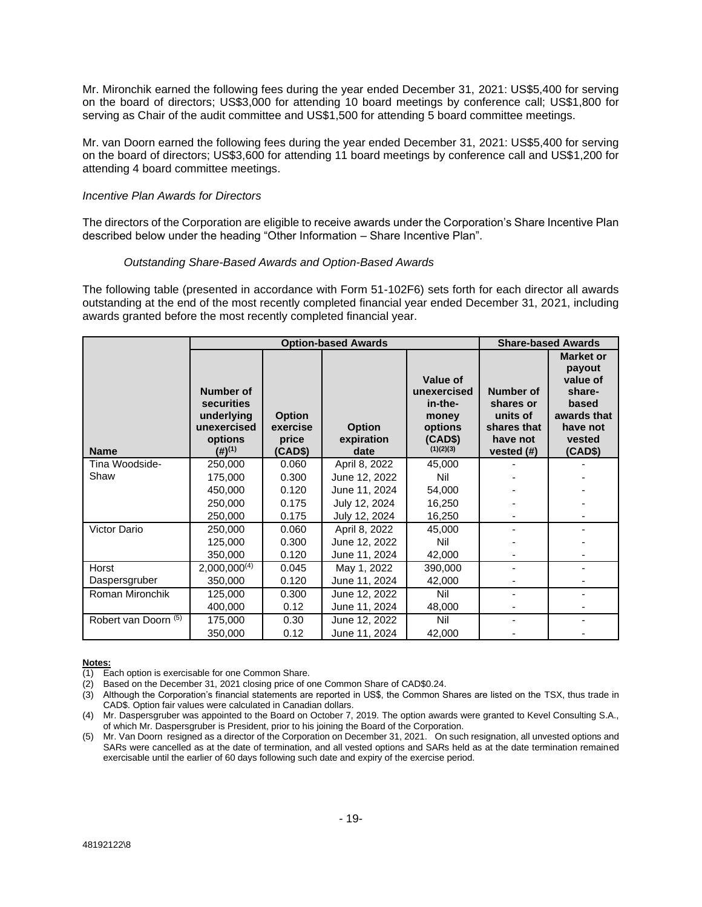Mr. Mironchik earned the following fees during the year ended December 31, 2021: US$5,400 for serving on the board of directors; US$3,000 for attending 10 board meetings by conference call; US$1,800 for serving as Chair of the audit committee and US$1,500 for attending 5 board committee meetings.

Mr. van Doorn earned the following fees during the year ended December 31, 2021: US$5,400 for serving on the board of directors; US$3,600 for attending 11 board meetings by conference call and US$1,200 for attending 4 board committee meetings.

*Incentive Plan Awards for Directors*

The directors of the Corporation are eligible to receive awards under the Corporation's Share Incentive Plan described below under the heading "Other Information – Share Incentive Plan".

*Outstanding Share-Based Awards and Option-Based Awards*

The following table (presented in accordance with Form 51-102F6) sets forth for each director all awards outstanding at the end of the most recently completed financial year ended December 31, 2021, including awards granted before the most recently completed financial year.

| | Option-based Awards | | | | Share-based Awards | |
|---|---|---|---|---|---|---|
| **Name** | **Number of securities underlying unexercised options (#)[1]** | **Option exercise price (CAD$)** | **Option expiration date** | **Value of unexercised in-the-money options (CAD$)[1][2][3]** | **Number of shares or units of shares that have not vested (#)** | **Market or payout value of share-based awards that have not vested (CAD$)** |
| Tina Woodside-Shaw | 250,000 | 0.060 | April 8, 2022 | 45,000 | - | - |
| | 175,000 | 0.300 | June 12, 2022 | Nil | - | - |
| | 450,000 | 0.120 | June 11, 2024 | 54,000 | - | - |
| | 250,000 | 0.175 | July 12, 2024 | 16,250 | - | - |
| | 250,000 | 0.175 | July 12, 2024 | 16,250 | - | - |
| Victor Dario | 250,000 | 0.060 | April 8, 2022 | 45,000 | - | - |
| | 125,000 | 0.300 | June 12, 2022 | Nil | - | - |
| | 350,000 | 0.120 | June 11, 2024 | 42,000 | - | - |
| Horst Daspersgruber | 2,000,000[4] | 0.045 | May 1, 2022 | 390,000 | - | - |
| | 350,000 | 0.120 | June 11, 2024 | 42,000 | - | - |
| Roman Mironchik | 125,000 | 0.300 | June 12, 2022 | Nil | - | - |
| | 400,000 | 0.12 | June 11, 2024 | 48,000 | - | - |
| Robert van Doorn [5] | 175,000 | 0.30 | June 12, 2022 | Nil | - | - |
| | 350,000 | 0.12 | June 11, 2024 | 42,000 | - | - |

**Notes:**

(1) Each option is exercisable for one Common Share.
(2) Based on the December 31, 2021 closing price of one Common Share of CAD$0.24.
(3) Although the Corporation's financial statements are reported in US$, the Common Shares are listed on the TSX, thus trade in CAD$. Option fair values were calculated in Canadian dollars.
(4) Mr. Daspersgruber was appointed to the Board on October 7, 2019. The option awards were granted to Kevel Consulting S.A., of which Mr. Daspersgruber is President, prior to his joining the Board of the Corporation.
(5) Mr. Van Doorn resigned as a director of the Corporation on December 31, 2021. On such resignation, all unvested options and SARs were cancelled as at the date of termination, and all vested options and SARs held as at the date termination remained exercisable until the earlier of 60 days following such date and expiry of the exercise period.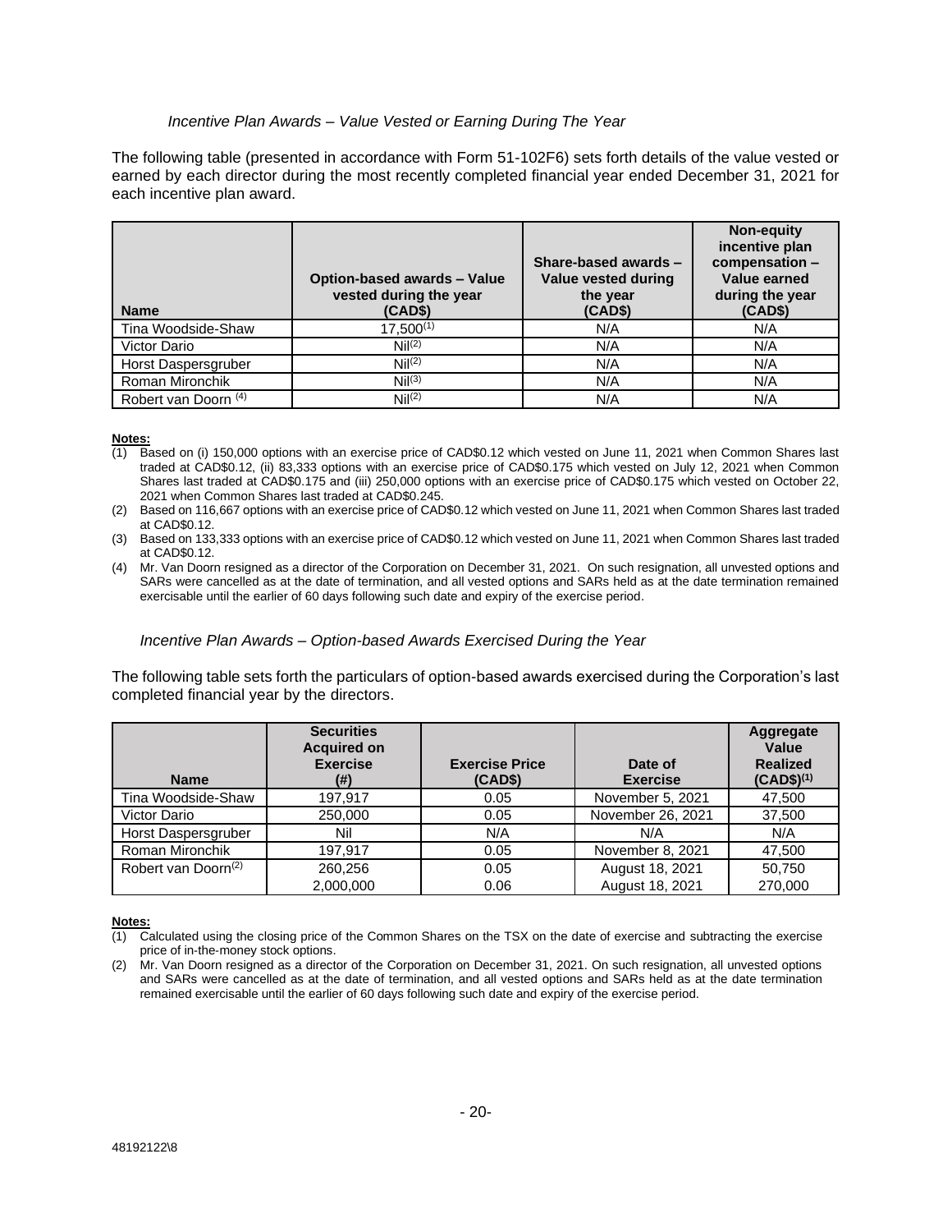*Incentive Plan Awards – Value Vested or Earning During The Year*

The following table (presented in accordance with Form 51-102F6) sets forth details of the value vested or earned by each director during the most recently completed financial year ended December 31, 2021 for each incentive plan award.

| Name | Option-based awards – Value vested during the year (CAD$) | Share-based awards – Value vested during the year (CAD$) | Non-equity incentive plan compensation – Value earned during the year (CAD$) |
|---|---|---|---|
| Tina Woodside-Shaw | 17,500[(1)] | N/A | N/A |
| Victor Dario | Nil[(2)] | N/A | N/A |
| Horst Daspersgruber | Nil[(2)] | N/A | N/A |
| Roman Mironchik | Nil[(3)] | N/A | N/A |
| Robert van Doorn [(4)] | Nil[(2)] | N/A | N/A |

**Notes:**

(1) Based on (i) 150,000 options with an exercise price of CAD$0.12 which vested on June 11, 2021 when Common Shares last traded at CAD$0.12, (ii) 83,333 options with an exercise price of CAD$0.175 which vested on July 12, 2021 when Common Shares last traded at CAD$0.175 and (iii) 250,000 options with an exercise price of CAD$0.175 which vested on October 22, 2021 when Common Shares last traded at CAD$0.245.

(2) Based on 116,667 options with an exercise price of CAD$0.12 which vested on June 11, 2021 when Common Shares last traded at CAD$0.12.

(3) Based on 133,333 options with an exercise price of CAD$0.12 which vested on June 11, 2021 when Common Shares last traded at CAD$0.12.

(4) Mr. Van Doorn resigned as a director of the Corporation on December 31, 2021. On such resignation, all unvested options and SARs were cancelled as at the date of termination, and all vested options and SARs held as at the date termination remained exercisable until the earlier of 60 days following such date and expiry of the exercise period.

*Incentive Plan Awards – Option-based Awards Exercised During the Year*

The following table sets forth the particulars of option-based awards exercised during the Corporation's last completed financial year by the directors.

| Name | Securities Acquired on Exercise (#) | Exercise Price (CAD$) | Date of Exercise | Aggregate Value Realized (CAD$)[(1)] |
|---|---|---|---|---|
| Tina Woodside-Shaw | 197,917 | 0.05 | November 5, 2021 | 47,500 |
| Victor Dario | 250,000 | 0.05 | November 26, 2021 | 37,500 |
| Horst Daspersgruber | Nil | N/A | N/A | N/A |
| Roman Mironchik | 197,917 | 0.05 | November 8, 2021 | 47,500 |
| Robert van Doorn[(2)] | 260,256<br>2,000,000 | 0.05<br>0.06 | August 18, 2021<br>August 18, 2021 | 50,750<br>270,000 |

**Notes:**

(1) Calculated using the closing price of the Common Shares on the TSX on the date of exercise and subtracting the exercise price of in-the-money stock options.

(2) Mr. Van Doorn resigned as a director of the Corporation on December 31, 2021. On such resignation, all unvested options and SARs were cancelled as at the date of termination, and all vested options and SARs held as at the date termination remained exercisable until the earlier of 60 days following such date and expiry of the exercise period.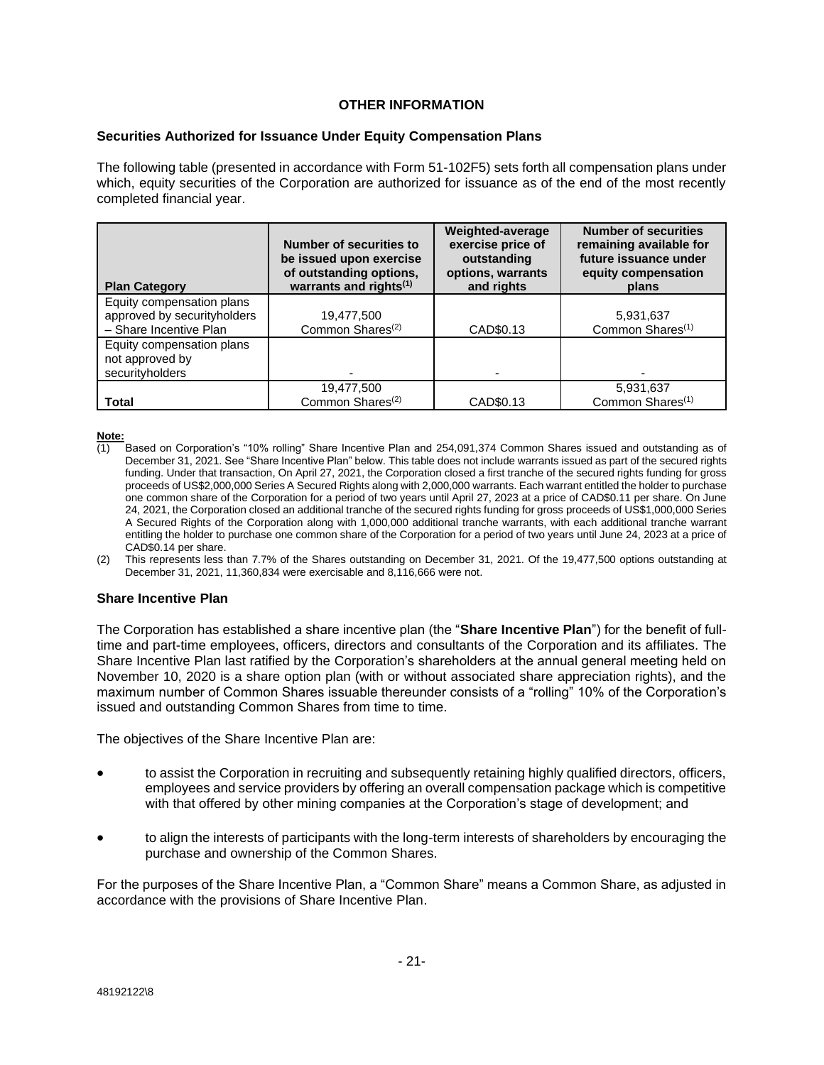## OTHER INFORMATION

### Securities Authorized for Issuance Under Equity Compensation Plans

The following table (presented in accordance with Form 51-102F5) sets forth all compensation plans under which, equity securities of the Corporation are authorized for issuance as of the end of the most recently completed financial year.

| Plan Category | Number of securities to be issued upon exercise of outstanding options, warrants and rights[(1)] | Weighted-average exercise price of outstanding options, warrants and rights | Number of securities remaining available for future issuance under equity compensation plans |
|---|---|---|---|
| Equity compensation plans approved by securityholders – Share Incentive Plan | 19,477,500 Common Shares[(2)] | CAD$0.13 | 5,931,637 Common Shares[(1)] |
| Equity compensation plans not approved by securityholders | - | - | - |
| **Total** | 19,477,500 Common Shares[(2)] | CAD$0.13 | 5,931,637 Common Shares[(1)] |

**Note:**

(1) Based on Corporation's "10% rolling" Share Incentive Plan and 254,091,374 Common Shares issued and outstanding as of December 31, 2021. See "Share Incentive Plan" below. This table does not include warrants issued as part of the secured rights funding. Under that transaction, On April 27, 2021, the Corporation closed a first tranche of the secured rights funding for gross proceeds of US$2,000,000 Series A Secured Rights along with 2,000,000 warrants. Each warrant entitled the holder to purchase one common share of the Corporation for a period of two years until April 27, 2023 at a price of CAD$0.11 per share. On June 24, 2021, the Corporation closed an additional tranche of the secured rights funding for gross proceeds of US$1,000,000 Series A Secured Rights of the Corporation along with 1,000,000 additional tranche warrants, with each additional tranche warrant entitling the holder to purchase one common share of the Corporation for a period of two years until June 24, 2023 at a price of CAD$0.14 per share.

(2) This represents less than 7.7% of the Shares outstanding on December 31, 2021. Of the 19,477,500 options outstanding at December 31, 2021, 11,360,834 were exercisable and 8,116,666 were not.

### Share Incentive Plan

The Corporation has established a share incentive plan (the "**Share Incentive Plan**") for the benefit of full-time and part-time employees, officers, directors and consultants of the Corporation and its affiliates. The Share Incentive Plan last ratified by the Corporation's shareholders at the annual general meeting held on November 10, 2020 is a share option plan (with or without associated share appreciation rights), and the maximum number of Common Shares issuable thereunder consists of a "rolling" 10% of the Corporation's issued and outstanding Common Shares from time to time.

The objectives of the Share Incentive Plan are:

- to assist the Corporation in recruiting and subsequently retaining highly qualified directors, officers, employees and service providers by offering an overall compensation package which is competitive with that offered by other mining companies at the Corporation's stage of development; and
- to align the interests of participants with the long-term interests of shareholders by encouraging the purchase and ownership of the Common Shares.

For the purposes of the Share Incentive Plan, a "Common Share" means a Common Share, as adjusted in accordance with the provisions of Share Incentive Plan.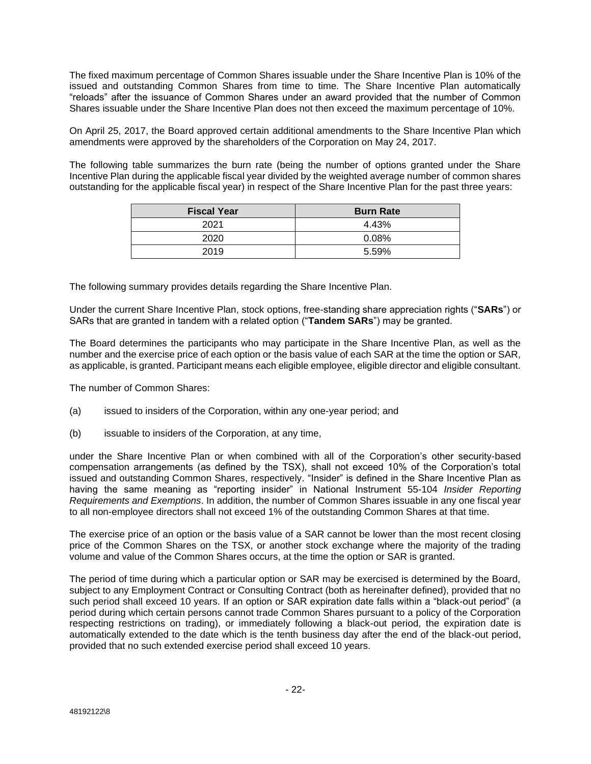The fixed maximum percentage of Common Shares issuable under the Share Incentive Plan is 10% of the issued and outstanding Common Shares from time to time. The Share Incentive Plan automatically "reloads" after the issuance of Common Shares under an award provided that the number of Common Shares issuable under the Share Incentive Plan does not then exceed the maximum percentage of 10%.

On April 25, 2017, the Board approved certain additional amendments to the Share Incentive Plan which amendments were approved by the shareholders of the Corporation on May 24, 2017.

The following table summarizes the burn rate (being the number of options granted under the Share Incentive Plan during the applicable fiscal year divided by the weighted average number of common shares outstanding for the applicable fiscal year) in respect of the Share Incentive Plan for the past three years:

| Fiscal Year | Burn Rate |
|---|---|
| 2021 | 4.43% |
| 2020 | 0.08% |
| 2019 | 5.59% |

The following summary provides details regarding the Share Incentive Plan.

Under the current Share Incentive Plan, stock options, free-standing share appreciation rights ("**SARs**") or SARs that are granted in tandem with a related option ("**Tandem SARs**") may be granted.

The Board determines the participants who may participate in the Share Incentive Plan, as well as the number and the exercise price of each option or the basis value of each SAR at the time the option or SAR, as applicable, is granted. Participant means each eligible employee, eligible director and eligible consultant.

The number of Common Shares:

(a) issued to insiders of the Corporation, within any one-year period; and

(b) issuable to insiders of the Corporation, at any time,

under the Share Incentive Plan or when combined with all of the Corporation's other security-based compensation arrangements (as defined by the TSX), shall not exceed 10% of the Corporation's total issued and outstanding Common Shares, respectively. "Insider" is defined in the Share Incentive Plan as having the same meaning as "reporting insider" in National Instrument 55-104 *Insider Reporting Requirements and Exemptions*. In addition, the number of Common Shares issuable in any one fiscal year to all non-employee directors shall not exceed 1% of the outstanding Common Shares at that time.

The exercise price of an option or the basis value of a SAR cannot be lower than the most recent closing price of the Common Shares on the TSX, or another stock exchange where the majority of the trading volume and value of the Common Shares occurs, at the time the option or SAR is granted.

The period of time during which a particular option or SAR may be exercised is determined by the Board, subject to any Employment Contract or Consulting Contract (both as hereinafter defined), provided that no such period shall exceed 10 years. If an option or SAR expiration date falls within a "black-out period" (a period during which certain persons cannot trade Common Shares pursuant to a policy of the Corporation respecting restrictions on trading), or immediately following a black-out period, the expiration date is automatically extended to the date which is the tenth business day after the end of the black-out period, provided that no such extended exercise period shall exceed 10 years.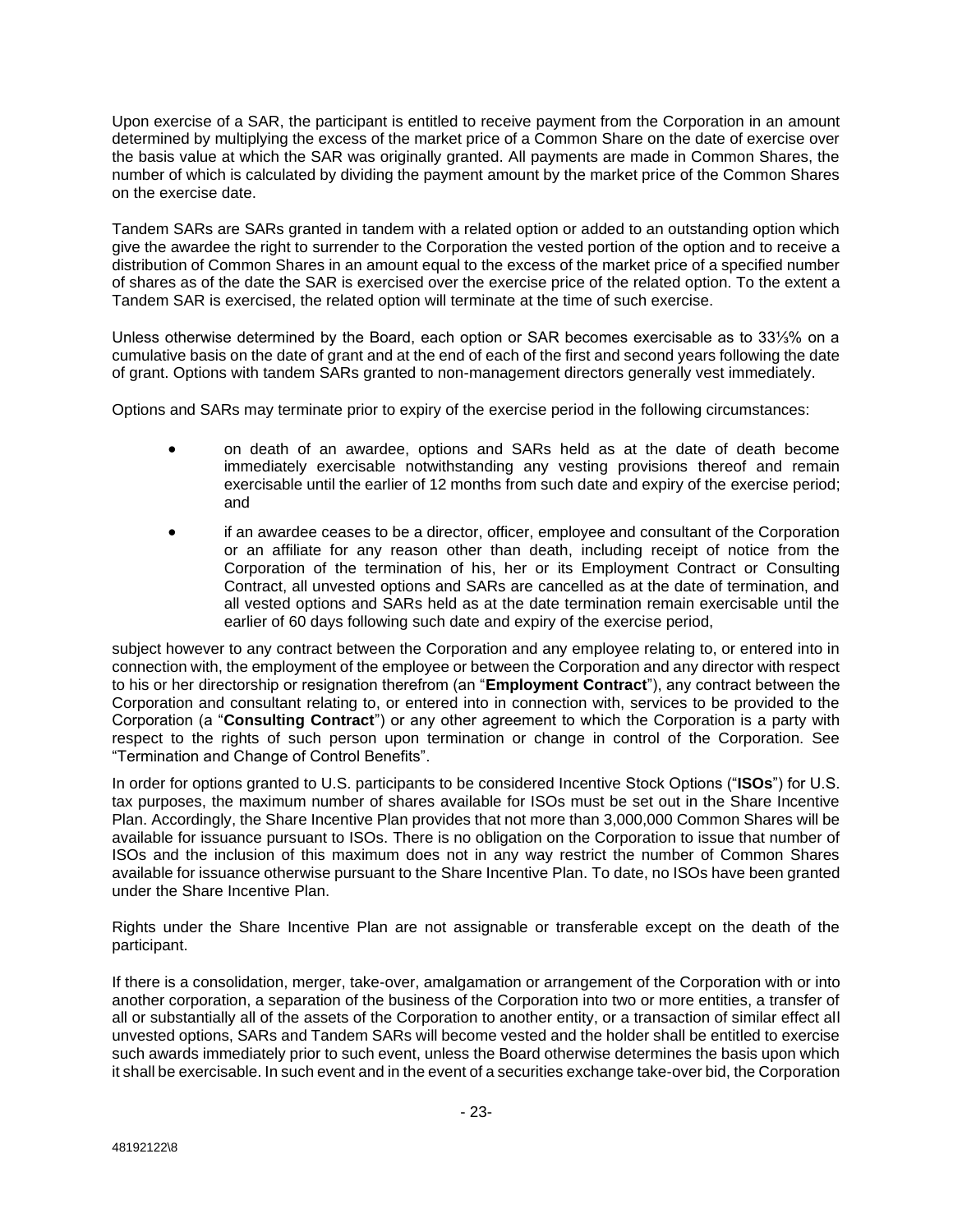Upon exercise of a SAR, the participant is entitled to receive payment from the Corporation in an amount determined by multiplying the excess of the market price of a Common Share on the date of exercise over the basis value at which the SAR was originally granted. All payments are made in Common Shares, the number of which is calculated by dividing the payment amount by the market price of the Common Shares on the exercise date.

Tandem SARs are SARs granted in tandem with a related option or added to an outstanding option which give the awardee the right to surrender to the Corporation the vested portion of the option and to receive a distribution of Common Shares in an amount equal to the excess of the market price of a specified number of shares as of the date the SAR is exercised over the exercise price of the related option. To the extent a Tandem SAR is exercised, the related option will terminate at the time of such exercise.

Unless otherwise determined by the Board, each option or SAR becomes exercisable as to 33⅓% on a cumulative basis on the date of grant and at the end of each of the first and second years following the date of grant. Options with tandem SARs granted to non-management directors generally vest immediately.

Options and SARs may terminate prior to expiry of the exercise period in the following circumstances:

- on death of an awardee, options and SARs held as at the date of death become immediately exercisable notwithstanding any vesting provisions thereof and remain exercisable until the earlier of 12 months from such date and expiry of the exercise period; and
- if an awardee ceases to be a director, officer, employee and consultant of the Corporation or an affiliate for any reason other than death, including receipt of notice from the Corporation of the termination of his, her or its Employment Contract or Consulting Contract, all unvested options and SARs are cancelled as at the date of termination, and all vested options and SARs held as at the date termination remain exercisable until the earlier of 60 days following such date and expiry of the exercise period,

subject however to any contract between the Corporation and any employee relating to, or entered into in connection with, the employment of the employee or between the Corporation and any director with respect to his or her directorship or resignation therefrom (an "**Employment Contract**"), any contract between the Corporation and consultant relating to, or entered into in connection with, services to be provided to the Corporation (a "**Consulting Contract**") or any other agreement to which the Corporation is a party with respect to the rights of such person upon termination or change in control of the Corporation. See "Termination and Change of Control Benefits".

In order for options granted to U.S. participants to be considered Incentive Stock Options ("**ISOs**") for U.S. tax purposes, the maximum number of shares available for ISOs must be set out in the Share Incentive Plan. Accordingly, the Share Incentive Plan provides that not more than 3,000,000 Common Shares will be available for issuance pursuant to ISOs. There is no obligation on the Corporation to issue that number of ISOs and the inclusion of this maximum does not in any way restrict the number of Common Shares available for issuance otherwise pursuant to the Share Incentive Plan. To date, no ISOs have been granted under the Share Incentive Plan.

Rights under the Share Incentive Plan are not assignable or transferable except on the death of the participant.

If there is a consolidation, merger, take-over, amalgamation or arrangement of the Corporation with or into another corporation, a separation of the business of the Corporation into two or more entities, a transfer of all or substantially all of the assets of the Corporation to another entity, or a transaction of similar effect all unvested options, SARs and Tandem SARs will become vested and the holder shall be entitled to exercise such awards immediately prior to such event, unless the Board otherwise determines the basis upon which it shall be exercisable. In such event and in the event of a securities exchange take-over bid, the Corporation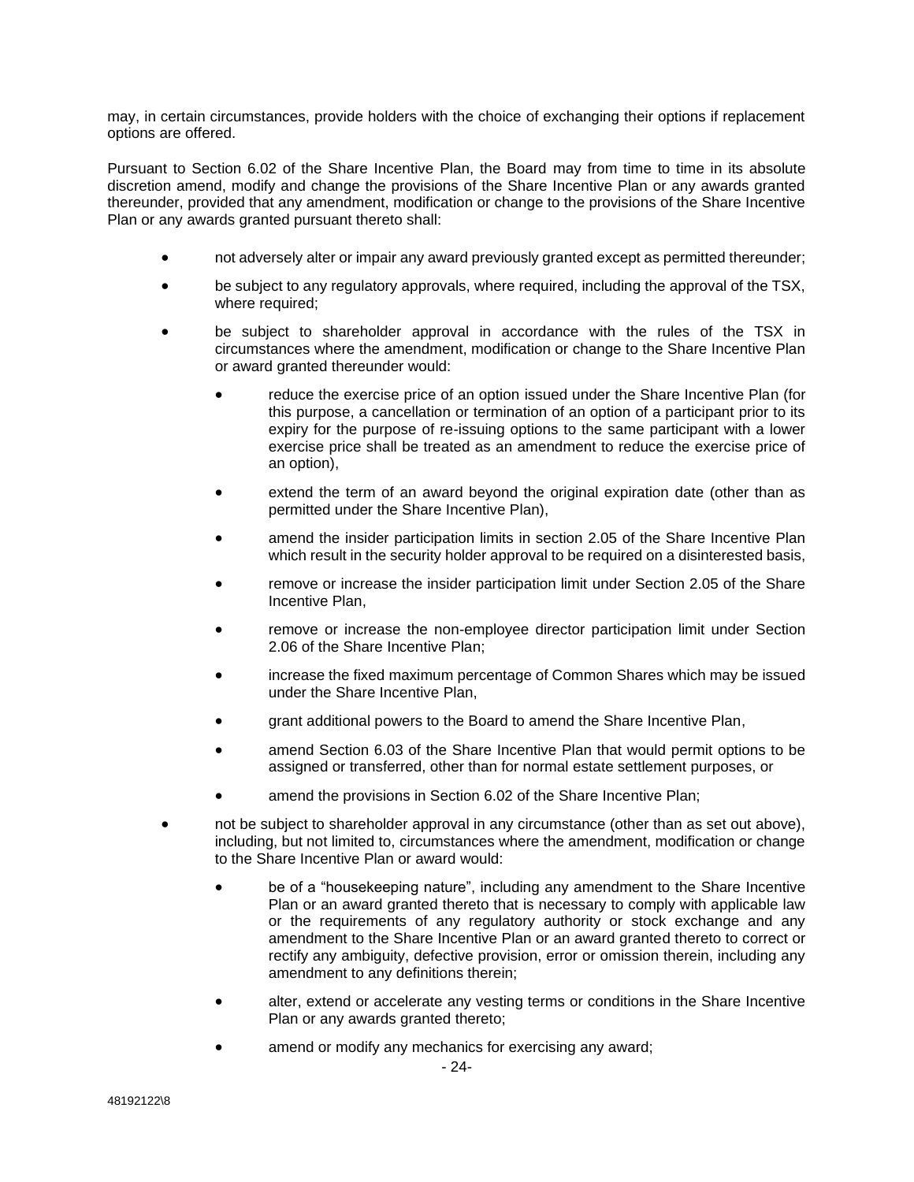may, in certain circumstances, provide holders with the choice of exchanging their options if replacement options are offered.

Pursuant to Section 6.02 of the Share Incentive Plan, the Board may from time to time in its absolute discretion amend, modify and change the provisions of the Share Incentive Plan or any awards granted thereunder, provided that any amendment, modification or change to the provisions of the Share Incentive Plan or any awards granted pursuant thereto shall:

- not adversely alter or impair any award previously granted except as permitted thereunder;
- be subject to any regulatory approvals, where required, including the approval of the TSX, where required;
- be subject to shareholder approval in accordance with the rules of the TSX in circumstances where the amendment, modification or change to the Share Incentive Plan or award granted thereunder would:
  - reduce the exercise price of an option issued under the Share Incentive Plan (for this purpose, a cancellation or termination of an option of a participant prior to its expiry for the purpose of re-issuing options to the same participant with a lower exercise price shall be treated as an amendment to reduce the exercise price of an option),
  - extend the term of an award beyond the original expiration date (other than as permitted under the Share Incentive Plan),
  - amend the insider participation limits in section 2.05 of the Share Incentive Plan which result in the security holder approval to be required on a disinterested basis,
  - remove or increase the insider participation limit under Section 2.05 of the Share Incentive Plan,
  - remove or increase the non-employee director participation limit under Section 2.06 of the Share Incentive Plan;
  - increase the fixed maximum percentage of Common Shares which may be issued under the Share Incentive Plan,
  - grant additional powers to the Board to amend the Share Incentive Plan,
  - amend Section 6.03 of the Share Incentive Plan that would permit options to be assigned or transferred, other than for normal estate settlement purposes, or
  - amend the provisions in Section 6.02 of the Share Incentive Plan;
- not be subject to shareholder approval in any circumstance (other than as set out above), including, but not limited to, circumstances where the amendment, modification or change to the Share Incentive Plan or award would:
  - be of a "housekeeping nature", including any amendment to the Share Incentive Plan or an award granted thereto that is necessary to comply with applicable law or the requirements of any regulatory authority or stock exchange and any amendment to the Share Incentive Plan or an award granted thereto to correct or rectify any ambiguity, defective provision, error or omission therein, including any amendment to any definitions therein;
  - alter, extend or accelerate any vesting terms or conditions in the Share Incentive Plan or any awards granted thereto;
  - amend or modify any mechanics for exercising any award;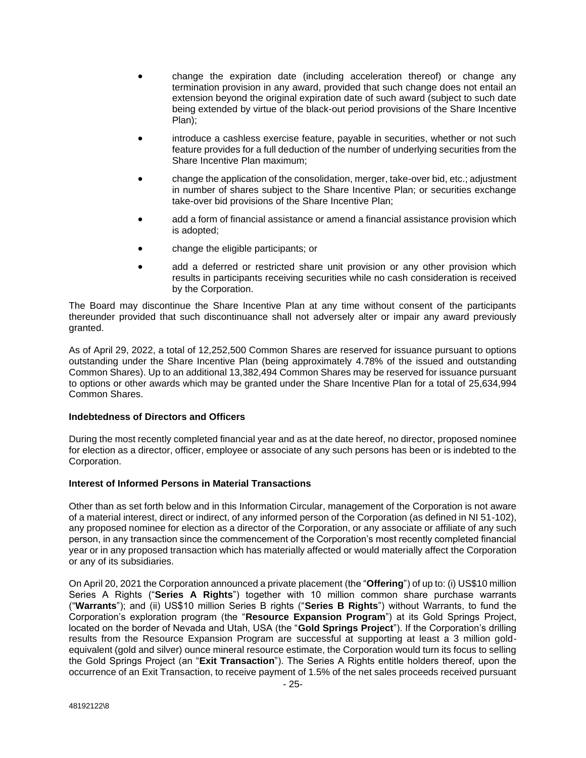- change the expiration date (including acceleration thereof) or change any termination provision in any award, provided that such change does not entail an extension beyond the original expiration date of such award (subject to such date being extended by virtue of the black-out period provisions of the Share Incentive Plan);
- introduce a cashless exercise feature, payable in securities, whether or not such feature provides for a full deduction of the number of underlying securities from the Share Incentive Plan maximum;
- change the application of the consolidation, merger, take-over bid, etc.; adjustment in number of shares subject to the Share Incentive Plan; or securities exchange take-over bid provisions of the Share Incentive Plan;
- add a form of financial assistance or amend a financial assistance provision which is adopted;
- change the eligible participants; or
- add a deferred or restricted share unit provision or any other provision which results in participants receiving securities while no cash consideration is received by the Corporation.

The Board may discontinue the Share Incentive Plan at any time without consent of the participants thereunder provided that such discontinuance shall not adversely alter or impair any award previously granted.

As of April 29, 2022, a total of 12,252,500 Common Shares are reserved for issuance pursuant to options outstanding under the Share Incentive Plan (being approximately 4.78% of the issued and outstanding Common Shares). Up to an additional 13,382,494 Common Shares may be reserved for issuance pursuant to options or other awards which may be granted under the Share Incentive Plan for a total of 25,634,994 Common Shares.

**Indebtedness of Directors and Officers**

During the most recently completed financial year and as at the date hereof, no director, proposed nominee for election as a director, officer, employee or associate of any such persons has been or is indebted to the Corporation.

**Interest of Informed Persons in Material Transactions**

Other than as set forth below and in this Information Circular, management of the Corporation is not aware of a material interest, direct or indirect, of any informed person of the Corporation (as defined in NI 51-102), any proposed nominee for election as a director of the Corporation, or any associate or affiliate of any such person, in any transaction since the commencement of the Corporation's most recently completed financial year or in any proposed transaction which has materially affected or would materially affect the Corporation or any of its subsidiaries.

On April 20, 2021 the Corporation announced a private placement (the "**Offering**") of up to: (i) US$10 million Series A Rights ("**Series A Rights**") together with 10 million common share purchase warrants ("**Warrants**"); and (ii) US$10 million Series B rights ("**Series B Rights**") without Warrants, to fund the Corporation's exploration program (the "**Resource Expansion Program**") at its Gold Springs Project, located on the border of Nevada and Utah, USA (the "**Gold Springs Project**"). If the Corporation's drilling results from the Resource Expansion Program are successful at supporting at least a 3 million gold-equivalent (gold and silver) ounce mineral resource estimate, the Corporation would turn its focus to selling the Gold Springs Project (an "**Exit Transaction**"). The Series A Rights entitle holders thereof, upon the occurrence of an Exit Transaction, to receive payment of 1.5% of the net sales proceeds received pursuant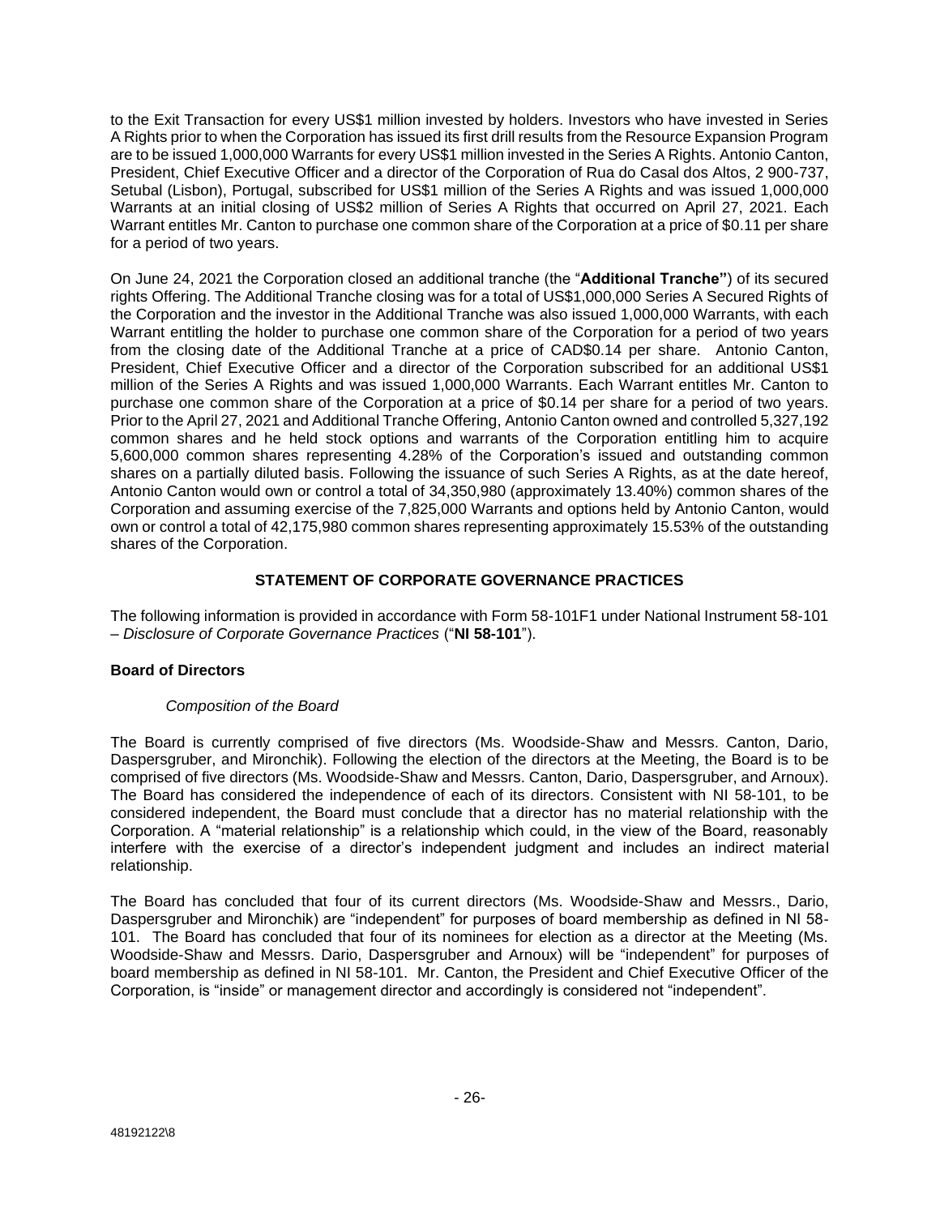to the Exit Transaction for every US$1 million invested by holders. Investors who have invested in Series A Rights prior to when the Corporation has issued its first drill results from the Resource Expansion Program are to be issued 1,000,000 Warrants for every US$1 million invested in the Series A Rights. Antonio Canton, President, Chief Executive Officer and a director of the Corporation of Rua do Casal dos Altos, 2 900-737, Setubal (Lisbon), Portugal, subscribed for US$1 million of the Series A Rights and was issued 1,000,000 Warrants at an initial closing of US$2 million of Series A Rights that occurred on April 27, 2021. Each Warrant entitles Mr. Canton to purchase one common share of the Corporation at a price of $0.11 per share for a period of two years.

On June 24, 2021 the Corporation closed an additional tranche (the "**Additional Tranche"**) of its secured rights Offering. The Additional Tranche closing was for a total of US$1,000,000 Series A Secured Rights of the Corporation and the investor in the Additional Tranche was also issued 1,000,000 Warrants, with each Warrant entitling the holder to purchase one common share of the Corporation for a period of two years from the closing date of the Additional Tranche at a price of CAD$0.14 per share. Antonio Canton, President, Chief Executive Officer and a director of the Corporation subscribed for an additional US$1 million of the Series A Rights and was issued 1,000,000 Warrants. Each Warrant entitles Mr. Canton to purchase one common share of the Corporation at a price of $0.14 per share for a period of two years. Prior to the April 27, 2021 and Additional Tranche Offering, Antonio Canton owned and controlled 5,327,192 common shares and he held stock options and warrants of the Corporation entitling him to acquire 5,600,000 common shares representing 4.28% of the Corporation's issued and outstanding common shares on a partially diluted basis. Following the issuance of such Series A Rights, as at the date hereof, Antonio Canton would own or control a total of 34,350,980 (approximately 13.40%) common shares of the Corporation and assuming exercise of the 7,825,000 Warrants and options held by Antonio Canton, would own or control a total of 42,175,980 common shares representing approximately 15.53% of the outstanding shares of the Corporation.

## STATEMENT OF CORPORATE GOVERNANCE PRACTICES

The following information is provided in accordance with Form 58-101F1 under National Instrument 58-101 – *Disclosure of Corporate Governance Practices* ("**NI 58-101**").

### Board of Directors

*Composition of the Board*

The Board is currently comprised of five directors (Ms. Woodside-Shaw and Messrs. Canton, Dario, Daspersgruber, and Mironchik). Following the election of the directors at the Meeting, the Board is to be comprised of five directors (Ms. Woodside-Shaw and Messrs. Canton, Dario, Daspersgruber, and Arnoux). The Board has considered the independence of each of its directors. Consistent with NI 58-101, to be considered independent, the Board must conclude that a director has no material relationship with the Corporation. A "material relationship" is a relationship which could, in the view of the Board, reasonably interfere with the exercise of a director's independent judgment and includes an indirect material relationship.

The Board has concluded that four of its current directors (Ms. Woodside-Shaw and Messrs., Dario, Daspersgruber and Mironchik) are "independent" for purposes of board membership as defined in NI 58-101. The Board has concluded that four of its nominees for election as a director at the Meeting (Ms. Woodside-Shaw and Messrs. Dario, Daspersgruber and Arnoux) will be "independent" for purposes of board membership as defined in NI 58-101. Mr. Canton, the President and Chief Executive Officer of the Corporation, is "inside" or management director and accordingly is considered not "independent".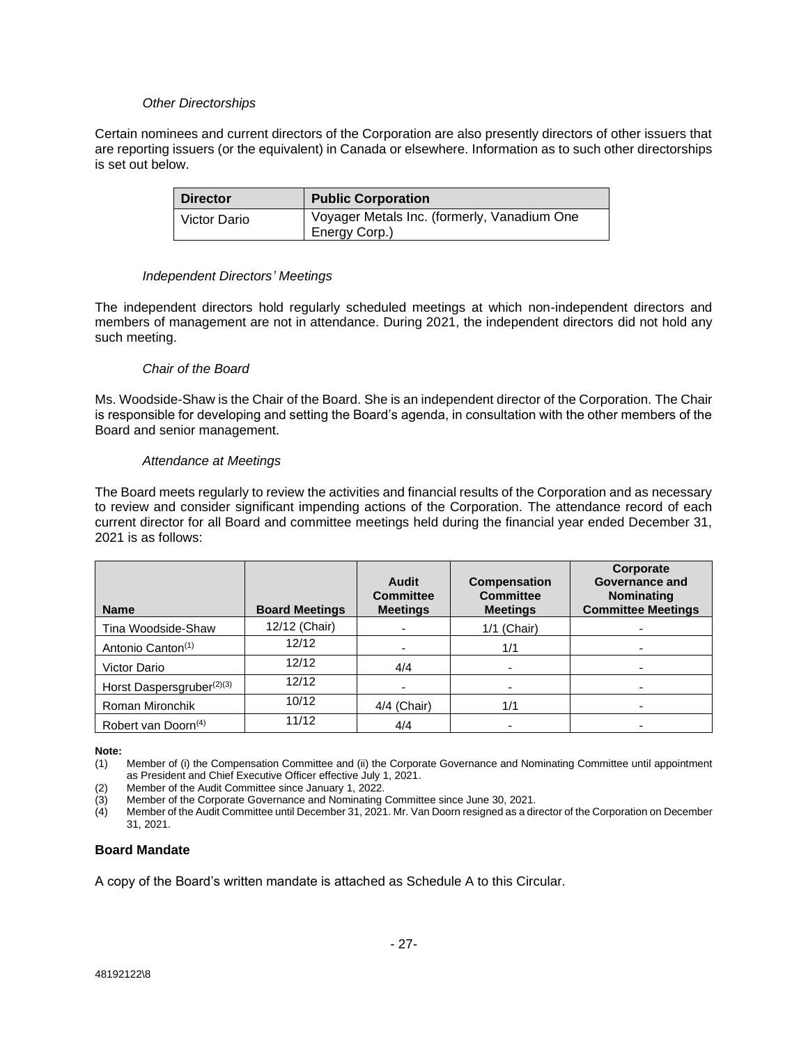*Other Directorships*

Certain nominees and current directors of the Corporation are also presently directors of other issuers that are reporting issuers (or the equivalent) in Canada or elsewhere. Information as to such other directorships is set out below.

| Director | Public Corporation |
|---|---|
| Victor Dario | Voyager Metals Inc. (formerly, Vanadium One Energy Corp.) |

*Independent Directors' Meetings*

The independent directors hold regularly scheduled meetings at which non-independent directors and members of management are not in attendance. During 2021, the independent directors did not hold any such meeting.

*Chair of the Board*

Ms. Woodside-Shaw is the Chair of the Board. She is an independent director of the Corporation. The Chair is responsible for developing and setting the Board's agenda, in consultation with the other members of the Board and senior management.

*Attendance at Meetings*

The Board meets regularly to review the activities and financial results of the Corporation and as necessary to review and consider significant impending actions of the Corporation. The attendance record of each current director for all Board and committee meetings held during the financial year ended December 31, 2021 is as follows:

| Name | Board Meetings | Audit Committee Meetings | Compensation Committee Meetings | Corporate Governance and Nominating Committee Meetings |
|---|---|---|---|---|
| Tina Woodside-Shaw | 12/12 (Chair) | - | 1/1 (Chair) | - |
| Antonio Canton[(1)] | 12/12 | - | 1/1 | - |
| Victor Dario | 12/12 | 4/4 | - | - |
| Horst Daspersgruber[(2)(3)] | 12/12 | - | - | - |
| Roman Mironchik | 10/12 | 4/4 (Chair) | 1/1 | - |
| Robert van Doorn[(4)] | 11/12 | 4/4 | - | - |

**Note:**

(1) Member of (i) the Compensation Committee and (ii) the Corporate Governance and Nominating Committee until appointment as President and Chief Executive Officer effective July 1, 2021.

(2) Member of the Audit Committee since January 1, 2022.

(3) Member of the Corporate Governance and Nominating Committee since June 30, 2021.

(4) Member of the Audit Committee until December 31, 2021. Mr. Van Doorn resigned as a director of the Corporation on December 31, 2021.

### Board Mandate

A copy of the Board's written mandate is attached as Schedule A to this Circular.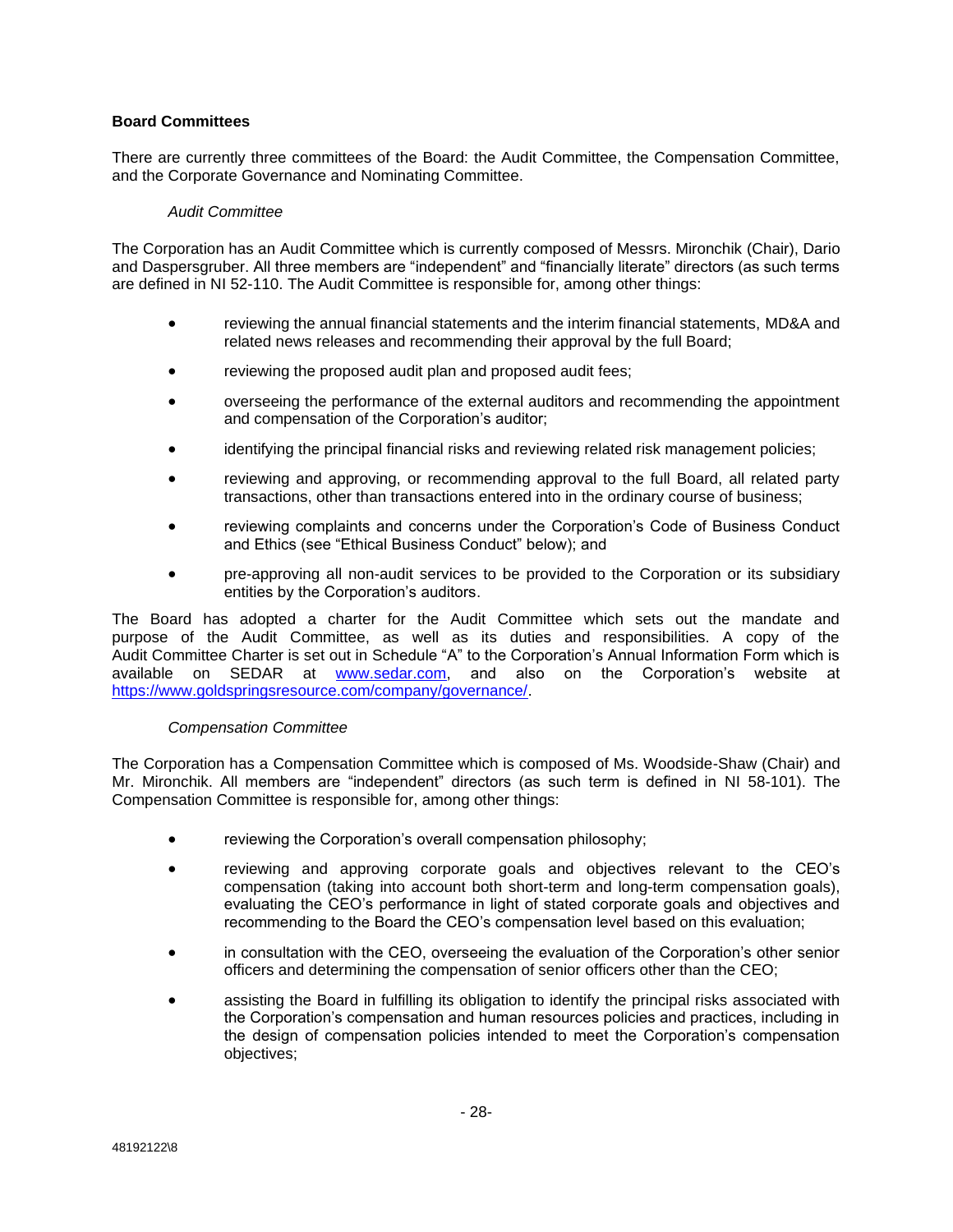### Board Committees

There are currently three committees of the Board: the Audit Committee, the Compensation Committee, and the Corporate Governance and Nominating Committee.

*Audit Committee*

The Corporation has an Audit Committee which is currently composed of Messrs. Mironchik (Chair), Dario and Daspersgruber. All three members are "independent" and "financially literate" directors (as such terms are defined in NI 52-110. The Audit Committee is responsible for, among other things:

- reviewing the annual financial statements and the interim financial statements, MD&A and related news releases and recommending their approval by the full Board;
- reviewing the proposed audit plan and proposed audit fees;
- overseeing the performance of the external auditors and recommending the appointment and compensation of the Corporation's auditor;
- identifying the principal financial risks and reviewing related risk management policies;
- reviewing and approving, or recommending approval to the full Board, all related party transactions, other than transactions entered into in the ordinary course of business;
- reviewing complaints and concerns under the Corporation's Code of Business Conduct and Ethics (see "Ethical Business Conduct" below); and
- pre-approving all non-audit services to be provided to the Corporation or its subsidiary entities by the Corporation's auditors.

The Board has adopted a charter for the Audit Committee which sets out the mandate and purpose of the Audit Committee, as well as its duties and responsibilities. A copy of the Audit Committee Charter is set out in Schedule "A" to the Corporation's Annual Information Form which is available on SEDAR at www.sedar.com, and also on the Corporation's website at https://www.goldspringsresource.com/company/governance/.

*Compensation Committee*

The Corporation has a Compensation Committee which is composed of Ms. Woodside-Shaw (Chair) and Mr. Mironchik. All members are "independent" directors (as such term is defined in NI 58-101). The Compensation Committee is responsible for, among other things:

- reviewing the Corporation's overall compensation philosophy;
- reviewing and approving corporate goals and objectives relevant to the CEO's compensation (taking into account both short-term and long-term compensation goals), evaluating the CEO's performance in light of stated corporate goals and objectives and recommending to the Board the CEO's compensation level based on this evaluation;
- in consultation with the CEO, overseeing the evaluation of the Corporation's other senior officers and determining the compensation of senior officers other than the CEO;
- assisting the Board in fulfilling its obligation to identify the principal risks associated with the Corporation's compensation and human resources policies and practices, including in the design of compensation policies intended to meet the Corporation's compensation objectives;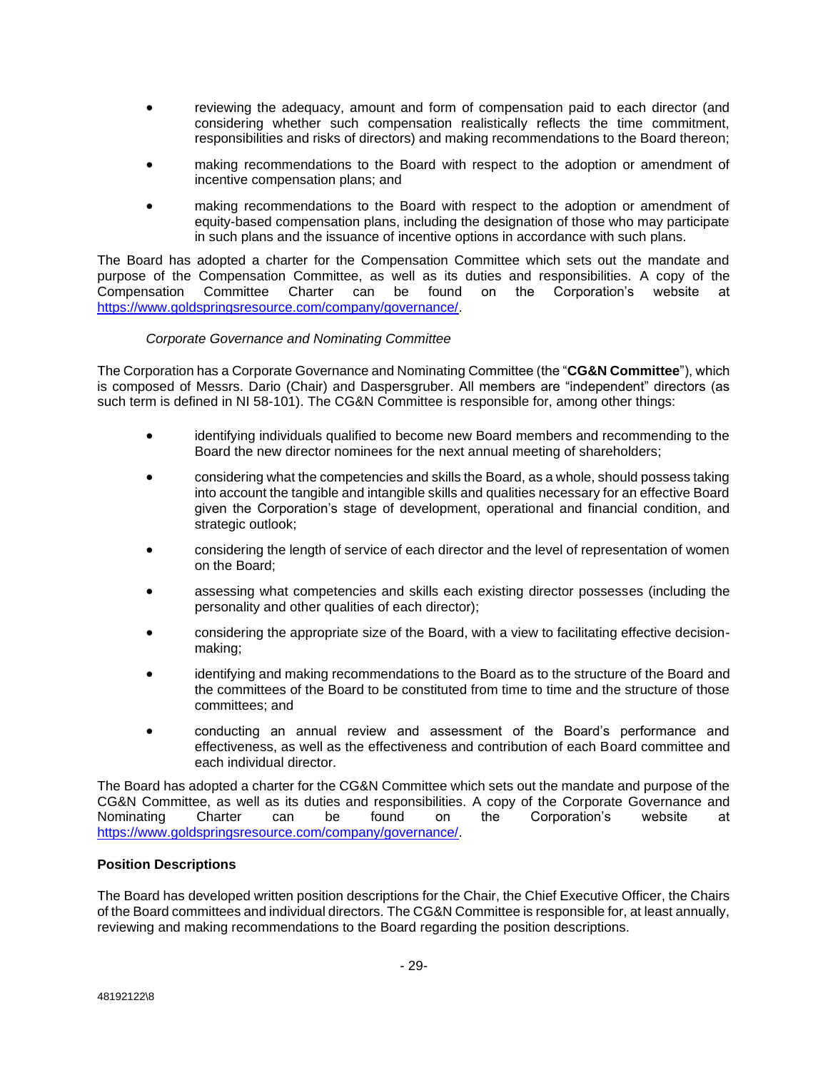- reviewing the adequacy, amount and form of compensation paid to each director (and considering whether such compensation realistically reflects the time commitment, responsibilities and risks of directors) and making recommendations to the Board thereon;
- making recommendations to the Board with respect to the adoption or amendment of incentive compensation plans; and
- making recommendations to the Board with respect to the adoption or amendment of equity-based compensation plans, including the designation of those who may participate in such plans and the issuance of incentive options in accordance with such plans.

The Board has adopted a charter for the Compensation Committee which sets out the mandate and purpose of the Compensation Committee, as well as its duties and responsibilities. A copy of the Compensation Committee Charter can be found on the Corporation's website at https://www.goldspringsresource.com/company/governance/.

*Corporate Governance and Nominating Committee*

The Corporation has a Corporate Governance and Nominating Committee (the "**CG&N Committee**"), which is composed of Messrs. Dario (Chair) and Daspersgruber. All members are "independent" directors (as such term is defined in NI 58-101). The CG&N Committee is responsible for, among other things:

- identifying individuals qualified to become new Board members and recommending to the Board the new director nominees for the next annual meeting of shareholders;
- considering what the competencies and skills the Board, as a whole, should possess taking into account the tangible and intangible skills and qualities necessary for an effective Board given the Corporation's stage of development, operational and financial condition, and strategic outlook;
- considering the length of service of each director and the level of representation of women on the Board;
- assessing what competencies and skills each existing director possesses (including the personality and other qualities of each director);
- considering the appropriate size of the Board, with a view to facilitating effective decision-making;
- identifying and making recommendations to the Board as to the structure of the Board and the committees of the Board to be constituted from time to time and the structure of those committees; and
- conducting an annual review and assessment of the Board's performance and effectiveness, as well as the effectiveness and contribution of each Board committee and each individual director.

The Board has adopted a charter for the CG&N Committee which sets out the mandate and purpose of the CG&N Committee, as well as its duties and responsibilities. A copy of the Corporate Governance and Nominating Charter can be found on the Corporation's website at https://www.goldspringsresource.com/company/governance/.

**Position Descriptions**

The Board has developed written position descriptions for the Chair, the Chief Executive Officer, the Chairs of the Board committees and individual directors. The CG&N Committee is responsible for, at least annually, reviewing and making recommendations to the Board regarding the position descriptions.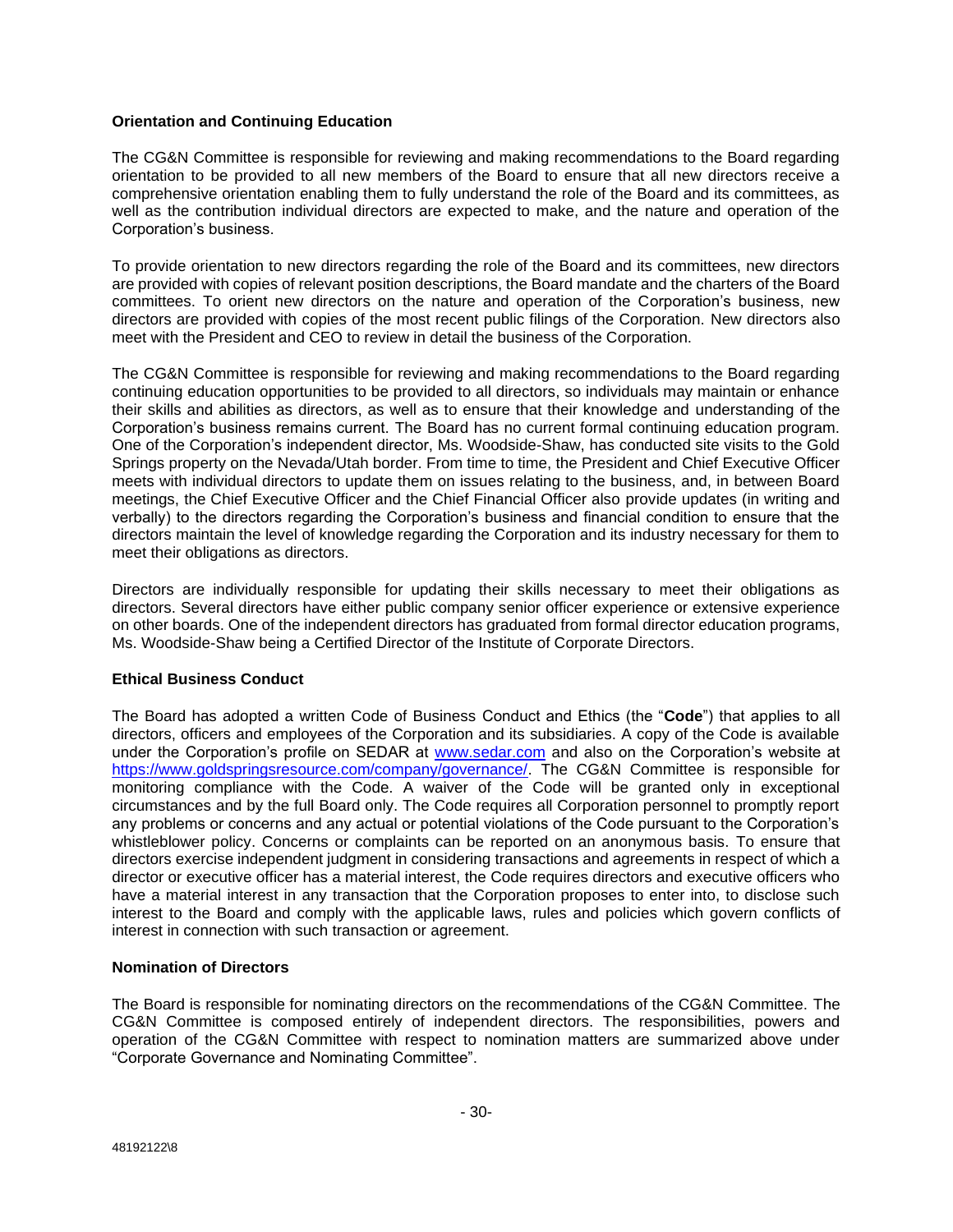**Orientation and Continuing Education**

The CG&N Committee is responsible for reviewing and making recommendations to the Board regarding orientation to be provided to all new members of the Board to ensure that all new directors receive a comprehensive orientation enabling them to fully understand the role of the Board and its committees, as well as the contribution individual directors are expected to make, and the nature and operation of the Corporation's business.

To provide orientation to new directors regarding the role of the Board and its committees, new directors are provided with copies of relevant position descriptions, the Board mandate and the charters of the Board committees. To orient new directors on the nature and operation of the Corporation's business, new directors are provided with copies of the most recent public filings of the Corporation. New directors also meet with the President and CEO to review in detail the business of the Corporation.

The CG&N Committee is responsible for reviewing and making recommendations to the Board regarding continuing education opportunities to be provided to all directors, so individuals may maintain or enhance their skills and abilities as directors, as well as to ensure that their knowledge and understanding of the Corporation's business remains current. The Board has no current formal continuing education program. One of the Corporation's independent director, Ms. Woodside-Shaw, has conducted site visits to the Gold Springs property on the Nevada/Utah border. From time to time, the President and Chief Executive Officer meets with individual directors to update them on issues relating to the business, and, in between Board meetings, the Chief Executive Officer and the Chief Financial Officer also provide updates (in writing and verbally) to the directors regarding the Corporation's business and financial condition to ensure that the directors maintain the level of knowledge regarding the Corporation and its industry necessary for them to meet their obligations as directors.

Directors are individually responsible for updating their skills necessary to meet their obligations as directors. Several directors have either public company senior officer experience or extensive experience on other boards. One of the independent directors has graduated from formal director education programs, Ms. Woodside-Shaw being a Certified Director of the Institute of Corporate Directors.

**Ethical Business Conduct**

The Board has adopted a written Code of Business Conduct and Ethics (the "**Code**") that applies to all directors, officers and employees of the Corporation and its subsidiaries. A copy of the Code is available under the Corporation's profile on SEDAR at www.sedar.com and also on the Corporation's website at https://www.goldspringsresource.com/company/governance/. The CG&N Committee is responsible for monitoring compliance with the Code. A waiver of the Code will be granted only in exceptional circumstances and by the full Board only. The Code requires all Corporation personnel to promptly report any problems or concerns and any actual or potential violations of the Code pursuant to the Corporation's whistleblower policy. Concerns or complaints can be reported on an anonymous basis. To ensure that directors exercise independent judgment in considering transactions and agreements in respect of which a director or executive officer has a material interest, the Code requires directors and executive officers who have a material interest in any transaction that the Corporation proposes to enter into, to disclose such interest to the Board and comply with the applicable laws, rules and policies which govern conflicts of interest in connection with such transaction or agreement.

**Nomination of Directors**

The Board is responsible for nominating directors on the recommendations of the CG&N Committee. The CG&N Committee is composed entirely of independent directors. The responsibilities, powers and operation of the CG&N Committee with respect to nomination matters are summarized above under "Corporate Governance and Nominating Committee".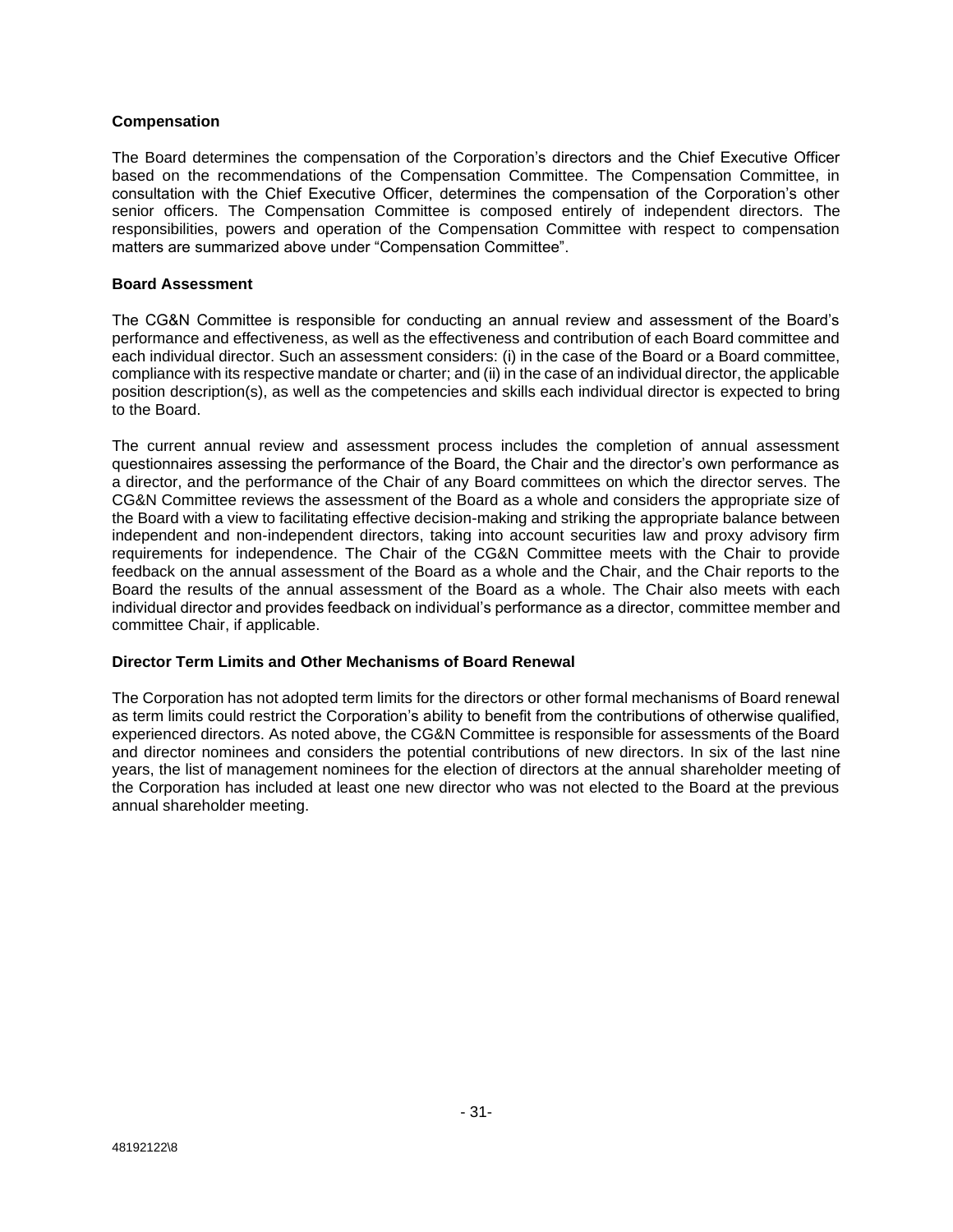### Compensation

The Board determines the compensation of the Corporation's directors and the Chief Executive Officer based on the recommendations of the Compensation Committee. The Compensation Committee, in consultation with the Chief Executive Officer, determines the compensation of the Corporation's other senior officers. The Compensation Committee is composed entirely of independent directors. The responsibilities, powers and operation of the Compensation Committee with respect to compensation matters are summarized above under "Compensation Committee".

### Board Assessment

The CG&N Committee is responsible for conducting an annual review and assessment of the Board's performance and effectiveness, as well as the effectiveness and contribution of each Board committee and each individual director. Such an assessment considers: (i) in the case of the Board or a Board committee, compliance with its respective mandate or charter; and (ii) in the case of an individual director, the applicable position description(s), as well as the competencies and skills each individual director is expected to bring to the Board.

The current annual review and assessment process includes the completion of annual assessment questionnaires assessing the performance of the Board, the Chair and the director's own performance as a director, and the performance of the Chair of any Board committees on which the director serves. The CG&N Committee reviews the assessment of the Board as a whole and considers the appropriate size of the Board with a view to facilitating effective decision-making and striking the appropriate balance between independent and non-independent directors, taking into account securities law and proxy advisory firm requirements for independence. The Chair of the CG&N Committee meets with the Chair to provide feedback on the annual assessment of the Board as a whole and the Chair, and the Chair reports to the Board the results of the annual assessment of the Board as a whole. The Chair also meets with each individual director and provides feedback on individual's performance as a director, committee member and committee Chair, if applicable.

### Director Term Limits and Other Mechanisms of Board Renewal

The Corporation has not adopted term limits for the directors or other formal mechanisms of Board renewal as term limits could restrict the Corporation's ability to benefit from the contributions of otherwise qualified, experienced directors. As noted above, the CG&N Committee is responsible for assessments of the Board and director nominees and considers the potential contributions of new directors. In six of the last nine years, the list of management nominees for the election of directors at the annual shareholder meeting of the Corporation has included at least one new director who was not elected to the Board at the previous annual shareholder meeting.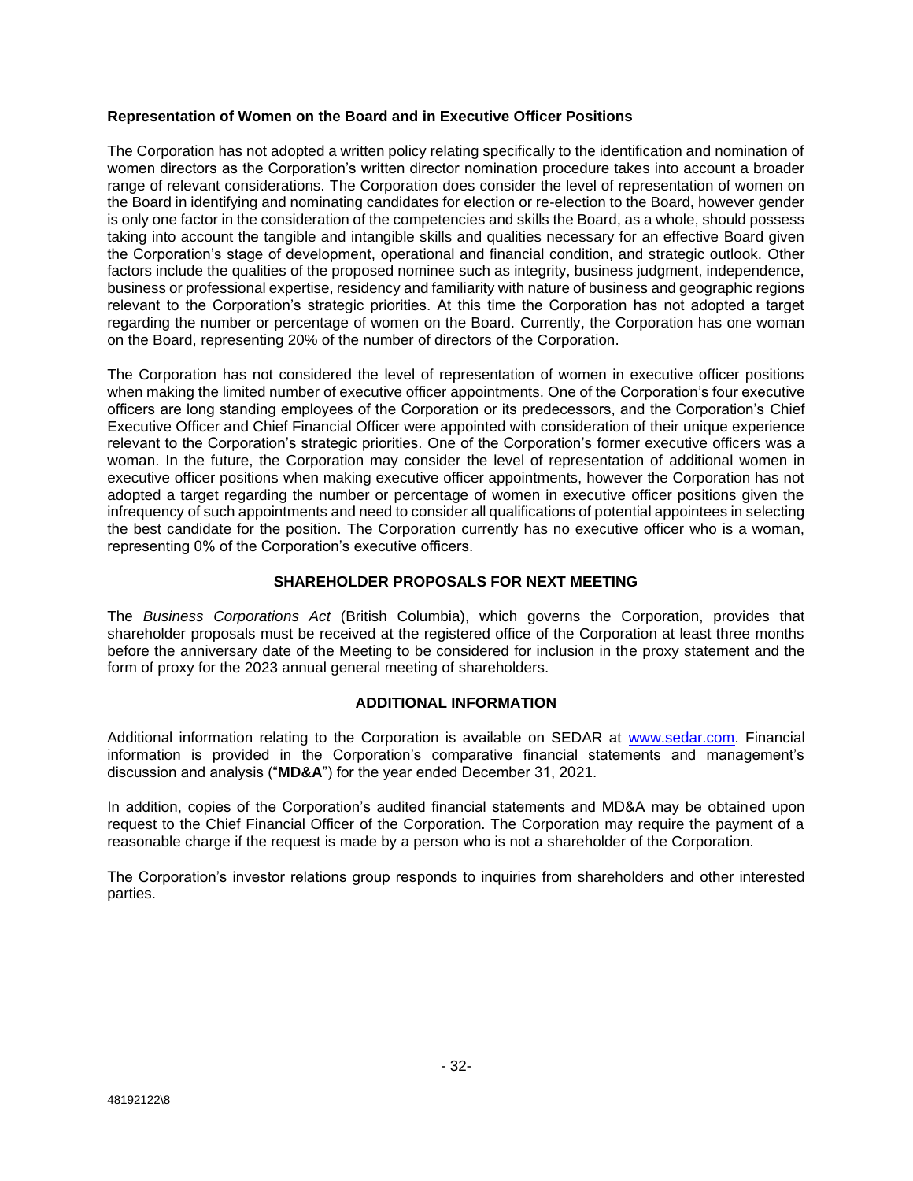**Representation of Women on the Board and in Executive Officer Positions**

The Corporation has not adopted a written policy relating specifically to the identification and nomination of women directors as the Corporation's written director nomination procedure takes into account a broader range of relevant considerations. The Corporation does consider the level of representation of women on the Board in identifying and nominating candidates for election or re-election to the Board, however gender is only one factor in the consideration of the competencies and skills the Board, as a whole, should possess taking into account the tangible and intangible skills and qualities necessary for an effective Board given the Corporation's stage of development, operational and financial condition, and strategic outlook. Other factors include the qualities of the proposed nominee such as integrity, business judgment, independence, business or professional expertise, residency and familiarity with nature of business and geographic regions relevant to the Corporation's strategic priorities. At this time the Corporation has not adopted a target regarding the number or percentage of women on the Board. Currently, the Corporation has one woman on the Board, representing 20% of the number of directors of the Corporation.

The Corporation has not considered the level of representation of women in executive officer positions when making the limited number of executive officer appointments. One of the Corporation's four executive officers are long standing employees of the Corporation or its predecessors, and the Corporation's Chief Executive Officer and Chief Financial Officer were appointed with consideration of their unique experience relevant to the Corporation's strategic priorities. One of the Corporation's former executive officers was a woman. In the future, the Corporation may consider the level of representation of additional women in executive officer positions when making executive officer appointments, however the Corporation has not adopted a target regarding the number or percentage of women in executive officer positions given the infrequency of such appointments and need to consider all qualifications of potential appointees in selecting the best candidate for the position. The Corporation currently has no executive officer who is a woman, representing 0% of the Corporation's executive officers.

## SHAREHOLDER PROPOSALS FOR NEXT MEETING

The *Business Corporations Act* (British Columbia), which governs the Corporation, provides that shareholder proposals must be received at the registered office of the Corporation at least three months before the anniversary date of the Meeting to be considered for inclusion in the proxy statement and the form of proxy for the 2023 annual general meeting of shareholders.

## ADDITIONAL INFORMATION

Additional information relating to the Corporation is available on SEDAR at www.sedar.com. Financial information is provided in the Corporation's comparative financial statements and management's discussion and analysis ("**MD&A**") for the year ended December 31, 2021.

In addition, copies of the Corporation's audited financial statements and MD&A may be obtained upon request to the Chief Financial Officer of the Corporation. The Corporation may require the payment of a reasonable charge if the request is made by a person who is not a shareholder of the Corporation.

The Corporation's investor relations group responds to inquiries from shareholders and other interested parties.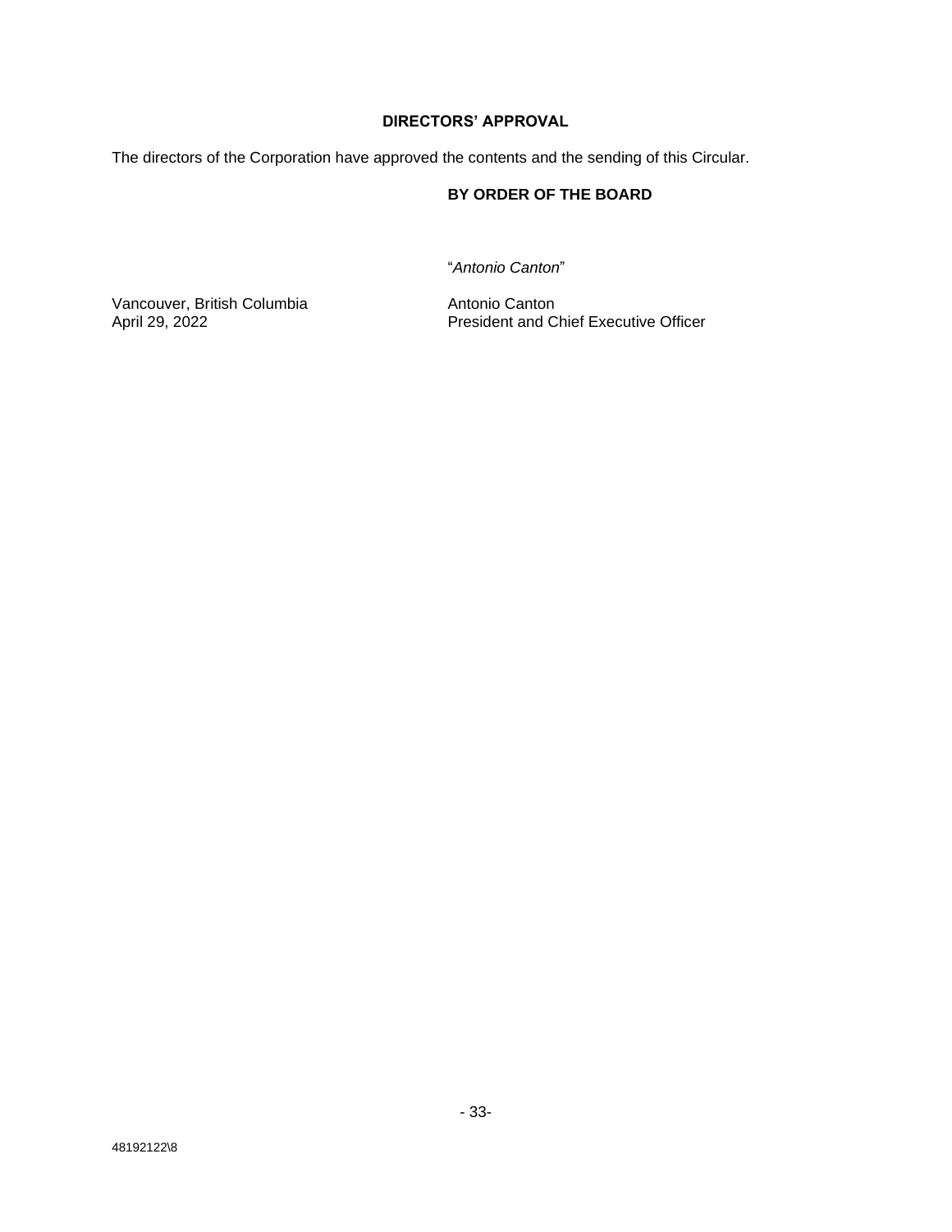## DIRECTORS' APPROVAL

The directors of the Corporation have approved the contents and the sending of this Circular.

**BY ORDER OF THE BOARD**

"*Antonio Canton*"

Vancouver, British Columbia
April 29, 2022

Antonio Canton
President and Chief Executive Officer

48192122\8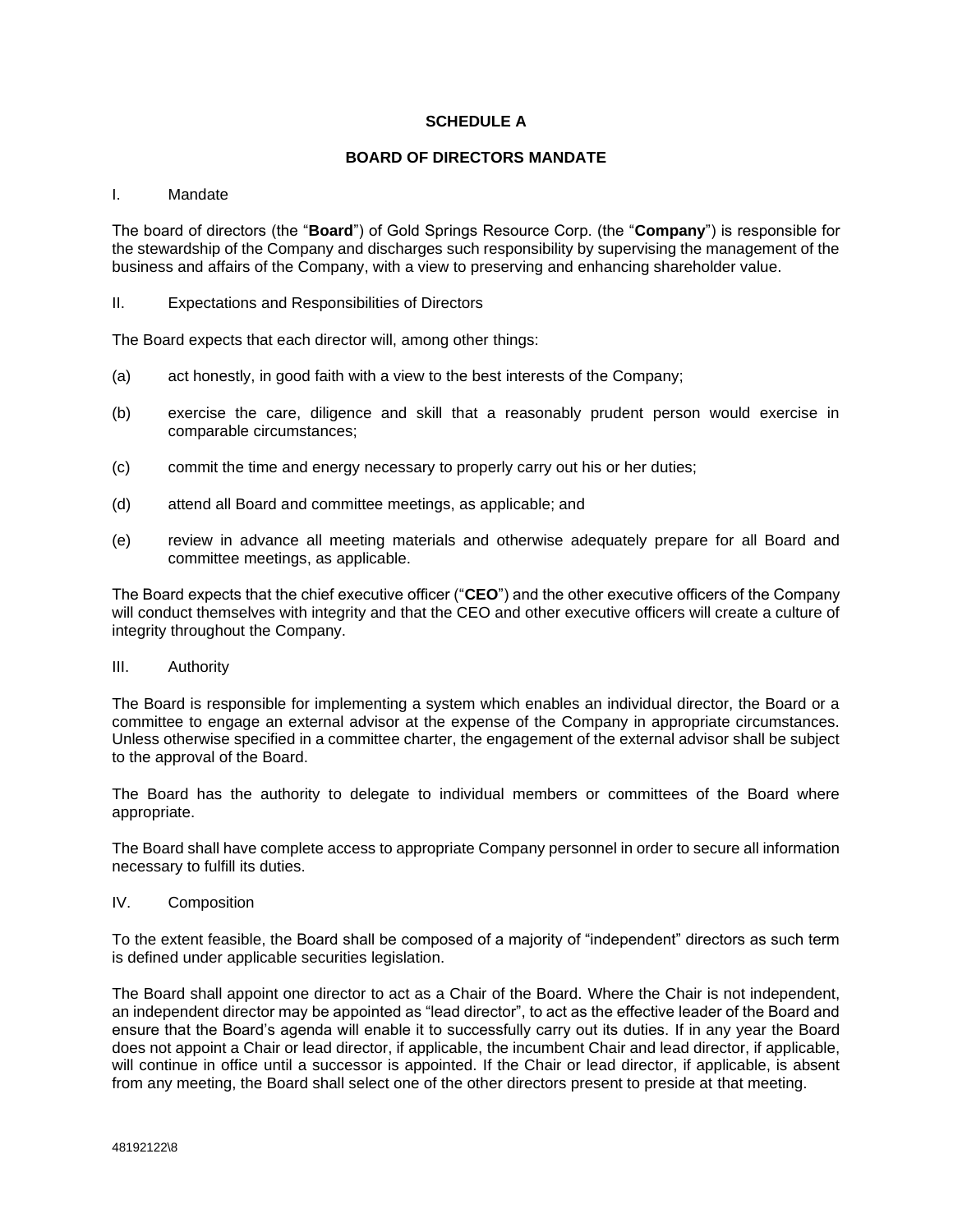**SCHEDULE A**

**BOARD OF DIRECTORS MANDATE**

I. Mandate

The board of directors (the "**Board**") of Gold Springs Resource Corp. (the "**Company**") is responsible for the stewardship of the Company and discharges such responsibility by supervising the management of the business and affairs of the Company, with a view to preserving and enhancing shareholder value.

II. Expectations and Responsibilities of Directors

The Board expects that each director will, among other things:

(a) act honestly, in good faith with a view to the best interests of the Company;

(b) exercise the care, diligence and skill that a reasonably prudent person would exercise in comparable circumstances;

(c) commit the time and energy necessary to properly carry out his or her duties;

(d) attend all Board and committee meetings, as applicable; and

(e) review in advance all meeting materials and otherwise adequately prepare for all Board and committee meetings, as applicable.

The Board expects that the chief executive officer ("**CEO**") and the other executive officers of the Company will conduct themselves with integrity and that the CEO and other executive officers will create a culture of integrity throughout the Company.

III. Authority

The Board is responsible for implementing a system which enables an individual director, the Board or a committee to engage an external advisor at the expense of the Company in appropriate circumstances. Unless otherwise specified in a committee charter, the engagement of the external advisor shall be subject to the approval of the Board.

The Board has the authority to delegate to individual members or committees of the Board where appropriate.

The Board shall have complete access to appropriate Company personnel in order to secure all information necessary to fulfill its duties.

IV. Composition

To the extent feasible, the Board shall be composed of a majority of "independent" directors as such term is defined under applicable securities legislation.

The Board shall appoint one director to act as a Chair of the Board. Where the Chair is not independent, an independent director may be appointed as "lead director", to act as the effective leader of the Board and ensure that the Board's agenda will enable it to successfully carry out its duties. If in any year the Board does not appoint a Chair or lead director, if applicable, the incumbent Chair and lead director, if applicable, will continue in office until a successor is appointed. If the Chair or lead director, if applicable, is absent from any meeting, the Board shall select one of the other directors present to preside at that meeting.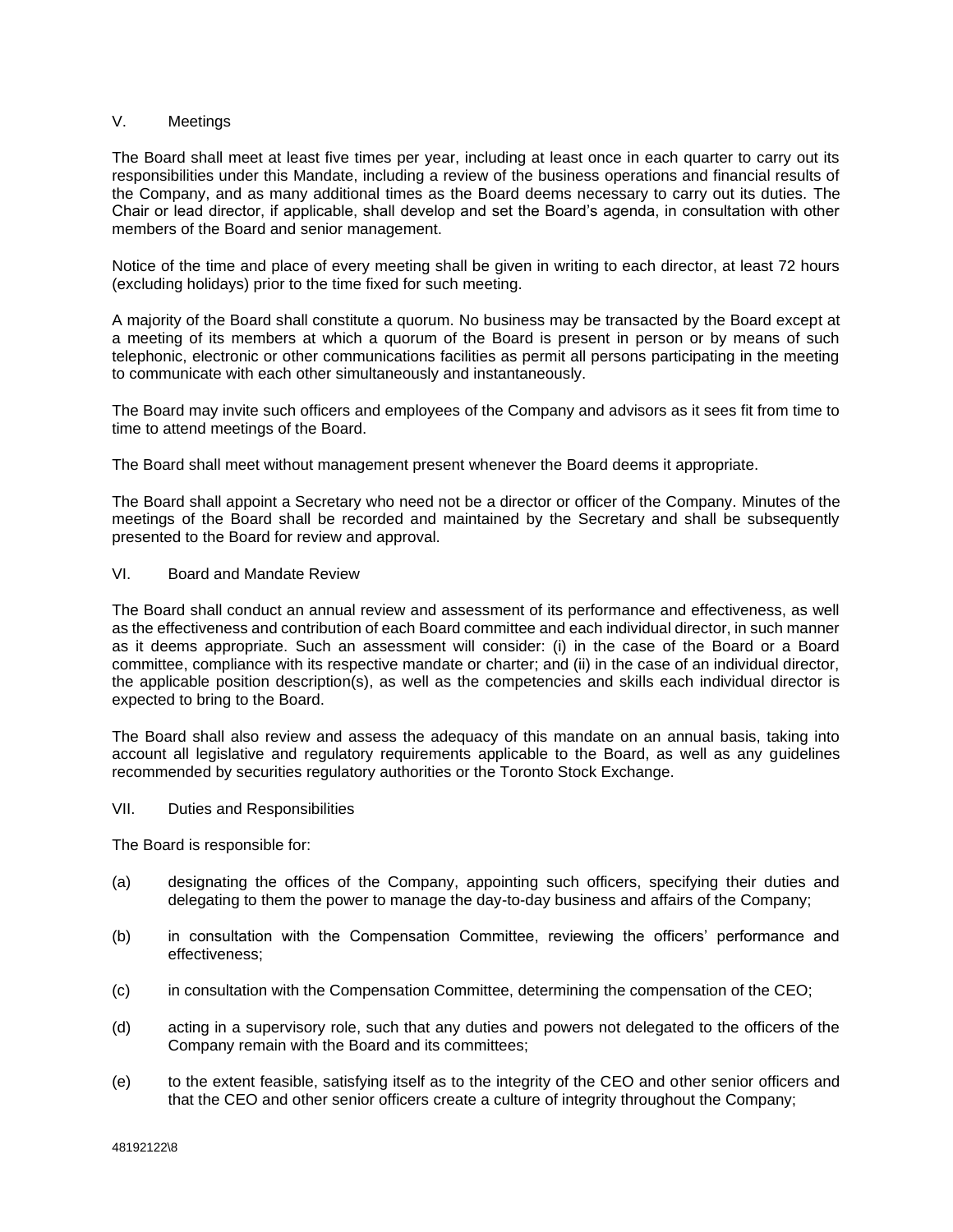## V. Meetings

The Board shall meet at least five times per year, including at least once in each quarter to carry out its responsibilities under this Mandate, including a review of the business operations and financial results of the Company, and as many additional times as the Board deems necessary to carry out its duties. The Chair or lead director, if applicable, shall develop and set the Board's agenda, in consultation with other members of the Board and senior management.

Notice of the time and place of every meeting shall be given in writing to each director, at least 72 hours (excluding holidays) prior to the time fixed for such meeting.

A majority of the Board shall constitute a quorum. No business may be transacted by the Board except at a meeting of its members at which a quorum of the Board is present in person or by means of such telephonic, electronic or other communications facilities as permit all persons participating in the meeting to communicate with each other simultaneously and instantaneously.

The Board may invite such officers and employees of the Company and advisors as it sees fit from time to time to attend meetings of the Board.

The Board shall meet without management present whenever the Board deems it appropriate.

The Board shall appoint a Secretary who need not be a director or officer of the Company. Minutes of the meetings of the Board shall be recorded and maintained by the Secretary and shall be subsequently presented to the Board for review and approval.

## VI. Board and Mandate Review

The Board shall conduct an annual review and assessment of its performance and effectiveness, as well as the effectiveness and contribution of each Board committee and each individual director, in such manner as it deems appropriate. Such an assessment will consider: (i) in the case of the Board or a Board committee, compliance with its respective mandate or charter; and (ii) in the case of an individual director, the applicable position description(s), as well as the competencies and skills each individual director is expected to bring to the Board.

The Board shall also review and assess the adequacy of this mandate on an annual basis, taking into account all legislative and regulatory requirements applicable to the Board, as well as any guidelines recommended by securities regulatory authorities or the Toronto Stock Exchange.

## VII. Duties and Responsibilities

The Board is responsible for:

(a) designating the offices of the Company, appointing such officers, specifying their duties and delegating to them the power to manage the day-to-day business and affairs of the Company;

(b) in consultation with the Compensation Committee, reviewing the officers' performance and effectiveness;

(c) in consultation with the Compensation Committee, determining the compensation of the CEO;

(d) acting in a supervisory role, such that any duties and powers not delegated to the officers of the Company remain with the Board and its committees;

(e) to the extent feasible, satisfying itself as to the integrity of the CEO and other senior officers and that the CEO and other senior officers create a culture of integrity throughout the Company;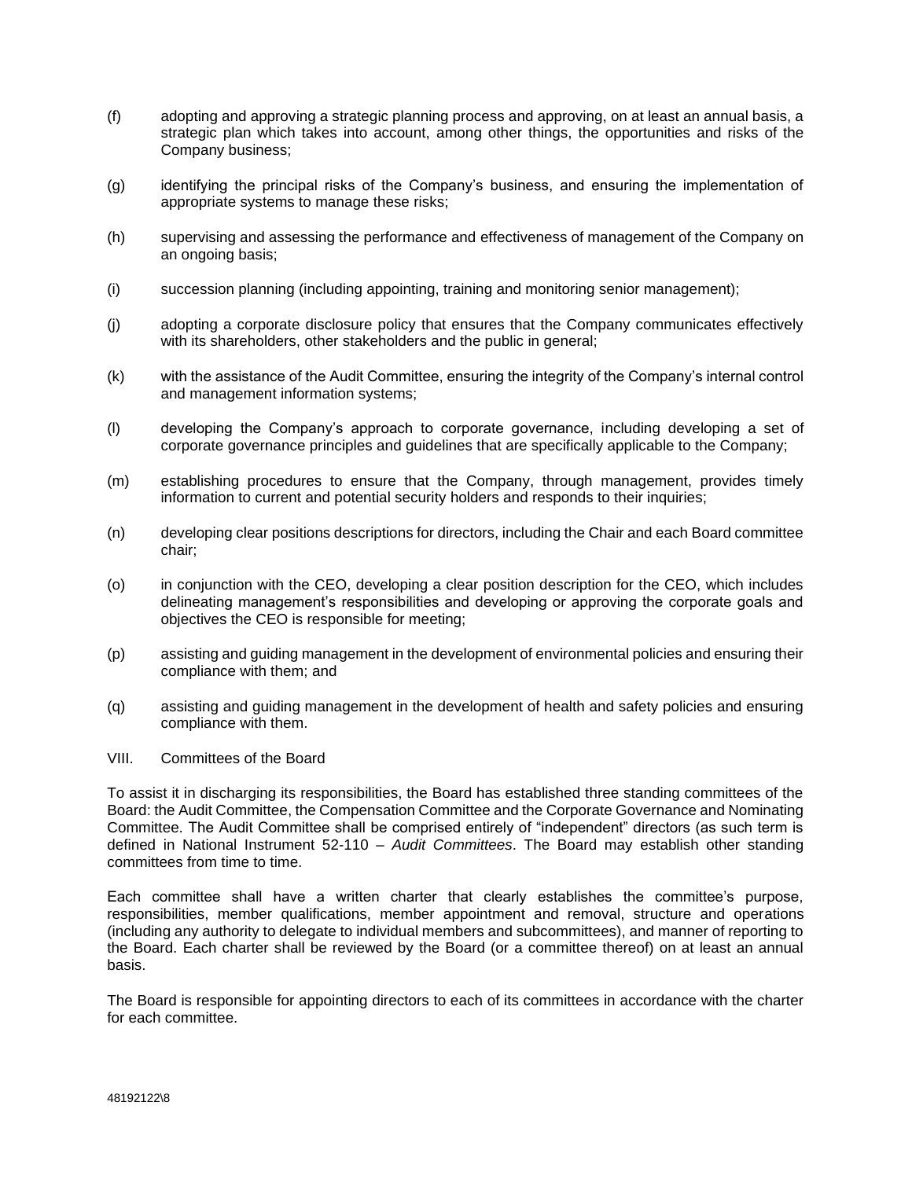(f) adopting and approving a strategic planning process and approving, on at least an annual basis, a strategic plan which takes into account, among other things, the opportunities and risks of the Company business;

(g) identifying the principal risks of the Company's business, and ensuring the implementation of appropriate systems to manage these risks;

(h) supervising and assessing the performance and effectiveness of management of the Company on an ongoing basis;

(i) succession planning (including appointing, training and monitoring senior management);

(j) adopting a corporate disclosure policy that ensures that the Company communicates effectively with its shareholders, other stakeholders and the public in general;

(k) with the assistance of the Audit Committee, ensuring the integrity of the Company's internal control and management information systems;

(l) developing the Company's approach to corporate governance, including developing a set of corporate governance principles and guidelines that are specifically applicable to the Company;

(m) establishing procedures to ensure that the Company, through management, provides timely information to current and potential security holders and responds to their inquiries;

(n) developing clear positions descriptions for directors, including the Chair and each Board committee chair;

(o) in conjunction with the CEO, developing a clear position description for the CEO, which includes delineating management's responsibilities and developing or approving the corporate goals and objectives the CEO is responsible for meeting;

(p) assisting and guiding management in the development of environmental policies and ensuring their compliance with them; and

(q) assisting and guiding management in the development of health and safety policies and ensuring compliance with them.

## VIII. Committees of the Board

To assist it in discharging its responsibilities, the Board has established three standing committees of the Board: the Audit Committee, the Compensation Committee and the Corporate Governance and Nominating Committee. The Audit Committee shall be comprised entirely of "independent" directors (as such term is defined in National Instrument 52-110 – *Audit Committees*. The Board may establish other standing committees from time to time.

Each committee shall have a written charter that clearly establishes the committee's purpose, responsibilities, member qualifications, member appointment and removal, structure and operations (including any authority to delegate to individual members and subcommittees), and manner of reporting to the Board. Each charter shall be reviewed by the Board (or a committee thereof) on at least an annual basis.

The Board is responsible for appointing directors to each of its committees in accordance with the charter for each committee.

48192122\8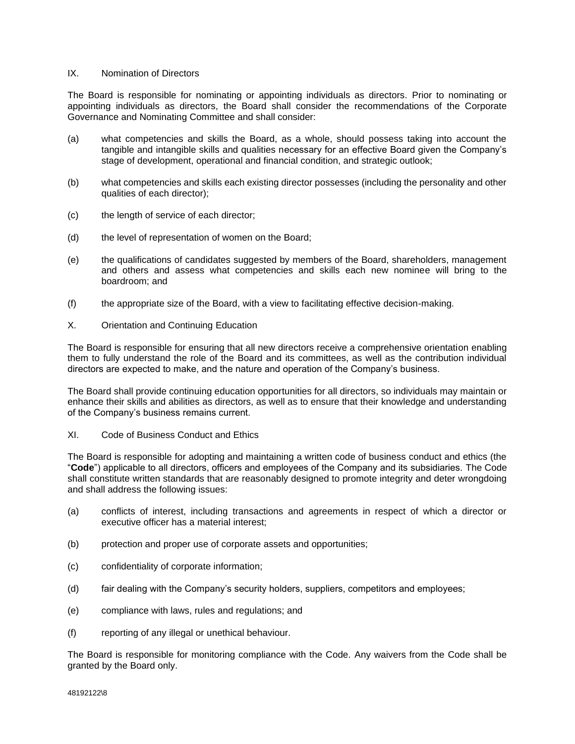## IX. Nomination of Directors

The Board is responsible for nominating or appointing individuals as directors. Prior to nominating or appointing individuals as directors, the Board shall consider the recommendations of the Corporate Governance and Nominating Committee and shall consider:

(a) what competencies and skills the Board, as a whole, should possess taking into account the tangible and intangible skills and qualities necessary for an effective Board given the Company's stage of development, operational and financial condition, and strategic outlook;

(b) what competencies and skills each existing director possesses (including the personality and other qualities of each director);

(c) the length of service of each director;

(d) the level of representation of women on the Board;

(e) the qualifications of candidates suggested by members of the Board, shareholders, management and others and assess what competencies and skills each new nominee will bring to the boardroom; and

(f) the appropriate size of the Board, with a view to facilitating effective decision-making.

## X. Orientation and Continuing Education

The Board is responsible for ensuring that all new directors receive a comprehensive orientation enabling them to fully understand the role of the Board and its committees, as well as the contribution individual directors are expected to make, and the nature and operation of the Company's business.

The Board shall provide continuing education opportunities for all directors, so individuals may maintain or enhance their skills and abilities as directors, as well as to ensure that their knowledge and understanding of the Company's business remains current.

## XI. Code of Business Conduct and Ethics

The Board is responsible for adopting and maintaining a written code of business conduct and ethics (the "**Code**") applicable to all directors, officers and employees of the Company and its subsidiaries. The Code shall constitute written standards that are reasonably designed to promote integrity and deter wrongdoing and shall address the following issues:

(a) conflicts of interest, including transactions and agreements in respect of which a director or executive officer has a material interest;

(b) protection and proper use of corporate assets and opportunities;

(c) confidentiality of corporate information;

(d) fair dealing with the Company's security holders, suppliers, competitors and employees;

(e) compliance with laws, rules and regulations; and

(f) reporting of any illegal or unethical behaviour.

The Board is responsible for monitoring compliance with the Code. Any waivers from the Code shall be granted by the Board only.

48192122\8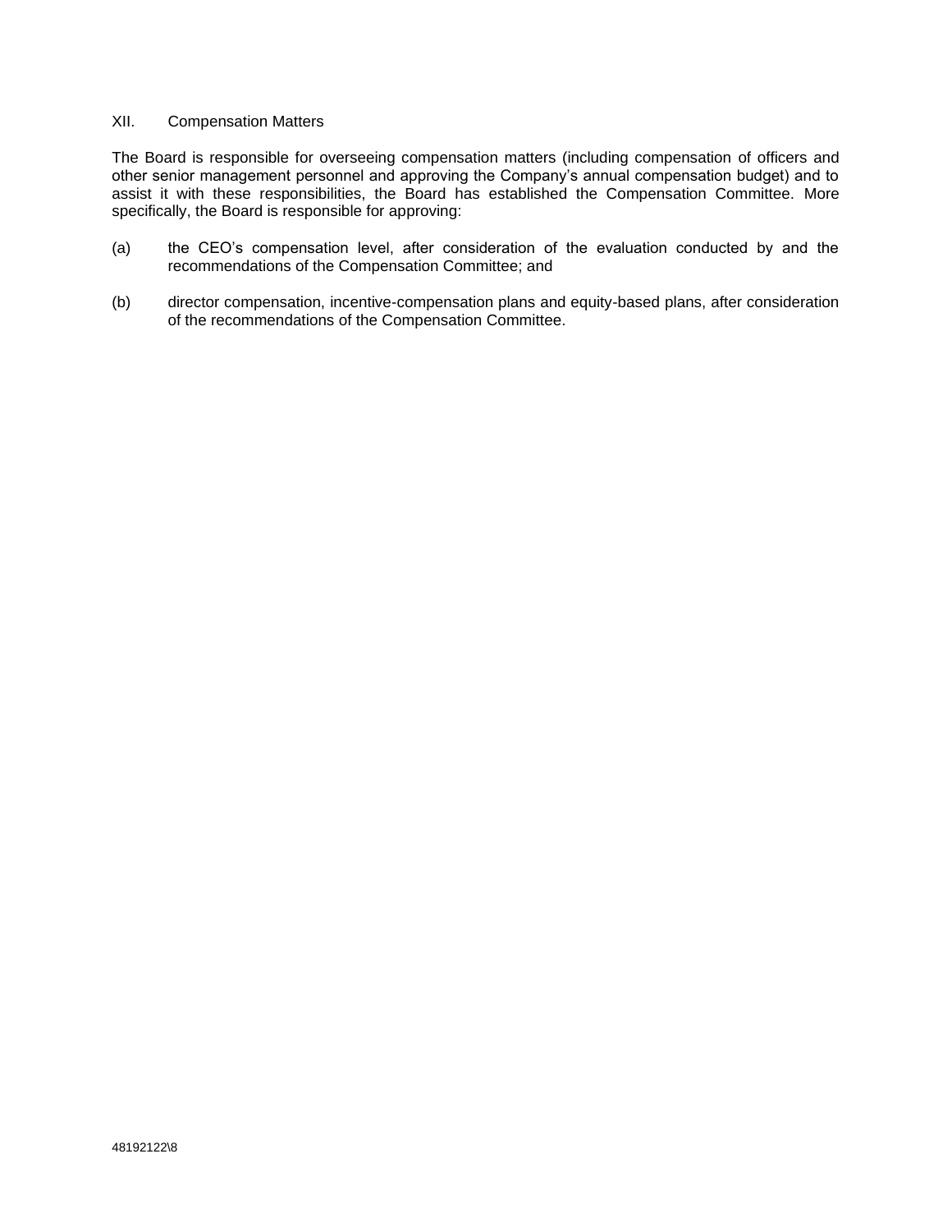## XII. Compensation Matters

The Board is responsible for overseeing compensation matters (including compensation of officers and other senior management personnel and approving the Company's annual compensation budget) and to assist it with these responsibilities, the Board has established the Compensation Committee. More specifically, the Board is responsible for approving:

(a) the CEO's compensation level, after consideration of the evaluation conducted by and the recommendations of the Compensation Committee; and

(b) director compensation, incentive-compensation plans and equity-based plans, after consideration of the recommendations of the Compensation Committee.